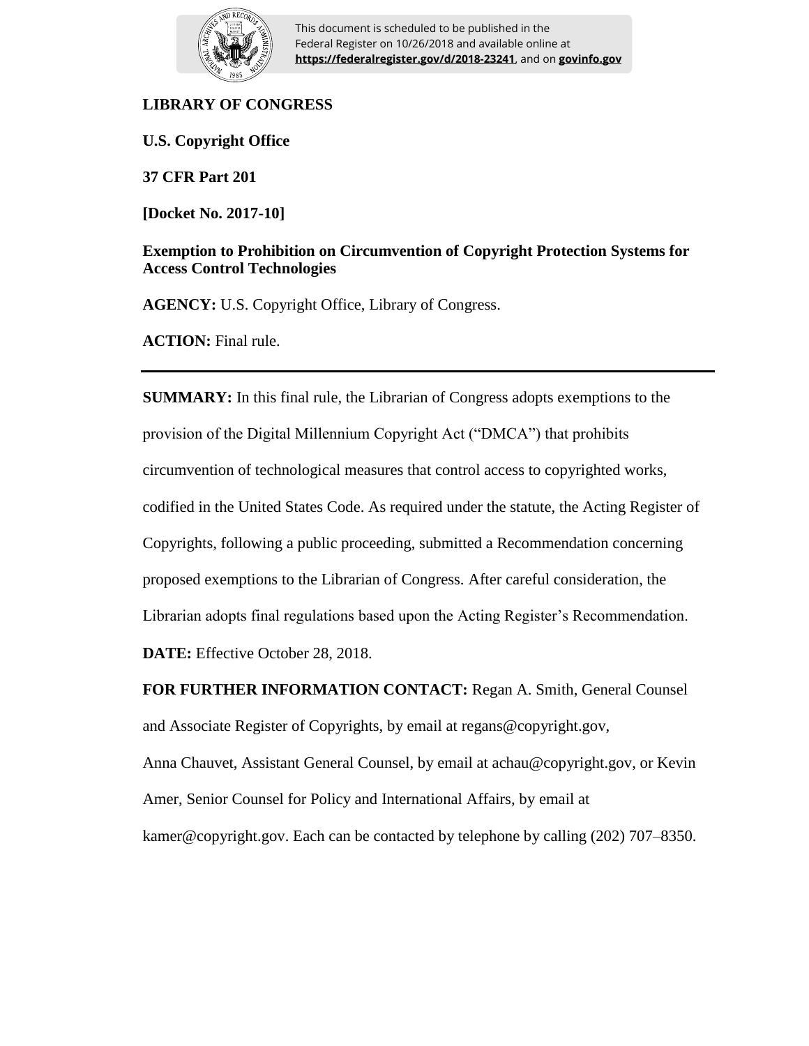This document is scheduled to be published in the Federal Register on 10/26/2018 and available online at **https://federalregister.gov/d/2018-23241**, and on **govinfo.gov**

**LIBRARY OF CONGRESS**

**U.S. Copyright Office**

**37 CFR Part 201**

**[Docket No. 2017-10]**

**Exemption to Prohibition on Circumvention of Copyright Protection Systems for Access Control Technologies**

**AGENCY:** U.S. Copyright Office, Library of Congress.

**ACTION:** Final rule.

---

**SUMMARY:** In this final rule, the Librarian of Congress adopts exemptions to the provision of the Digital Millennium Copyright Act ("DMCA") that prohibits circumvention of technological measures that control access to copyrighted works, codified in the United States Code. As required under the statute, the Acting Register of Copyrights, following a public proceeding, submitted a Recommendation concerning proposed exemptions to the Librarian of Congress. After careful consideration, the Librarian adopts final regulations based upon the Acting Register's Recommendation.

**DATE:** Effective October 28, 2018.

**FOR FURTHER INFORMATION CONTACT:** Regan A. Smith, General Counsel and Associate Register of Copyrights, by email at regans@copyright.gov, Anna Chauvet, Assistant General Counsel, by email at achau@copyright.gov, or Kevin Amer, Senior Counsel for Policy and International Affairs, by email at kamer@copyright.gov. Each can be contacted by telephone by calling (202) 707–8350.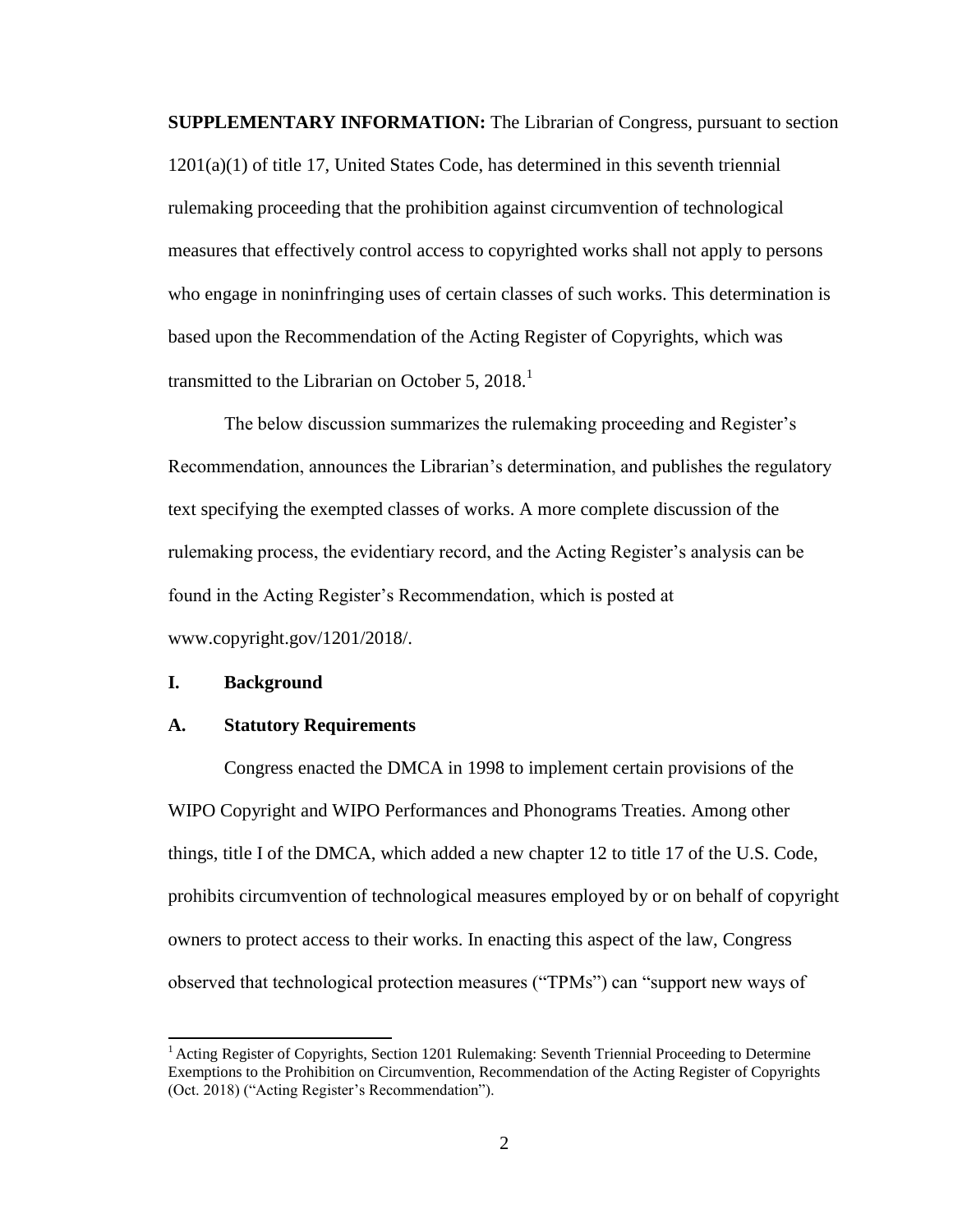**SUPPLEMENTARY INFORMATION:** The Librarian of Congress, pursuant to section 1201(a)(1) of title 17, United States Code, has determined in this seventh triennial rulemaking proceeding that the prohibition against circumvention of technological measures that effectively control access to copyrighted works shall not apply to persons who engage in noninfringing uses of certain classes of such works. This determination is based upon the Recommendation of the Acting Register of Copyrights, which was transmitted to the Librarian on October 5, 2018.[1]

The below discussion summarizes the rulemaking proceeding and Register's Recommendation, announces the Librarian's determination, and publishes the regulatory text specifying the exempted classes of works. A more complete discussion of the rulemaking process, the evidentiary record, and the Acting Register's analysis can be found in the Acting Register's Recommendation, which is posted at www.copyright.gov/1201/2018/.

## I. Background

### A. Statutory Requirements

Congress enacted the DMCA in 1998 to implement certain provisions of the WIPO Copyright and WIPO Performances and Phonograms Treaties. Among other things, title I of the DMCA, which added a new chapter 12 to title 17 of the U.S. Code, prohibits circumvention of technological measures employed by or on behalf of copyright owners to protect access to their works. In enacting this aspect of the law, Congress observed that technological protection measures ("TPMs") can "support new ways of

---

[1] Acting Register of Copyrights, Section 1201 Rulemaking: Seventh Triennial Proceeding to Determine Exemptions to the Prohibition on Circumvention, Recommendation of the Acting Register of Copyrights (Oct. 2018) ("Acting Register's Recommendation").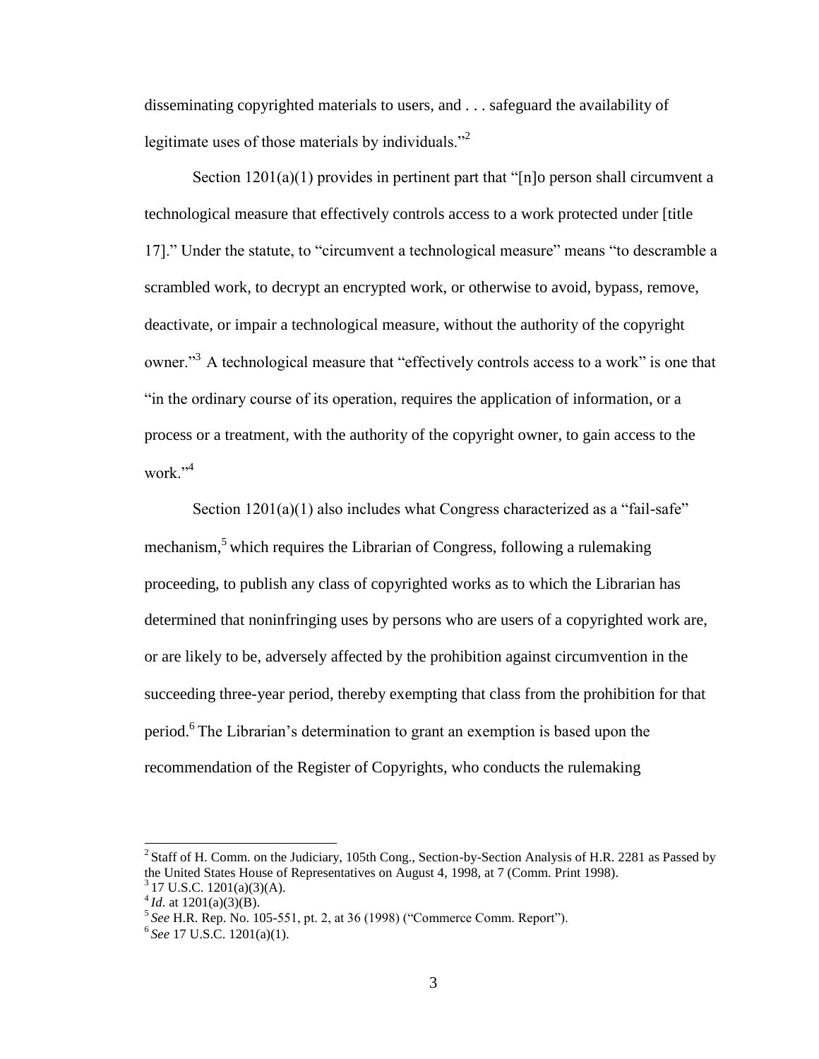disseminating copyrighted materials to users, and . . . safeguard the availability of legitimate uses of those materials by individuals."[2]

Section 1201(a)(1) provides in pertinent part that "[n]o person shall circumvent a technological measure that effectively controls access to a work protected under [title 17]." Under the statute, to "circumvent a technological measure" means "to descramble a scrambled work, to decrypt an encrypted work, or otherwise to avoid, bypass, remove, deactivate, or impair a technological measure, without the authority of the copyright owner."[3] A technological measure that "effectively controls access to a work" is one that "in the ordinary course of its operation, requires the application of information, or a process or a treatment, with the authority of the copyright owner, to gain access to the work."[4]

Section 1201(a)(1) also includes what Congress characterized as a "fail-safe" mechanism,[5] which requires the Librarian of Congress, following a rulemaking proceeding, to publish any class of copyrighted works as to which the Librarian has determined that noninfringing uses by persons who are users of a copyrighted work are, or are likely to be, adversely affected by the prohibition against circumvention in the succeeding three-year period, thereby exempting that class from the prohibition for that period.[6] The Librarian's determination to grant an exemption is based upon the recommendation of the Register of Copyrights, who conducts the rulemaking

---

[2] Staff of H. Comm. on the Judiciary, 105th Cong., Section-by-Section Analysis of H.R. 2281 as Passed by the United States House of Representatives on August 4, 1998, at 7 (Comm. Print 1998).

[3] 17 U.S.C. 1201(a)(3)(A).

[4] *Id*. at 1201(a)(3)(B).

[5] *See* H.R. Rep. No. 105-551, pt. 2, at 36 (1998) ("Commerce Comm. Report").

[6] *See* 17 U.S.C. 1201(a)(1).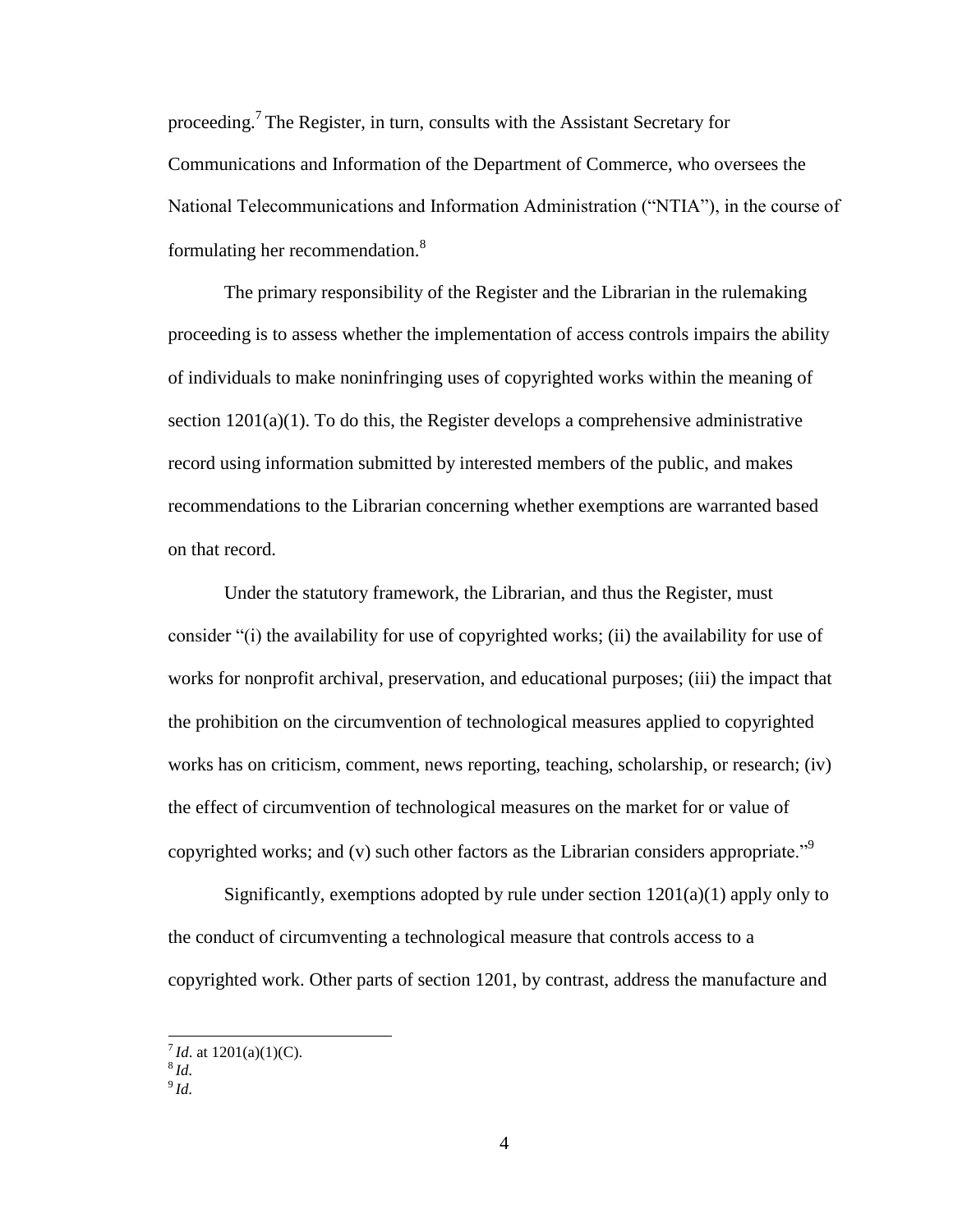proceeding.[7] The Register, in turn, consults with the Assistant Secretary for Communications and Information of the Department of Commerce, who oversees the National Telecommunications and Information Administration ("NTIA"), in the course of formulating her recommendation.[8]

The primary responsibility of the Register and the Librarian in the rulemaking proceeding is to assess whether the implementation of access controls impairs the ability of individuals to make noninfringing uses of copyrighted works within the meaning of section 1201(a)(1). To do this, the Register develops a comprehensive administrative record using information submitted by interested members of the public, and makes recommendations to the Librarian concerning whether exemptions are warranted based on that record.

Under the statutory framework, the Librarian, and thus the Register, must consider "(i) the availability for use of copyrighted works; (ii) the availability for use of works for nonprofit archival, preservation, and educational purposes; (iii) the impact that the prohibition on the circumvention of technological measures applied to copyrighted works has on criticism, comment, news reporting, teaching, scholarship, or research; (iv) the effect of circumvention of technological measures on the market for or value of copyrighted works; and (v) such other factors as the Librarian considers appropriate."[9]

Significantly, exemptions adopted by rule under section 1201(a)(1) apply only to the conduct of circumventing a technological measure that controls access to a copyrighted work. Other parts of section 1201, by contrast, address the manufacture and

---

[7] *Id*. at 1201(a)(1)(C).

[8] *Id*.

[9] *Id*.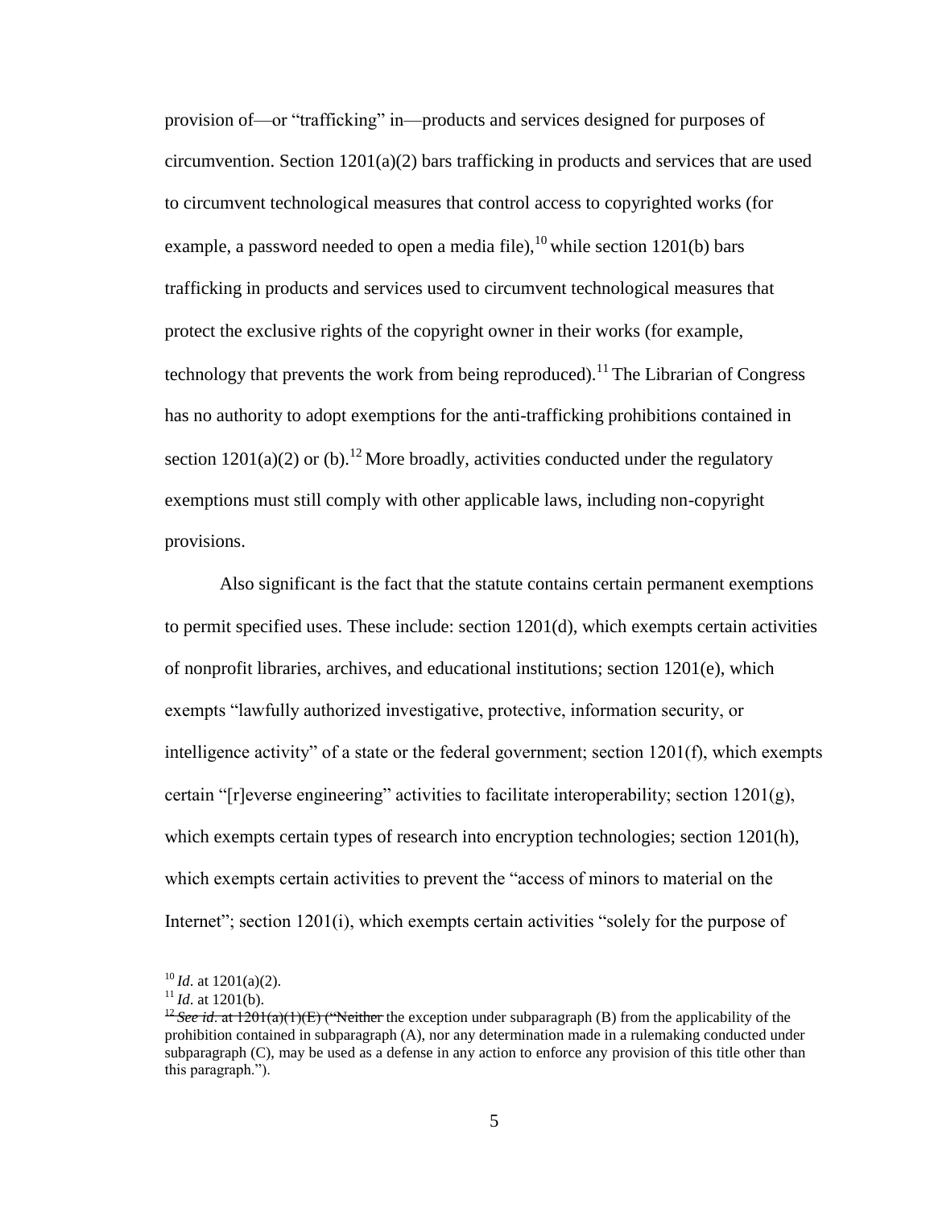provision of—or "trafficking" in—products and services designed for purposes of circumvention. Section 1201(a)(2) bars trafficking in products and services that are used to circumvent technological measures that control access to copyrighted works (for example, a password needed to open a media file),[10] while section 1201(b) bars trafficking in products and services used to circumvent technological measures that protect the exclusive rights of the copyright owner in their works (for example, technology that prevents the work from being reproduced).[11] The Librarian of Congress has no authority to adopt exemptions for the anti-trafficking prohibitions contained in section 1201(a)(2) or (b).[12] More broadly, activities conducted under the regulatory exemptions must still comply with other applicable laws, including non-copyright provisions.

Also significant is the fact that the statute contains certain permanent exemptions to permit specified uses. These include: section 1201(d), which exempts certain activities of nonprofit libraries, archives, and educational institutions; section 1201(e), which exempts "lawfully authorized investigative, protective, information security, or intelligence activity" of a state or the federal government; section 1201(f), which exempts certain "[r]everse engineering" activities to facilitate interoperability; section 1201(g), which exempts certain types of research into encryption technologies; section 1201(h), which exempts certain activities to prevent the "access of minors to material on the Internet"; section 1201(i), which exempts certain activities "solely for the purpose of

[10] *Id*. at 1201(a)(2).

[11] *Id*. at 1201(b).

[12] *See id*. at 1201(a)(1)(E) ("Neither the exception under subparagraph (B) from the applicability of the prohibition contained in subparagraph (A), nor any determination made in a rulemaking conducted under subparagraph (C), may be used as a defense in any action to enforce any provision of this title other than this paragraph.").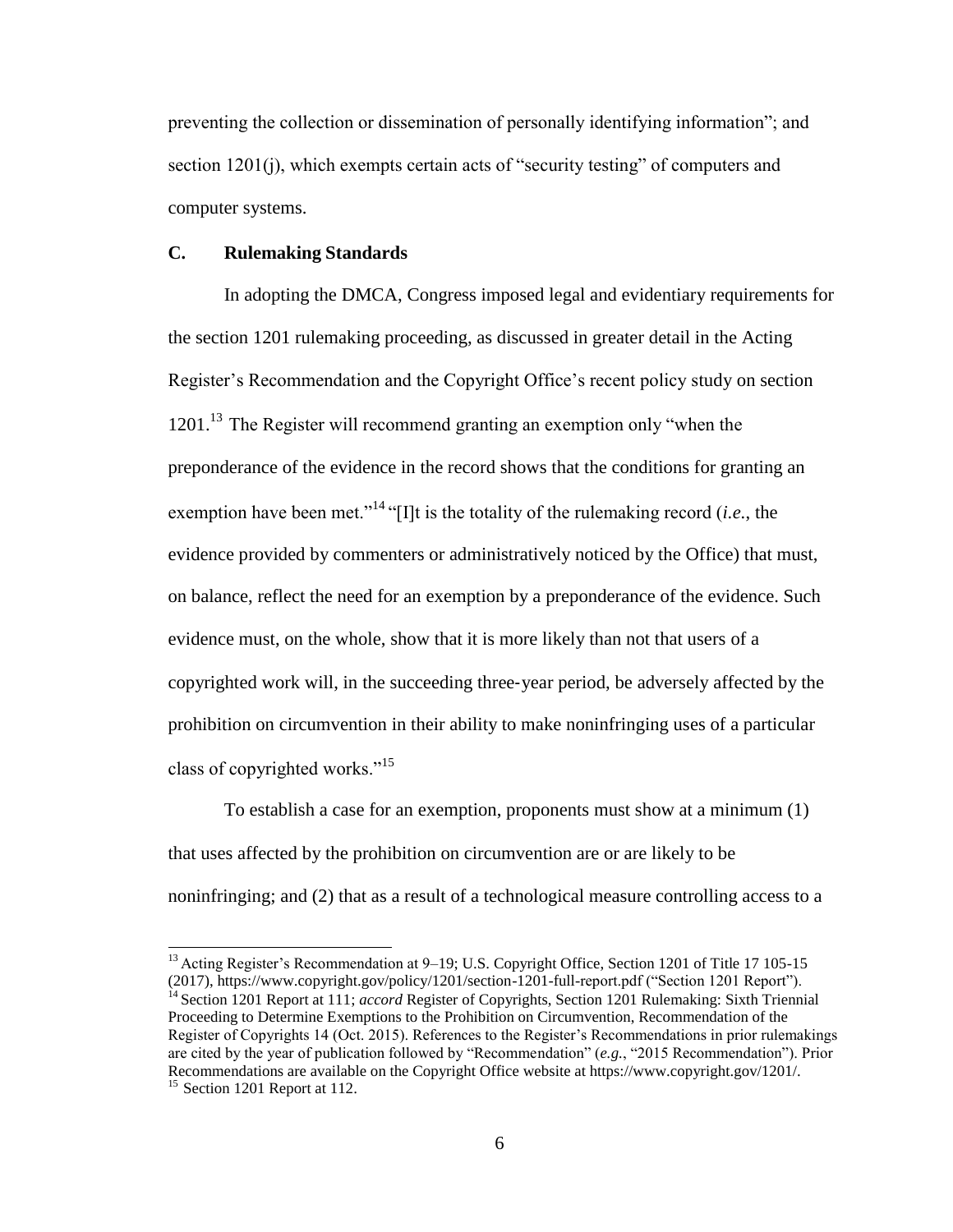preventing the collection or dissemination of personally identifying information"; and section 1201(j), which exempts certain acts of "security testing" of computers and computer systems.

### C. Rulemaking Standards

In adopting the DMCA, Congress imposed legal and evidentiary requirements for the section 1201 rulemaking proceeding, as discussed in greater detail in the Acting Register's Recommendation and the Copyright Office's recent policy study on section 1201.[13] The Register will recommend granting an exemption only "when the preponderance of the evidence in the record shows that the conditions for granting an exemption have been met."[14] "[I]t is the totality of the rulemaking record (*i.e.*, the evidence provided by commenters or administratively noticed by the Office) that must, on balance, reflect the need for an exemption by a preponderance of the evidence. Such evidence must, on the whole, show that it is more likely than not that users of a copyrighted work will, in the succeeding three-year period, be adversely affected by the prohibition on circumvention in their ability to make noninfringing uses of a particular class of copyrighted works."[15]

To establish a case for an exemption, proponents must show at a minimum (1) that uses affected by the prohibition on circumvention are or are likely to be noninfringing; and (2) that as a result of a technological measure controlling access to a

---

[13] Acting Register's Recommendation at 9–19; U.S. Copyright Office, Section 1201 of Title 17 105-15 (2017), https://www.copyright.gov/policy/1201/section-1201-full-report.pdf ("Section 1201 Report").

[14] Section 1201 Report at 111; *accord* Register of Copyrights, Section 1201 Rulemaking: Sixth Triennial Proceeding to Determine Exemptions to the Prohibition on Circumvention, Recommendation of the Register of Copyrights 14 (Oct. 2015). References to the Register's Recommendations in prior rulemakings are cited by the year of publication followed by "Recommendation" (*e.g.*, "2015 Recommendation"). Prior Recommendations are available on the Copyright Office website at https://www.copyright.gov/1201/.

[15] Section 1201 Report at 112.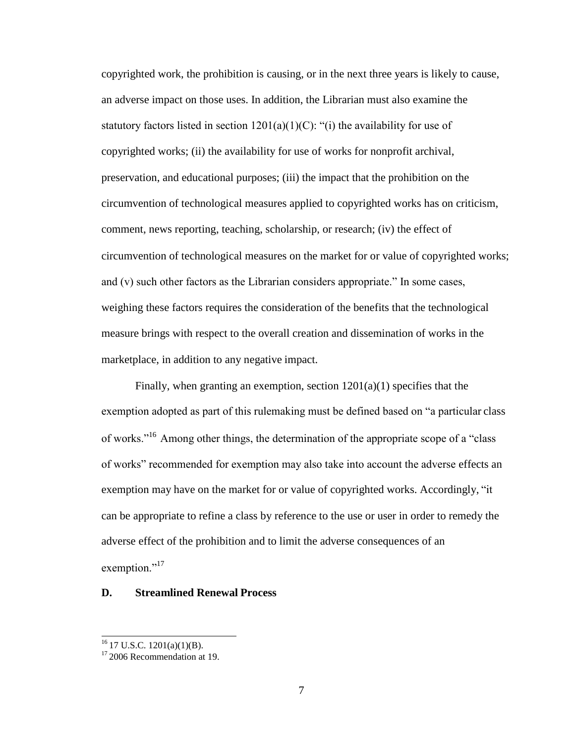copyrighted work, the prohibition is causing, or in the next three years is likely to cause, an adverse impact on those uses. In addition, the Librarian must also examine the statutory factors listed in section 1201(a)(1)(C): "(i) the availability for use of copyrighted works; (ii) the availability for use of works for nonprofit archival, preservation, and educational purposes; (iii) the impact that the prohibition on the circumvention of technological measures applied to copyrighted works has on criticism, comment, news reporting, teaching, scholarship, or research; (iv) the effect of circumvention of technological measures on the market for or value of copyrighted works; and (v) such other factors as the Librarian considers appropriate." In some cases, weighing these factors requires the consideration of the benefits that the technological measure brings with respect to the overall creation and dissemination of works in the marketplace, in addition to any negative impact.

Finally, when granting an exemption, section 1201(a)(1) specifies that the exemption adopted as part of this rulemaking must be defined based on "a particular class of works."[16] Among other things, the determination of the appropriate scope of a "class of works" recommended for exemption may also take into account the adverse effects an exemption may have on the market for or value of copyrighted works. Accordingly, "it can be appropriate to refine a class by reference to the use or user in order to remedy the adverse effect of the prohibition and to limit the adverse consequences of an exemption."[17]

## D. Streamlined Renewal Process

---

[16] 17 U.S.C. 1201(a)(1)(B).

[17] 2006 Recommendation at 19.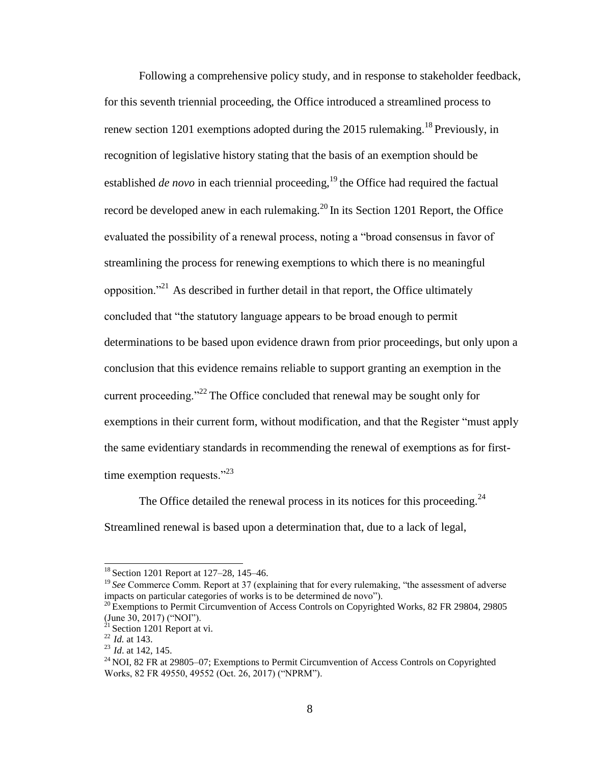Following a comprehensive policy study, and in response to stakeholder feedback, for this seventh triennial proceeding, the Office introduced a streamlined process to renew section 1201 exemptions adopted during the 2015 rulemaking.[18] Previously, in recognition of legislative history stating that the basis of an exemption should be established *de novo* in each triennial proceeding,[19] the Office had required the factual record be developed anew in each rulemaking.[20] In its Section 1201 Report, the Office evaluated the possibility of a renewal process, noting a "broad consensus in favor of streamlining the process for renewing exemptions to which there is no meaningful opposition."[21] As described in further detail in that report, the Office ultimately concluded that "the statutory language appears to be broad enough to permit determinations to be based upon evidence drawn from prior proceedings, but only upon a conclusion that this evidence remains reliable to support granting an exemption in the current proceeding."[22] The Office concluded that renewal may be sought only for exemptions in their current form, without modification, and that the Register "must apply the same evidentiary standards in recommending the renewal of exemptions as for first-time exemption requests."[23]

The Office detailed the renewal process in its notices for this proceeding.[24] Streamlined renewal is based upon a determination that, due to a lack of legal,

---

[18] Section 1201 Report at 127–28, 145–46.

[19] *See* Commerce Comm. Report at 37 (explaining that for every rulemaking, "the assessment of adverse impacts on particular categories of works is to be determined de novo").

[20] Exemptions to Permit Circumvention of Access Controls on Copyrighted Works, 82 FR 29804, 29805 (June 30, 2017) ("NOI").

[21] Section 1201 Report at vi.

[22] *Id.* at 143.

[23] *Id*. at 142, 145.

[24] NOI, 82 FR at 29805–07; Exemptions to Permit Circumvention of Access Controls on Copyrighted Works, 82 FR 49550, 49552 (Oct. 26, 2017) ("NPRM").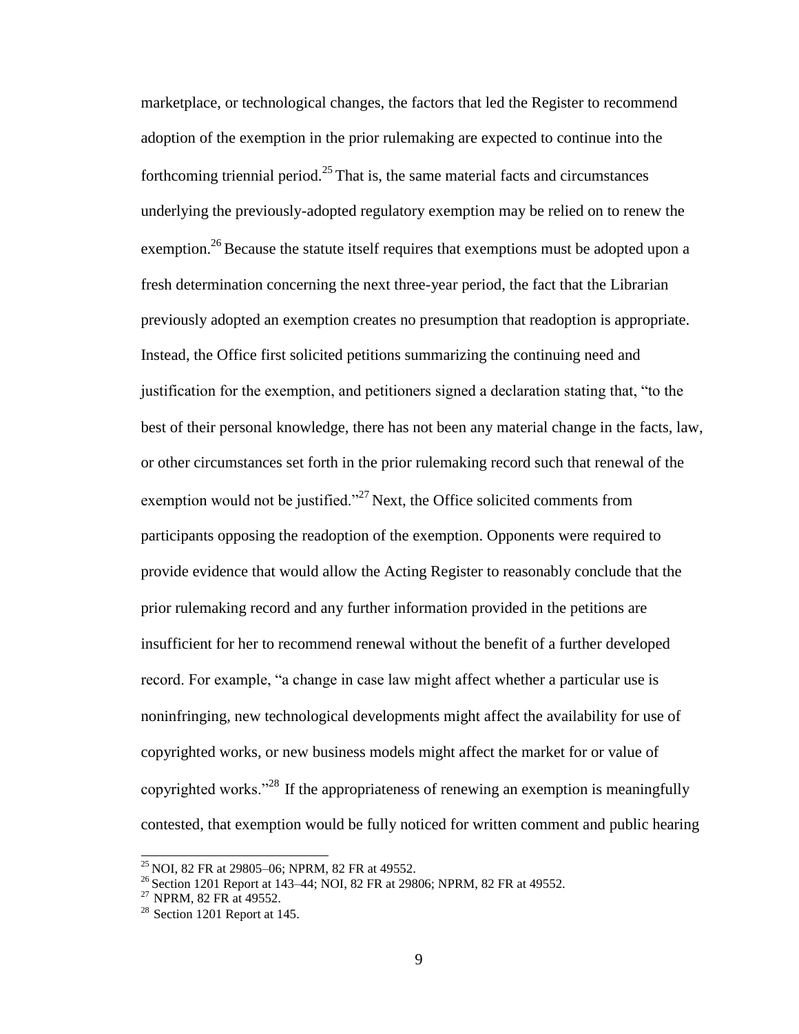marketplace, or technological changes, the factors that led the Register to recommend adoption of the exemption in the prior rulemaking are expected to continue into the forthcoming triennial period.[25] That is, the same material facts and circumstances underlying the previously-adopted regulatory exemption may be relied on to renew the exemption.[26] Because the statute itself requires that exemptions must be adopted upon a fresh determination concerning the next three-year period, the fact that the Librarian previously adopted an exemption creates no presumption that readoption is appropriate. Instead, the Office first solicited petitions summarizing the continuing need and justification for the exemption, and petitioners signed a declaration stating that, "to the best of their personal knowledge, there has not been any material change in the facts, law, or other circumstances set forth in the prior rulemaking record such that renewal of the exemption would not be justified."[27] Next, the Office solicited comments from participants opposing the readoption of the exemption. Opponents were required to provide evidence that would allow the Acting Register to reasonably conclude that the prior rulemaking record and any further information provided in the petitions are insufficient for her to recommend renewal without the benefit of a further developed record. For example, "a change in case law might affect whether a particular use is noninfringing, new technological developments might affect the availability for use of copyrighted works, or new business models might affect the market for or value of copyrighted works."[28] If the appropriateness of renewing an exemption is meaningfully contested, that exemption would be fully noticed for written comment and public hearing

[25] NOI, 82 FR at 29805–06; NPRM, 82 FR at 49552.

[26] Section 1201 Report at 143–44; NOI, 82 FR at 29806; NPRM, 82 FR at 49552.

[27] NPRM, 82 FR at 49552.

[28] Section 1201 Report at 145.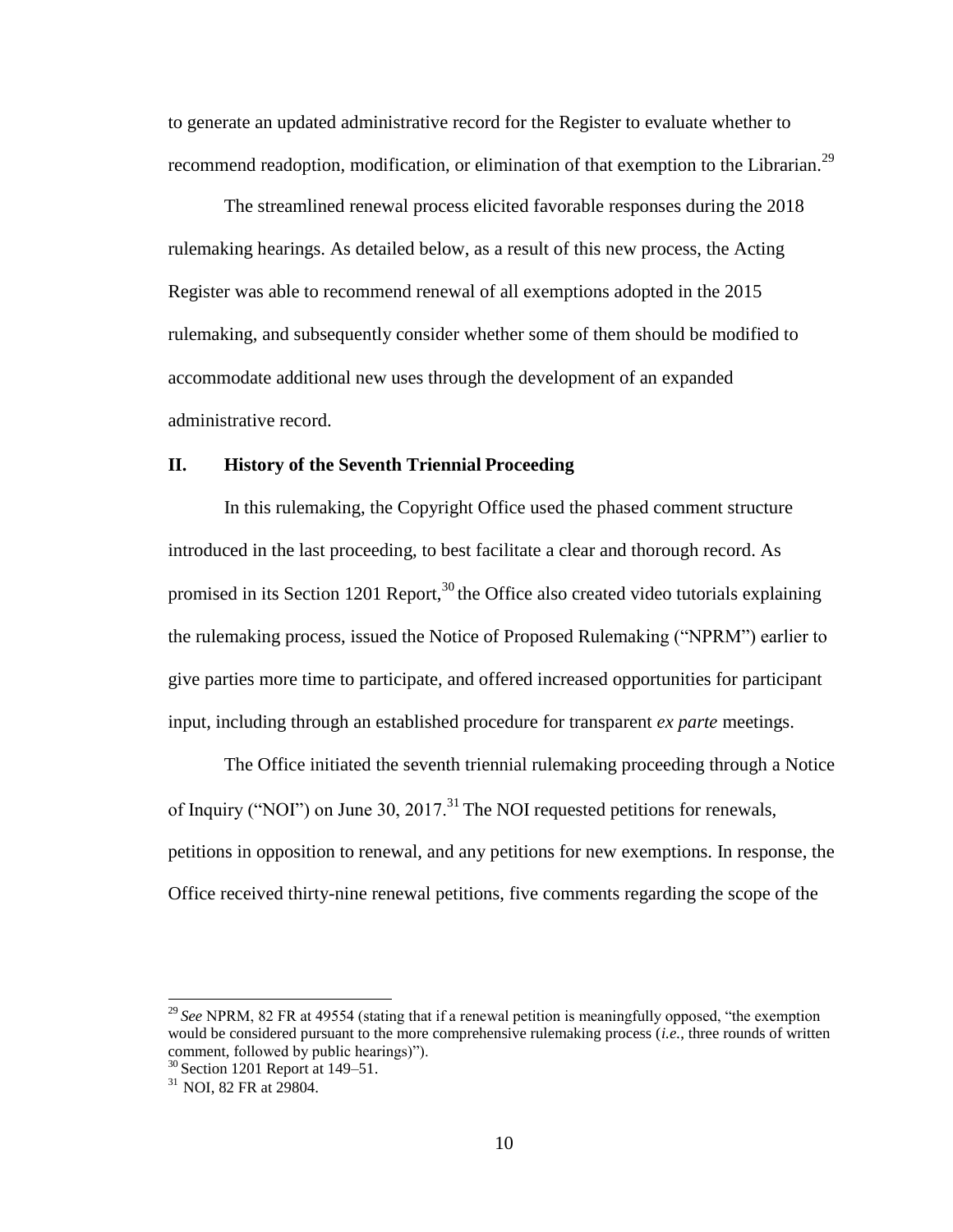to generate an updated administrative record for the Register to evaluate whether to recommend readoption, modification, or elimination of that exemption to the Librarian.[29]

The streamlined renewal process elicited favorable responses during the 2018 rulemaking hearings. As detailed below, as a result of this new process, the Acting Register was able to recommend renewal of all exemptions adopted in the 2015 rulemaking, and subsequently consider whether some of them should be modified to accommodate additional new uses through the development of an expanded administrative record.

## II. History of the Seventh Triennial Proceeding

In this rulemaking, the Copyright Office used the phased comment structure introduced in the last proceeding, to best facilitate a clear and thorough record. As promised in its Section 1201 Report,[30] the Office also created video tutorials explaining the rulemaking process, issued the Notice of Proposed Rulemaking ("NPRM") earlier to give parties more time to participate, and offered increased opportunities for participant input, including through an established procedure for transparent *ex parte* meetings.

The Office initiated the seventh triennial rulemaking proceeding through a Notice of Inquiry ("NOI") on June 30, 2017.[31] The NOI requested petitions for renewals, petitions in opposition to renewal, and any petitions for new exemptions. In response, the Office received thirty-nine renewal petitions, five comments regarding the scope of the

---

[29] *See* NPRM, 82 FR at 49554 (stating that if a renewal petition is meaningfully opposed, "the exemption would be considered pursuant to the more comprehensive rulemaking process (*i.e.*, three rounds of written comment, followed by public hearings)").

[30] Section 1201 Report at 149–51.

[31] NOI, 82 FR at 29804.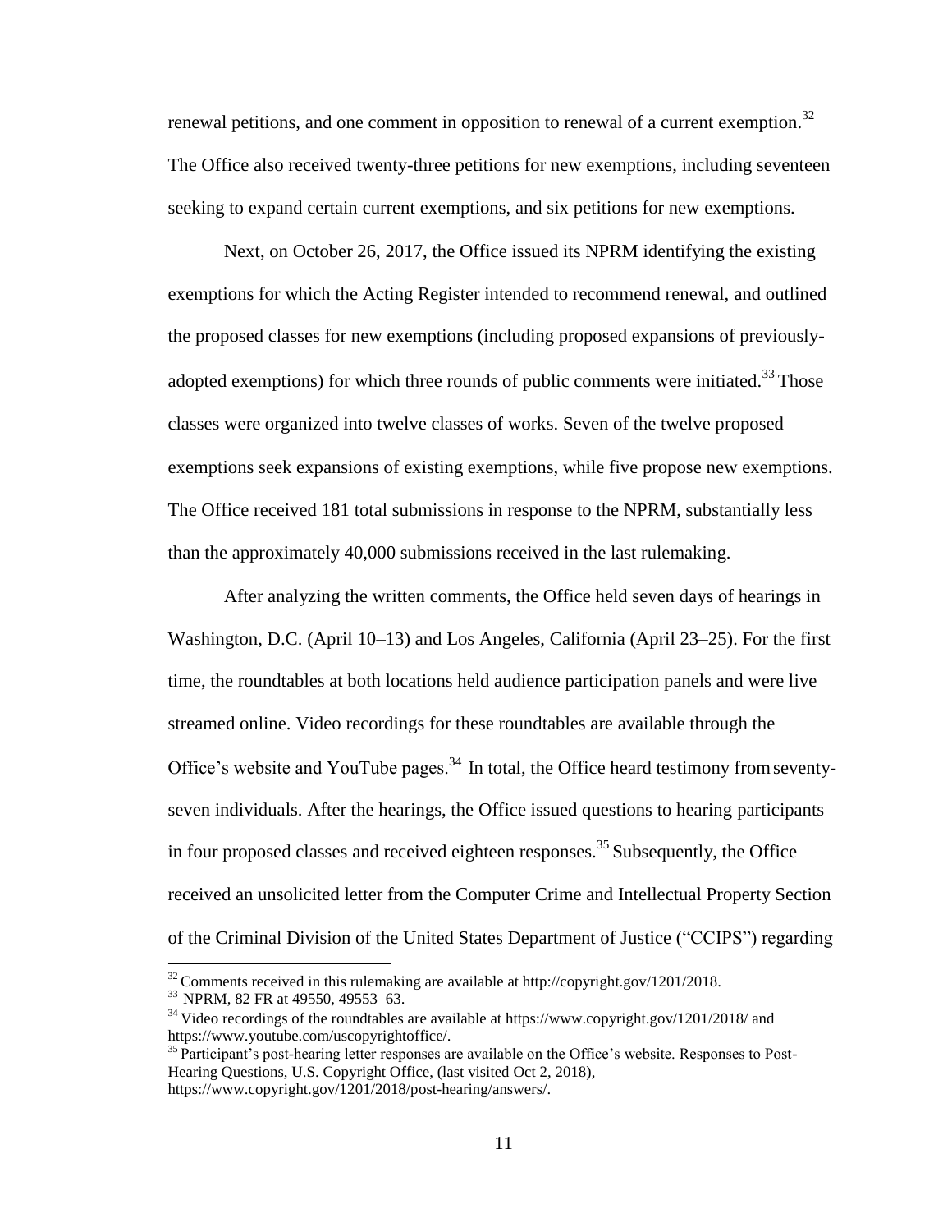renewal petitions, and one comment in opposition to renewal of a current exemption.[32] The Office also received twenty-three petitions for new exemptions, including seventeen seeking to expand certain current exemptions, and six petitions for new exemptions.

Next, on October 26, 2017, the Office issued its NPRM identifying the existing exemptions for which the Acting Register intended to recommend renewal, and outlined the proposed classes for new exemptions (including proposed expansions of previously-adopted exemptions) for which three rounds of public comments were initiated.[33] Those classes were organized into twelve classes of works. Seven of the twelve proposed exemptions seek expansions of existing exemptions, while five propose new exemptions. The Office received 181 total submissions in response to the NPRM, substantially less than the approximately 40,000 submissions received in the last rulemaking.

After analyzing the written comments, the Office held seven days of hearings in Washington, D.C. (April 10–13) and Los Angeles, California (April 23–25). For the first time, the roundtables at both locations held audience participation panels and were live streamed online. Video recordings for these roundtables are available through the Office's website and YouTube pages.[34] In total, the Office heard testimony from seventy-seven individuals. After the hearings, the Office issued questions to hearing participants in four proposed classes and received eighteen responses.[35] Subsequently, the Office received an unsolicited letter from the Computer Crime and Intellectual Property Section of the Criminal Division of the United States Department of Justice ("CCIPS") regarding

---

[32] Comments received in this rulemaking are available at http://copyright.gov/1201/2018.

[33] NPRM, 82 FR at 49550, 49553–63.

[34] Video recordings of the roundtables are available at https://www.copyright.gov/1201/2018/ and https://www.youtube.com/uscopyrightoffice/.

[35] Participant's post-hearing letter responses are available on the Office's website. Responses to Post-Hearing Questions, U.S. Copyright Office, (last visited Oct 2, 2018), https://www.copyright.gov/1201/2018/post-hearing/answers/.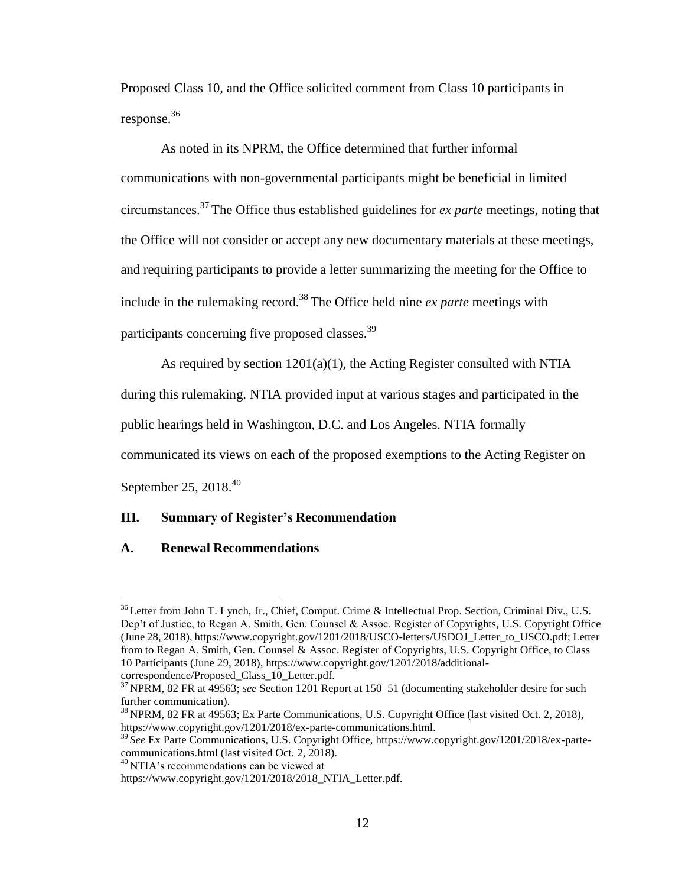Proposed Class 10, and the Office solicited comment from Class 10 participants in response.[36]

As noted in its NPRM, the Office determined that further informal communications with non-governmental participants might be beneficial in limited circumstances.[37] The Office thus established guidelines for *ex parte* meetings, noting that the Office will not consider or accept any new documentary materials at these meetings, and requiring participants to provide a letter summarizing the meeting for the Office to include in the rulemaking record.[38] The Office held nine *ex parte* meetings with participants concerning five proposed classes.[39]

As required by section 1201(a)(1), the Acting Register consulted with NTIA during this rulemaking. NTIA provided input at various stages and participated in the public hearings held in Washington, D.C. and Los Angeles. NTIA formally communicated its views on each of the proposed exemptions to the Acting Register on September 25, 2018.[40]

## III. Summary of Register's Recommendation

### A. Renewal Recommendations

---

[36] Letter from John T. Lynch, Jr., Chief, Comput. Crime & Intellectual Prop. Section, Criminal Div., U.S. Dep't of Justice, to Regan A. Smith, Gen. Counsel & Assoc. Register of Copyrights, U.S. Copyright Office (June 28, 2018), https://www.copyright.gov/1201/2018/USCO-letters/USDOJ_Letter_to_USCO.pdf; Letter from to Regan A. Smith, Gen. Counsel & Assoc. Register of Copyrights, U.S. Copyright Office, to Class 10 Participants (June 29, 2018), https://www.copyright.gov/1201/2018/additional-correspondence/Proposed_Class_10_Letter.pdf.

[37] NPRM, 82 FR at 49563; *see* Section 1201 Report at 150–51 (documenting stakeholder desire for such further communication).

[38] NPRM, 82 FR at 49563; Ex Parte Communications, U.S. Copyright Office (last visited Oct. 2, 2018), https://www.copyright.gov/1201/2018/ex-parte-communications.html.

[39] *See* Ex Parte Communications, U.S. Copyright Office, https://www.copyright.gov/1201/2018/ex-parte-communications.html (last visited Oct. 2, 2018).

[40] NTIA's recommendations can be viewed at https://www.copyright.gov/1201/2018/2018_NTIA_Letter.pdf.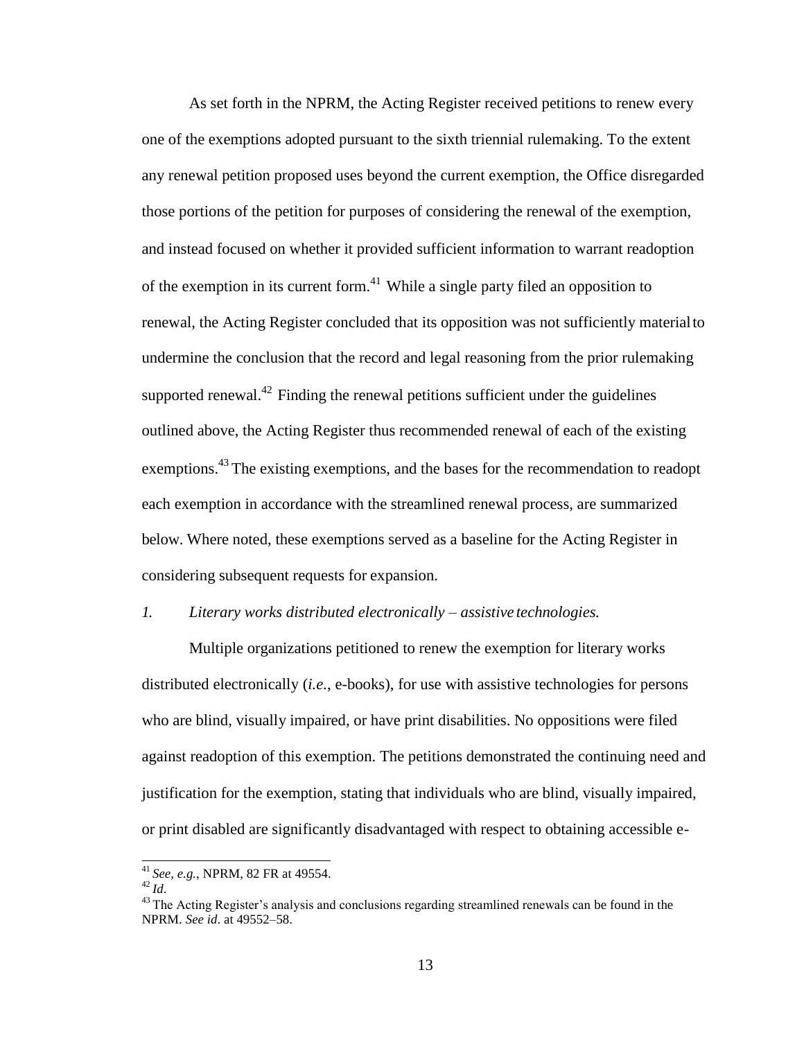As set forth in the NPRM, the Acting Register received petitions to renew every one of the exemptions adopted pursuant to the sixth triennial rulemaking. To the extent any renewal petition proposed uses beyond the current exemption, the Office disregarded those portions of the petition for purposes of considering the renewal of the exemption, and instead focused on whether it provided sufficient information to warrant readoption of the exemption in its current form.[41] While a single party filed an opposition to renewal, the Acting Register concluded that its opposition was not sufficiently material to undermine the conclusion that the record and legal reasoning from the prior rulemaking supported renewal.[42] Finding the renewal petitions sufficient under the guidelines outlined above, the Acting Register thus recommended renewal of each of the existing exemptions.[43] The existing exemptions, and the bases for the recommendation to readopt each exemption in accordance with the streamlined renewal process, are summarized below. Where noted, these exemptions served as a baseline for the Acting Register in considering subsequent requests for expansion.

*1. Literary works distributed electronically – assistive technologies.*

Multiple organizations petitioned to renew the exemption for literary works distributed electronically (*i.e.*, e-books), for use with assistive technologies for persons who are blind, visually impaired, or have print disabilities. No oppositions were filed against readoption of this exemption. The petitions demonstrated the continuing need and justification for the exemption, stating that individuals who are blind, visually impaired, or print disabled are significantly disadvantaged with respect to obtaining accessible e-

---

[41] *See, e.g.*, NPRM, 82 FR at 49554.

[42] *Id.*

[43] The Acting Register's analysis and conclusions regarding streamlined renewals can be found in the NPRM. *See id.* at 49552–58.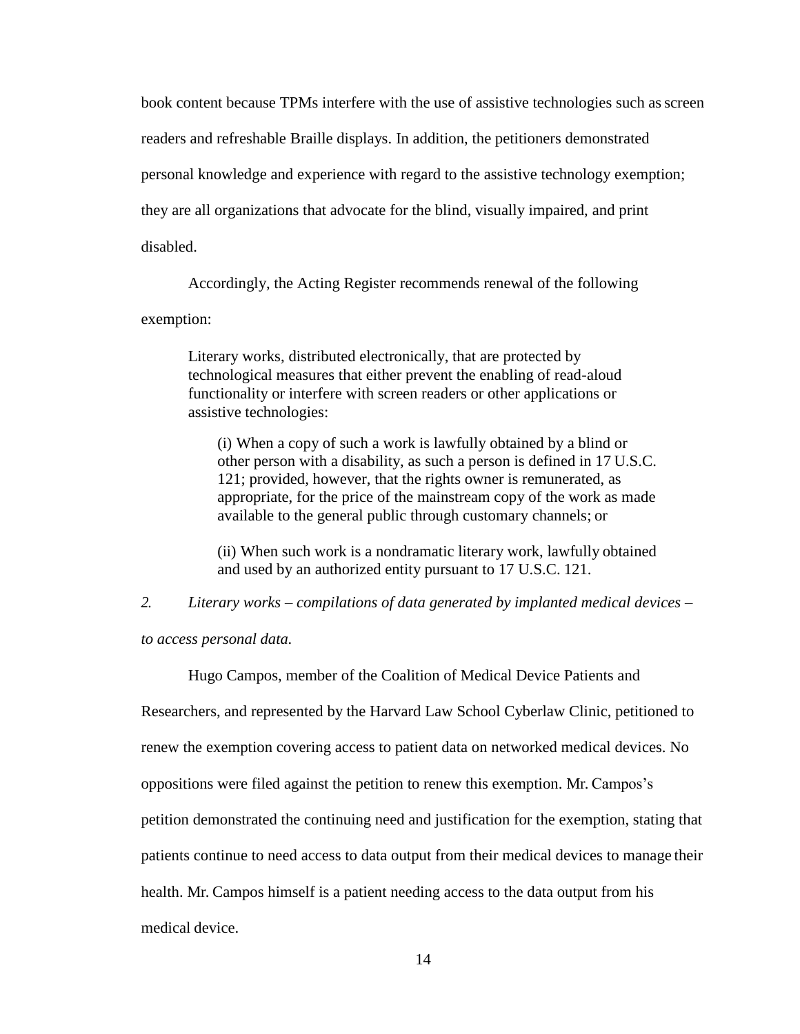book content because TPMs interfere with the use of assistive technologies such as screen readers and refreshable Braille displays. In addition, the petitioners demonstrated personal knowledge and experience with regard to the assistive technology exemption; they are all organizations that advocate for the blind, visually impaired, and print disabled.

Accordingly, the Acting Register recommends renewal of the following exemption:

> Literary works, distributed electronically, that are protected by technological measures that either prevent the enabling of read-aloud functionality or interfere with screen readers or other applications or assistive technologies:
>
> > (i) When a copy of such a work is lawfully obtained by a blind or other person with a disability, as such a person is defined in 17 U.S.C. 121; provided, however, that the rights owner is remunerated, as appropriate, for the price of the mainstream copy of the work as made available to the general public through customary channels; or
> >
> > (ii) When such work is a nondramatic literary work, lawfully obtained and used by an authorized entity pursuant to 17 U.S.C. 121.

*2. Literary works – compilations of data generated by implanted medical devices – to access personal data.*

Hugo Campos, member of the Coalition of Medical Device Patients and Researchers, and represented by the Harvard Law School Cyberlaw Clinic, petitioned to renew the exemption covering access to patient data on networked medical devices. No oppositions were filed against the petition to renew this exemption. Mr. Campos's petition demonstrated the continuing need and justification for the exemption, stating that patients continue to need access to data output from their medical devices to manage their health. Mr. Campos himself is a patient needing access to the data output from his medical device.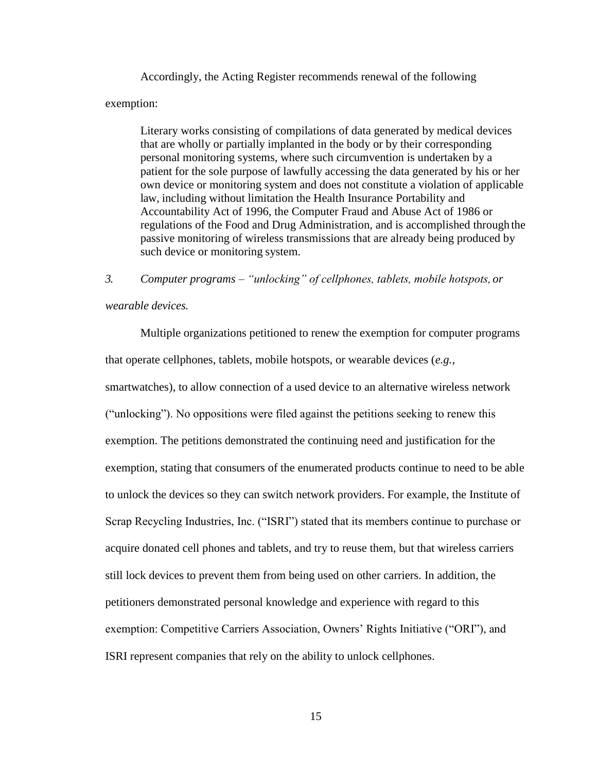Accordingly, the Acting Register recommends renewal of the following exemption:

> Literary works consisting of compilations of data generated by medical devices that are wholly or partially implanted in the body or by their corresponding personal monitoring systems, where such circumvention is undertaken by a patient for the sole purpose of lawfully accessing the data generated by his or her own device or monitoring system and does not constitute a violation of applicable law, including without limitation the Health Insurance Portability and Accountability Act of 1996, the Computer Fraud and Abuse Act of 1986 or regulations of the Food and Drug Administration, and is accomplished through the passive monitoring of wireless transmissions that are already being produced by such device or monitoring system.

*3. Computer programs – "unlocking" of cellphones, tablets, mobile hotspots, or wearable devices.*

Multiple organizations petitioned to renew the exemption for computer programs that operate cellphones, tablets, mobile hotspots, or wearable devices (*e.g.*, smartwatches), to allow connection of a used device to an alternative wireless network ("unlocking"). No oppositions were filed against the petitions seeking to renew this exemption. The petitions demonstrated the continuing need and justification for the exemption, stating that consumers of the enumerated products continue to need to be able to unlock the devices so they can switch network providers. For example, the Institute of Scrap Recycling Industries, Inc. ("ISRI") stated that its members continue to purchase or acquire donated cell phones and tablets, and try to reuse them, but that wireless carriers still lock devices to prevent them from being used on other carriers. In addition, the petitioners demonstrated personal knowledge and experience with regard to this exemption: Competitive Carriers Association, Owners' Rights Initiative ("ORI"), and ISRI represent companies that rely on the ability to unlock cellphones.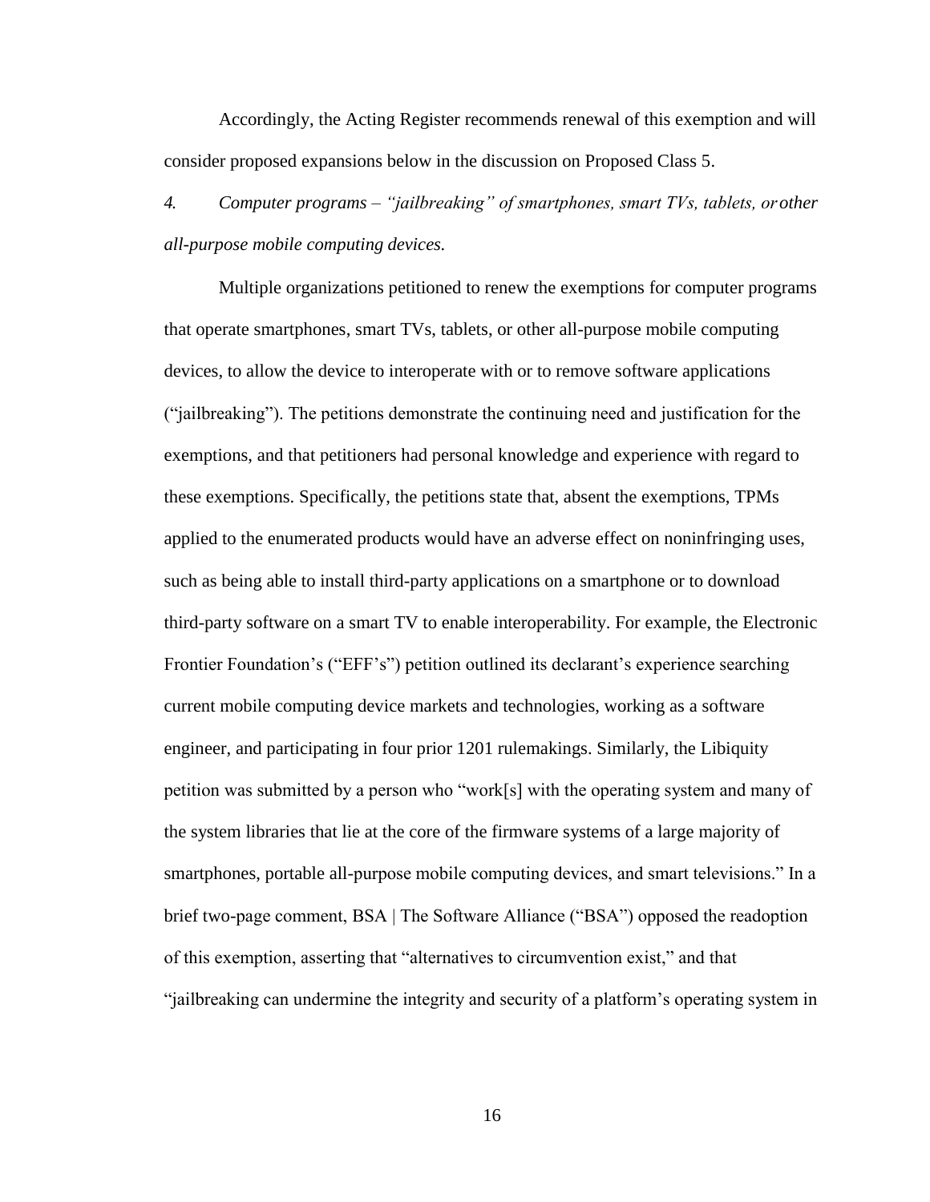Accordingly, the Acting Register recommends renewal of this exemption and will consider proposed expansions below in the discussion on Proposed Class 5.

*4. Computer programs – "jailbreaking" of smartphones, smart TVs, tablets, or other all-purpose mobile computing devices.*

Multiple organizations petitioned to renew the exemptions for computer programs that operate smartphones, smart TVs, tablets, or other all-purpose mobile computing devices, to allow the device to interoperate with or to remove software applications ("jailbreaking"). The petitions demonstrate the continuing need and justification for the exemptions, and that petitioners had personal knowledge and experience with regard to these exemptions. Specifically, the petitions state that, absent the exemptions, TPMs applied to the enumerated products would have an adverse effect on noninfringing uses, such as being able to install third-party applications on a smartphone or to download third-party software on a smart TV to enable interoperability. For example, the Electronic Frontier Foundation's ("EFF's") petition outlined its declarant's experience searching current mobile computing device markets and technologies, working as a software engineer, and participating in four prior 1201 rulemakings. Similarly, the Libiquity petition was submitted by a person who "work[s] with the operating system and many of the system libraries that lie at the core of the firmware systems of a large majority of smartphones, portable all-purpose mobile computing devices, and smart televisions." In a brief two-page comment, BSA | The Software Alliance ("BSA") opposed the readoption of this exemption, asserting that "alternatives to circumvention exist," and that "jailbreaking can undermine the integrity and security of a platform's operating system in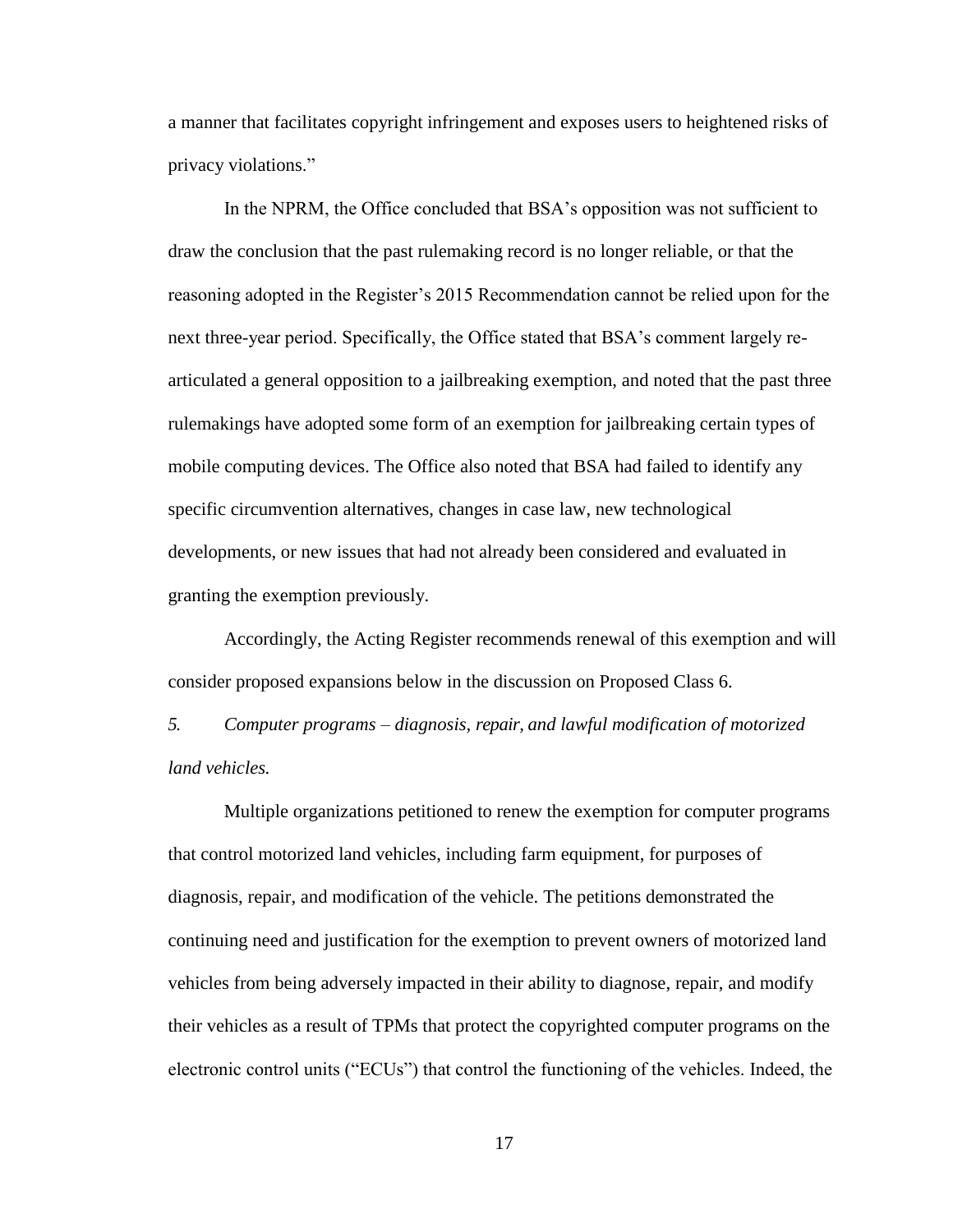a manner that facilitates copyright infringement and exposes users to heightened risks of privacy violations."

In the NPRM, the Office concluded that BSA's opposition was not sufficient to draw the conclusion that the past rulemaking record is no longer reliable, or that the reasoning adopted in the Register's 2015 Recommendation cannot be relied upon for the next three-year period. Specifically, the Office stated that BSA's comment largely re-articulated a general opposition to a jailbreaking exemption, and noted that the past three rulemakings have adopted some form of an exemption for jailbreaking certain types of mobile computing devices. The Office also noted that BSA had failed to identify any specific circumvention alternatives, changes in case law, new technological developments, or new issues that had not already been considered and evaluated in granting the exemption previously.

Accordingly, the Acting Register recommends renewal of this exemption and will consider proposed expansions below in the discussion on Proposed Class 6.

*5. Computer programs – diagnosis, repair, and lawful modification of motorized land vehicles.*

Multiple organizations petitioned to renew the exemption for computer programs that control motorized land vehicles, including farm equipment, for purposes of diagnosis, repair, and modification of the vehicle. The petitions demonstrated the continuing need and justification for the exemption to prevent owners of motorized land vehicles from being adversely impacted in their ability to diagnose, repair, and modify their vehicles as a result of TPMs that protect the copyrighted computer programs on the electronic control units ("ECUs") that control the functioning of the vehicles. Indeed, the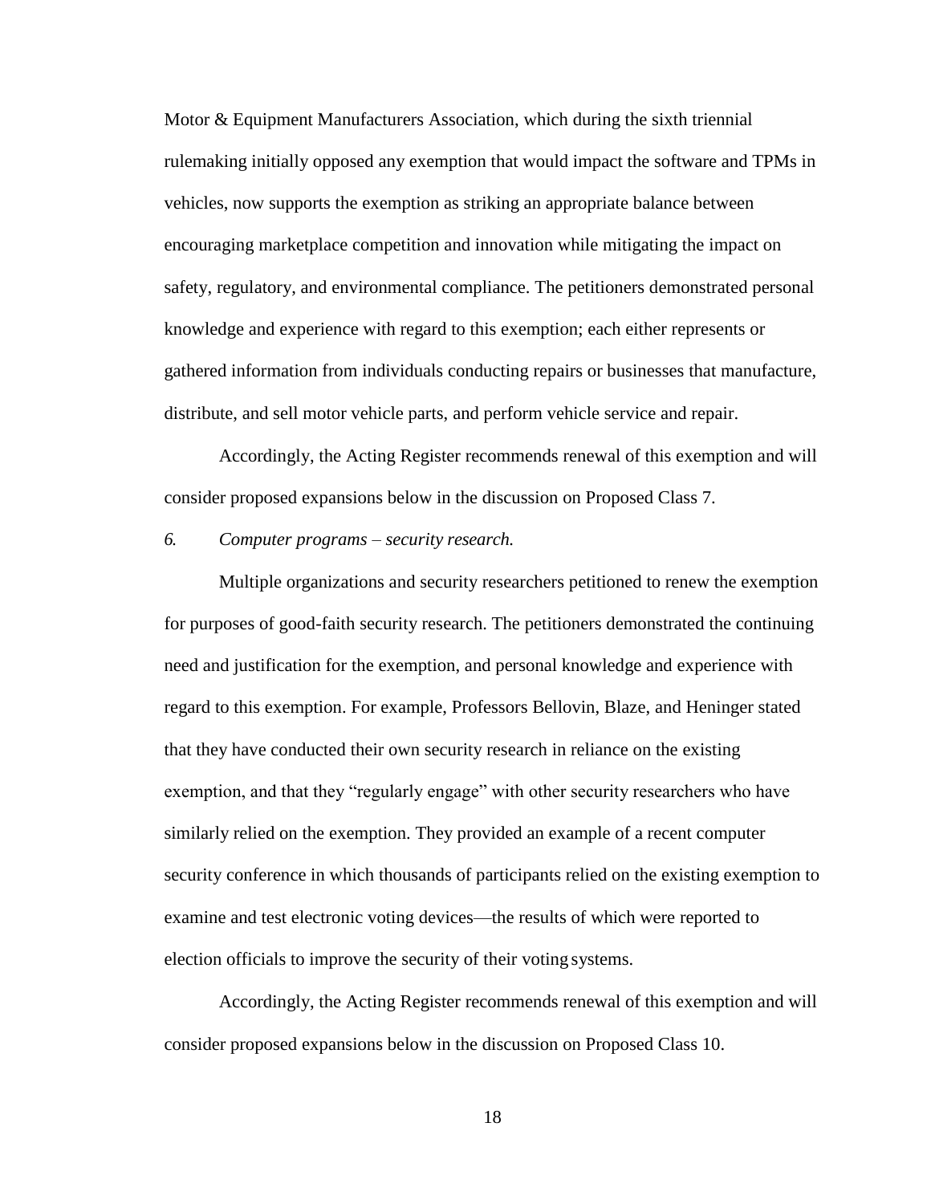Motor & Equipment Manufacturers Association, which during the sixth triennial rulemaking initially opposed any exemption that would impact the software and TPMs in vehicles, now supports the exemption as striking an appropriate balance between encouraging marketplace competition and innovation while mitigating the impact on safety, regulatory, and environmental compliance. The petitioners demonstrated personal knowledge and experience with regard to this exemption; each either represents or gathered information from individuals conducting repairs or businesses that manufacture, distribute, and sell motor vehicle parts, and perform vehicle service and repair.

Accordingly, the Acting Register recommends renewal of this exemption and will consider proposed expansions below in the discussion on Proposed Class 7.

*6. Computer programs – security research.*

Multiple organizations and security researchers petitioned to renew the exemption for purposes of good-faith security research. The petitioners demonstrated the continuing need and justification for the exemption, and personal knowledge and experience with regard to this exemption. For example, Professors Bellovin, Blaze, and Heninger stated that they have conducted their own security research in reliance on the existing exemption, and that they "regularly engage" with other security researchers who have similarly relied on the exemption. They provided an example of a recent computer security conference in which thousands of participants relied on the existing exemption to examine and test electronic voting devices—the results of which were reported to election officials to improve the security of their voting systems.

Accordingly, the Acting Register recommends renewal of this exemption and will consider proposed expansions below in the discussion on Proposed Class 10.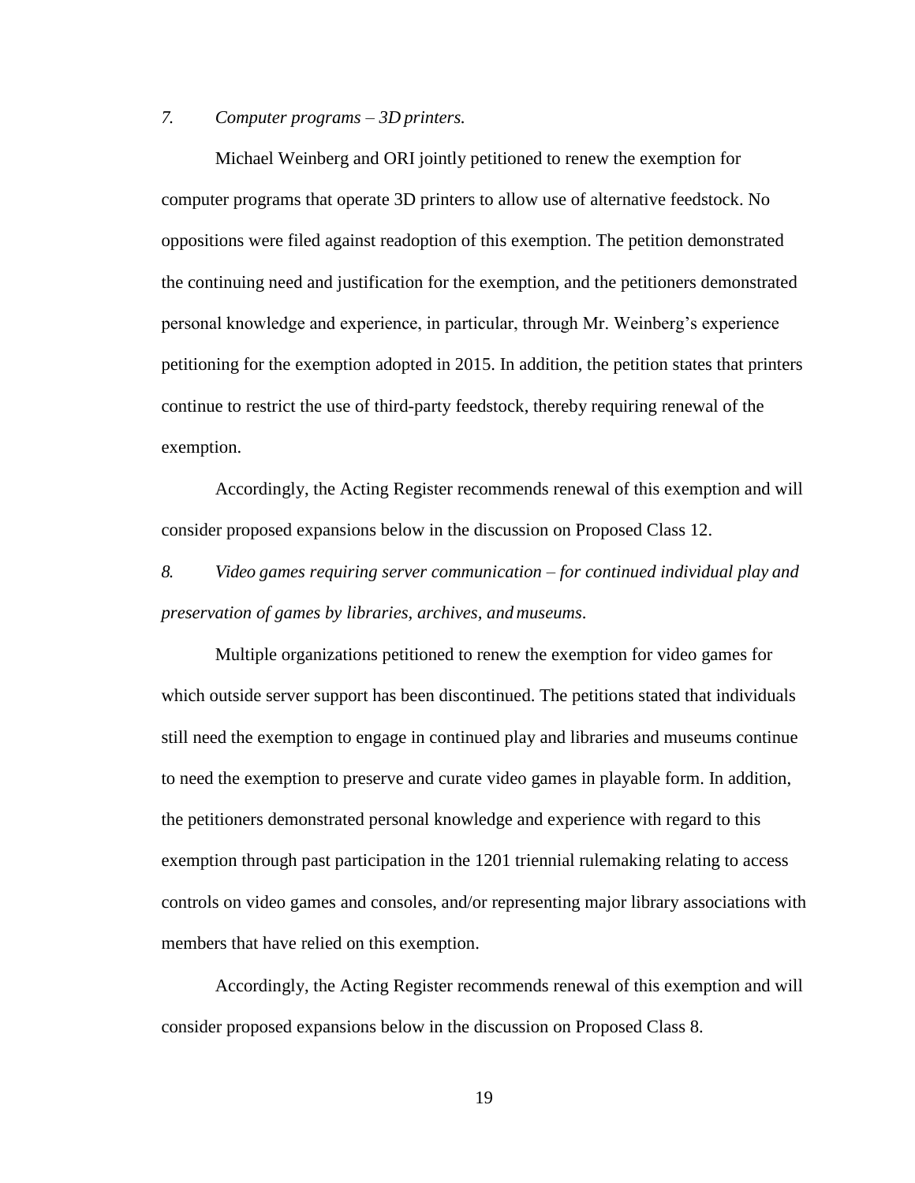*7. Computer programs – 3D printers.*

Michael Weinberg and ORI jointly petitioned to renew the exemption for computer programs that operate 3D printers to allow use of alternative feedstock. No oppositions were filed against readoption of this exemption. The petition demonstrated the continuing need and justification for the exemption, and the petitioners demonstrated personal knowledge and experience, in particular, through Mr. Weinberg's experience petitioning for the exemption adopted in 2015. In addition, the petition states that printers continue to restrict the use of third-party feedstock, thereby requiring renewal of the exemption.

Accordingly, the Acting Register recommends renewal of this exemption and will consider proposed expansions below in the discussion on Proposed Class 12.

*8. Video games requiring server communication – for continued individual play and preservation of games by libraries, archives, and museums.*

Multiple organizations petitioned to renew the exemption for video games for which outside server support has been discontinued. The petitions stated that individuals still need the exemption to engage in continued play and libraries and museums continue to need the exemption to preserve and curate video games in playable form. In addition, the petitioners demonstrated personal knowledge and experience with regard to this exemption through past participation in the 1201 triennial rulemaking relating to access controls on video games and consoles, and/or representing major library associations with members that have relied on this exemption.

Accordingly, the Acting Register recommends renewal of this exemption and will consider proposed expansions below in the discussion on Proposed Class 8.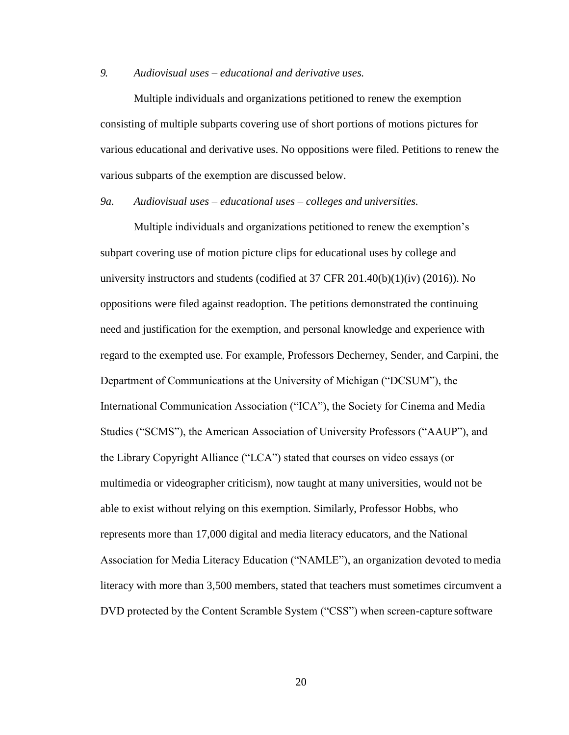*9. Audiovisual uses – educational and derivative uses.*

Multiple individuals and organizations petitioned to renew the exemption consisting of multiple subparts covering use of short portions of motions pictures for various educational and derivative uses. No oppositions were filed. Petitions to renew the various subparts of the exemption are discussed below.

*9a. Audiovisual uses – educational uses – colleges and universities.*

Multiple individuals and organizations petitioned to renew the exemption's subpart covering use of motion picture clips for educational uses by college and university instructors and students (codified at 37 CFR 201.40(b)(1)(iv) (2016)). No oppositions were filed against readoption. The petitions demonstrated the continuing need and justification for the exemption, and personal knowledge and experience with regard to the exempted use. For example, Professors Decherney, Sender, and Carpini, the Department of Communications at the University of Michigan ("DCSUM"), the International Communication Association ("ICA"), the Society for Cinema and Media Studies ("SCMS"), the American Association of University Professors ("AAUP"), and the Library Copyright Alliance ("LCA") stated that courses on video essays (or multimedia or videographer criticism), now taught at many universities, would not be able to exist without relying on this exemption. Similarly, Professor Hobbs, who represents more than 17,000 digital and media literacy educators, and the National Association for Media Literacy Education ("NAMLE"), an organization devoted to media literacy with more than 3,500 members, stated that teachers must sometimes circumvent a DVD protected by the Content Scramble System ("CSS") when screen-capture software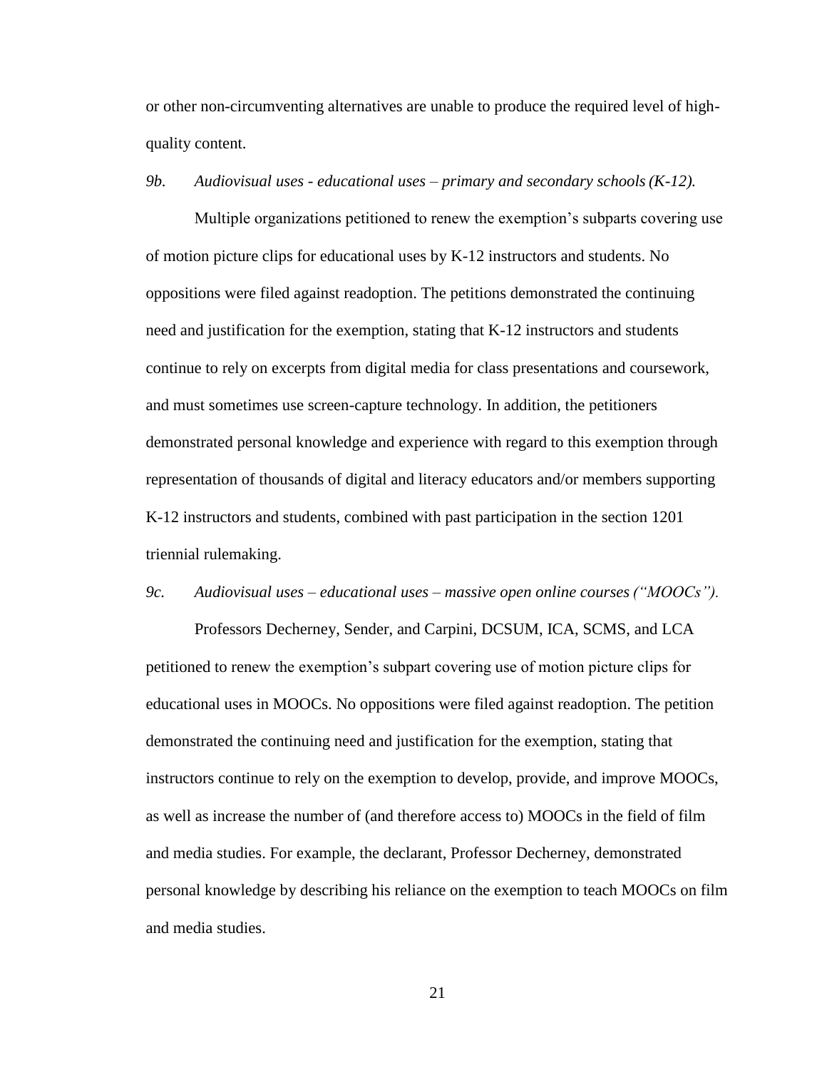or other non-circumventing alternatives are unable to produce the required level of high-quality content.

*9b. Audiovisual uses - educational uses – primary and secondary schools (K-12).*

Multiple organizations petitioned to renew the exemption's subparts covering use of motion picture clips for educational uses by K-12 instructors and students. No oppositions were filed against readoption. The petitions demonstrated the continuing need and justification for the exemption, stating that K-12 instructors and students continue to rely on excerpts from digital media for class presentations and coursework, and must sometimes use screen-capture technology. In addition, the petitioners demonstrated personal knowledge and experience with regard to this exemption through representation of thousands of digital and literacy educators and/or members supporting K-12 instructors and students, combined with past participation in the section 1201 triennial rulemaking.

*9c. Audiovisual uses – educational uses – massive open online courses ("MOOCs").*

Professors Decherney, Sender, and Carpini, DCSUM, ICA, SCMS, and LCA petitioned to renew the exemption's subpart covering use of motion picture clips for educational uses in MOOCs. No oppositions were filed against readoption. The petition demonstrated the continuing need and justification for the exemption, stating that instructors continue to rely on the exemption to develop, provide, and improve MOOCs, as well as increase the number of (and therefore access to) MOOCs in the field of film and media studies. For example, the declarant, Professor Decherney, demonstrated personal knowledge by describing his reliance on the exemption to teach MOOCs on film and media studies.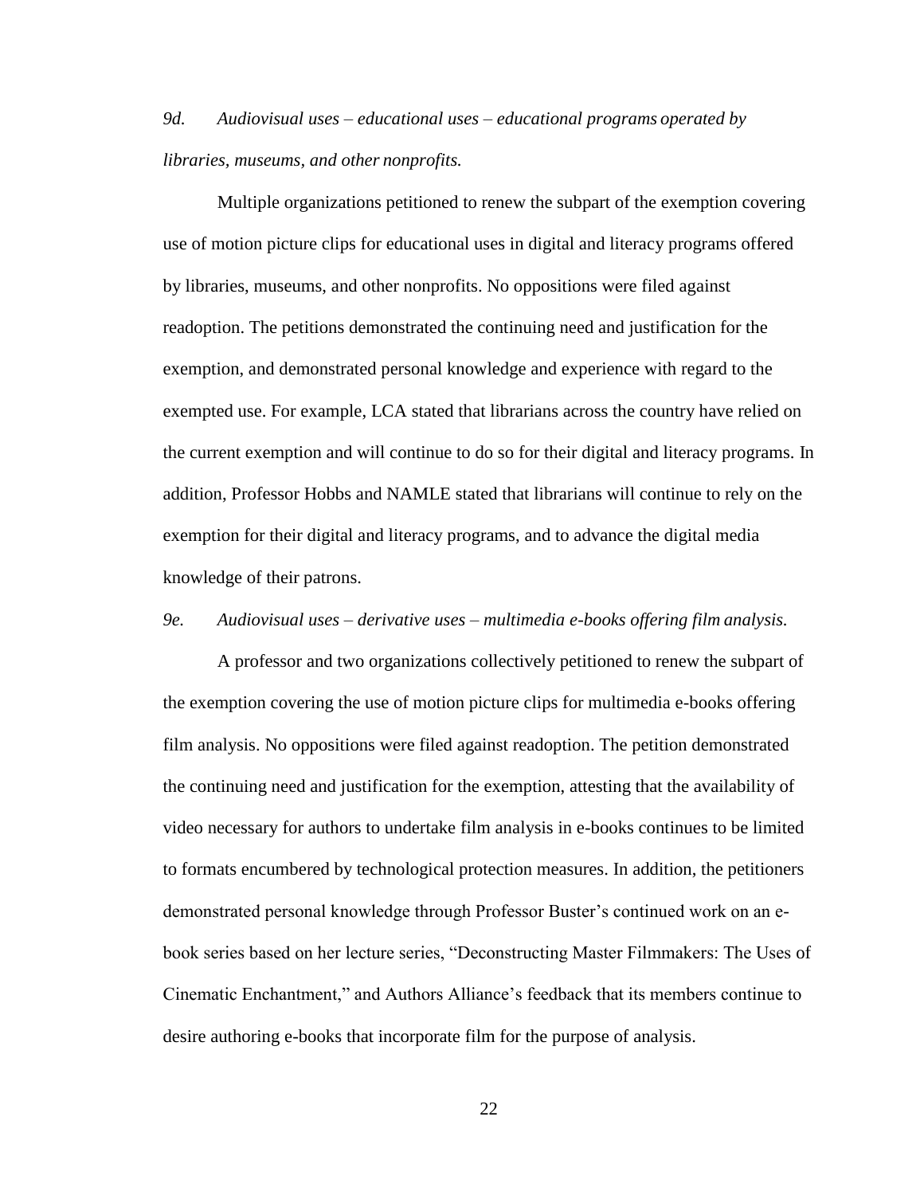*9d. Audiovisual uses – educational uses – educational programs operated by libraries, museums, and other nonprofits.*

Multiple organizations petitioned to renew the subpart of the exemption covering use of motion picture clips for educational uses in digital and literacy programs offered by libraries, museums, and other nonprofits. No oppositions were filed against readoption. The petitions demonstrated the continuing need and justification for the exemption, and demonstrated personal knowledge and experience with regard to the exempted use. For example, LCA stated that librarians across the country have relied on the current exemption and will continue to do so for their digital and literacy programs. In addition, Professor Hobbs and NAMLE stated that librarians will continue to rely on the exemption for their digital and literacy programs, and to advance the digital media knowledge of their patrons.

*9e. Audiovisual uses – derivative uses – multimedia e-books offering film analysis.*

A professor and two organizations collectively petitioned to renew the subpart of the exemption covering the use of motion picture clips for multimedia e-books offering film analysis. No oppositions were filed against readoption. The petition demonstrated the continuing need and justification for the exemption, attesting that the availability of video necessary for authors to undertake film analysis in e-books continues to be limited to formats encumbered by technological protection measures. In addition, the petitioners demonstrated personal knowledge through Professor Buster's continued work on an e-book series based on her lecture series, "Deconstructing Master Filmmakers: The Uses of Cinematic Enchantment," and Authors Alliance's feedback that its members continue to desire authoring e-books that incorporate film for the purpose of analysis.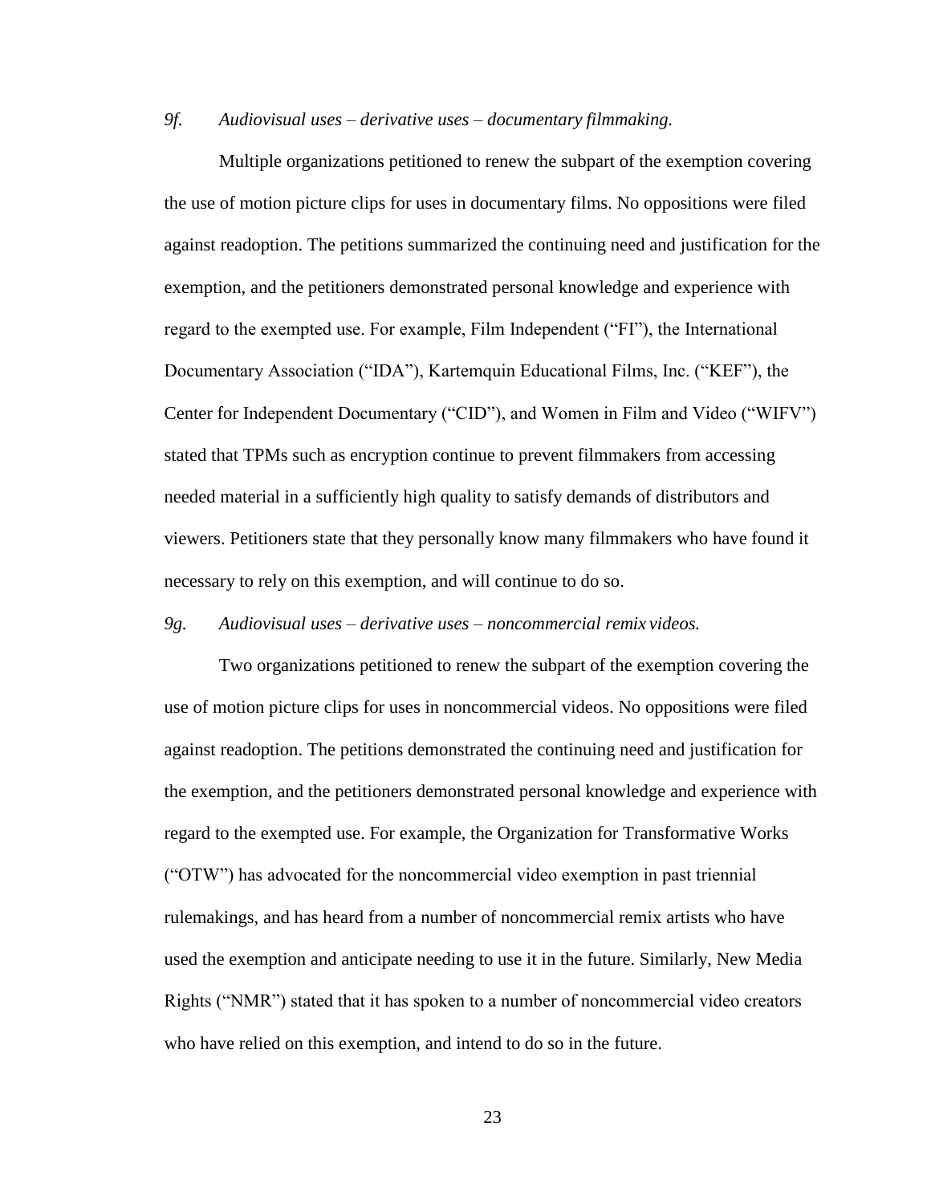*9f. Audiovisual uses – derivative uses – documentary filmmaking.*

Multiple organizations petitioned to renew the subpart of the exemption covering the use of motion picture clips for uses in documentary films. No oppositions were filed against readoption. The petitions summarized the continuing need and justification for the exemption, and the petitioners demonstrated personal knowledge and experience with regard to the exempted use. For example, Film Independent ("FI"), the International Documentary Association ("IDA"), Kartemquin Educational Films, Inc. ("KEF"), the Center for Independent Documentary ("CID"), and Women in Film and Video ("WIFV") stated that TPMs such as encryption continue to prevent filmmakers from accessing needed material in a sufficiently high quality to satisfy demands of distributors and viewers. Petitioners state that they personally know many filmmakers who have found it necessary to rely on this exemption, and will continue to do so.

*9g. Audiovisual uses – derivative uses – noncommercial remix videos.*

Two organizations petitioned to renew the subpart of the exemption covering the use of motion picture clips for uses in noncommercial videos. No oppositions were filed against readoption. The petitions demonstrated the continuing need and justification for the exemption, and the petitioners demonstrated personal knowledge and experience with regard to the exempted use. For example, the Organization for Transformative Works ("OTW") has advocated for the noncommercial video exemption in past triennial rulemakings, and has heard from a number of noncommercial remix artists who have used the exemption and anticipate needing to use it in the future. Similarly, New Media Rights ("NMR") stated that it has spoken to a number of noncommercial video creators who have relied on this exemption, and intend to do so in the future.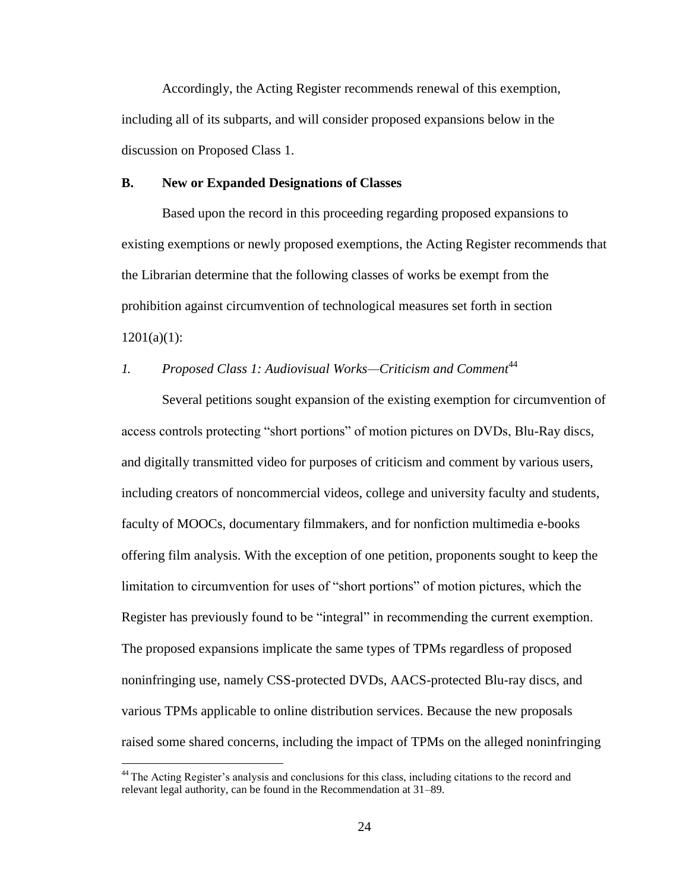Accordingly, the Acting Register recommends renewal of this exemption, including all of its subparts, and will consider proposed expansions below in the discussion on Proposed Class 1.

## B. New or Expanded Designations of Classes

Based upon the record in this proceeding regarding proposed expansions to existing exemptions or newly proposed exemptions, the Acting Register recommends that the Librarian determine that the following classes of works be exempt from the prohibition against circumvention of technological measures set forth in section 1201(a)(1):

### *1. Proposed Class 1: Audiovisual Works—Criticism and Comment*[44]

Several petitions sought expansion of the existing exemption for circumvention of access controls protecting "short portions" of motion pictures on DVDs, Blu-Ray discs, and digitally transmitted video for purposes of criticism and comment by various users, including creators of noncommercial videos, college and university faculty and students, faculty of MOOCs, documentary filmmakers, and for nonfiction multimedia e-books offering film analysis. With the exception of one petition, proponents sought to keep the limitation to circumvention for uses of "short portions" of motion pictures, which the Register has previously found to be "integral" in recommending the current exemption. The proposed expansions implicate the same types of TPMs regardless of proposed noninfringing use, namely CSS-protected DVDs, AACS-protected Blu-ray discs, and various TPMs applicable to online distribution services. Because the new proposals raised some shared concerns, including the impact of TPMs on the alleged noninfringing

[44] The Acting Register's analysis and conclusions for this class, including citations to the record and relevant legal authority, can be found in the Recommendation at 31–89.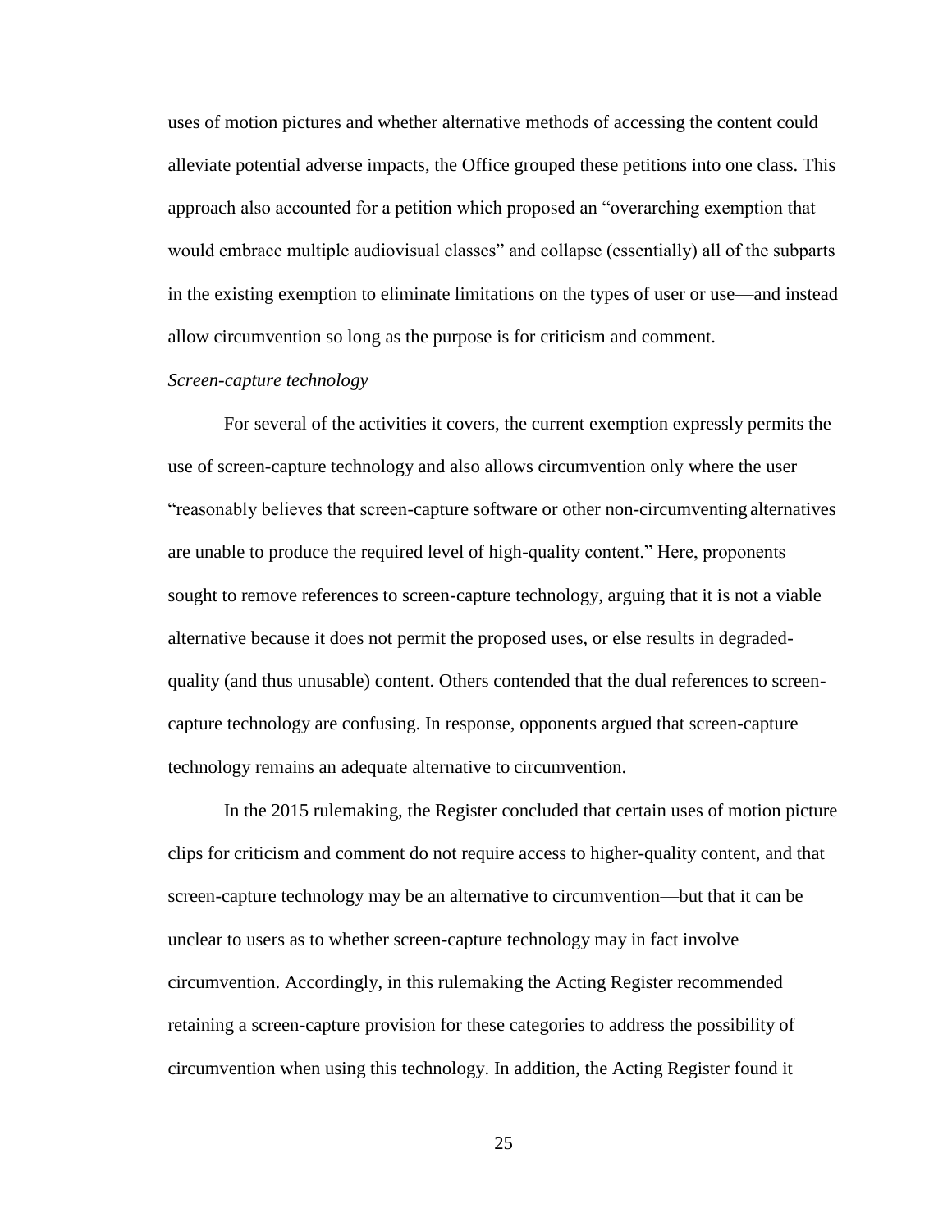uses of motion pictures and whether alternative methods of accessing the content could alleviate potential adverse impacts, the Office grouped these petitions into one class. This approach also accounted for a petition which proposed an "overarching exemption that would embrace multiple audiovisual classes" and collapse (essentially) all of the subparts in the existing exemption to eliminate limitations on the types of user or use—and instead allow circumvention so long as the purpose is for criticism and comment.

*Screen-capture technology*

For several of the activities it covers, the current exemption expressly permits the use of screen-capture technology and also allows circumvention only where the user "reasonably believes that screen-capture software or other non-circumventing alternatives are unable to produce the required level of high-quality content." Here, proponents sought to remove references to screen-capture technology, arguing that it is not a viable alternative because it does not permit the proposed uses, or else results in degraded-quality (and thus unusable) content. Others contended that the dual references to screen-capture technology are confusing. In response, opponents argued that screen-capture technology remains an adequate alternative to circumvention.

In the 2015 rulemaking, the Register concluded that certain uses of motion picture clips for criticism and comment do not require access to higher-quality content, and that screen-capture technology may be an alternative to circumvention—but that it can be unclear to users as to whether screen-capture technology may in fact involve circumvention. Accordingly, in this rulemaking the Acting Register recommended retaining a screen-capture provision for these categories to address the possibility of circumvention when using this technology. In addition, the Acting Register found it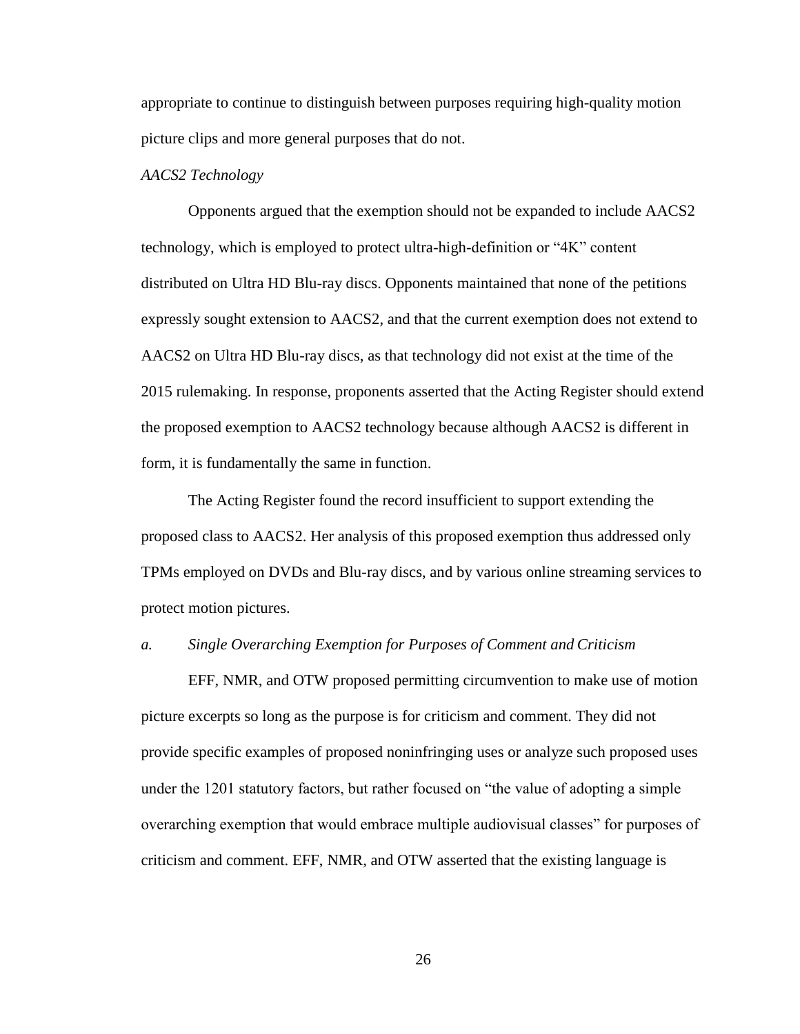appropriate to continue to distinguish between purposes requiring high-quality motion picture clips and more general purposes that do not.

*AACS2 Technology*

Opponents argued that the exemption should not be expanded to include AACS2 technology, which is employed to protect ultra-high-definition or "4K" content distributed on Ultra HD Blu-ray discs. Opponents maintained that none of the petitions expressly sought extension to AACS2, and that the current exemption does not extend to AACS2 on Ultra HD Blu-ray discs, as that technology did not exist at the time of the 2015 rulemaking. In response, proponents asserted that the Acting Register should extend the proposed exemption to AACS2 technology because although AACS2 is different in form, it is fundamentally the same in function.

The Acting Register found the record insufficient to support extending the proposed class to AACS2. Her analysis of this proposed exemption thus addressed only TPMs employed on DVDs and Blu-ray discs, and by various online streaming services to protect motion pictures.

*a. Single Overarching Exemption for Purposes of Comment and Criticism*

EFF, NMR, and OTW proposed permitting circumvention to make use of motion picture excerpts so long as the purpose is for criticism and comment. They did not provide specific examples of proposed noninfringing uses or analyze such proposed uses under the 1201 statutory factors, but rather focused on "the value of adopting a simple overarching exemption that would embrace multiple audiovisual classes" for purposes of criticism and comment. EFF, NMR, and OTW asserted that the existing language is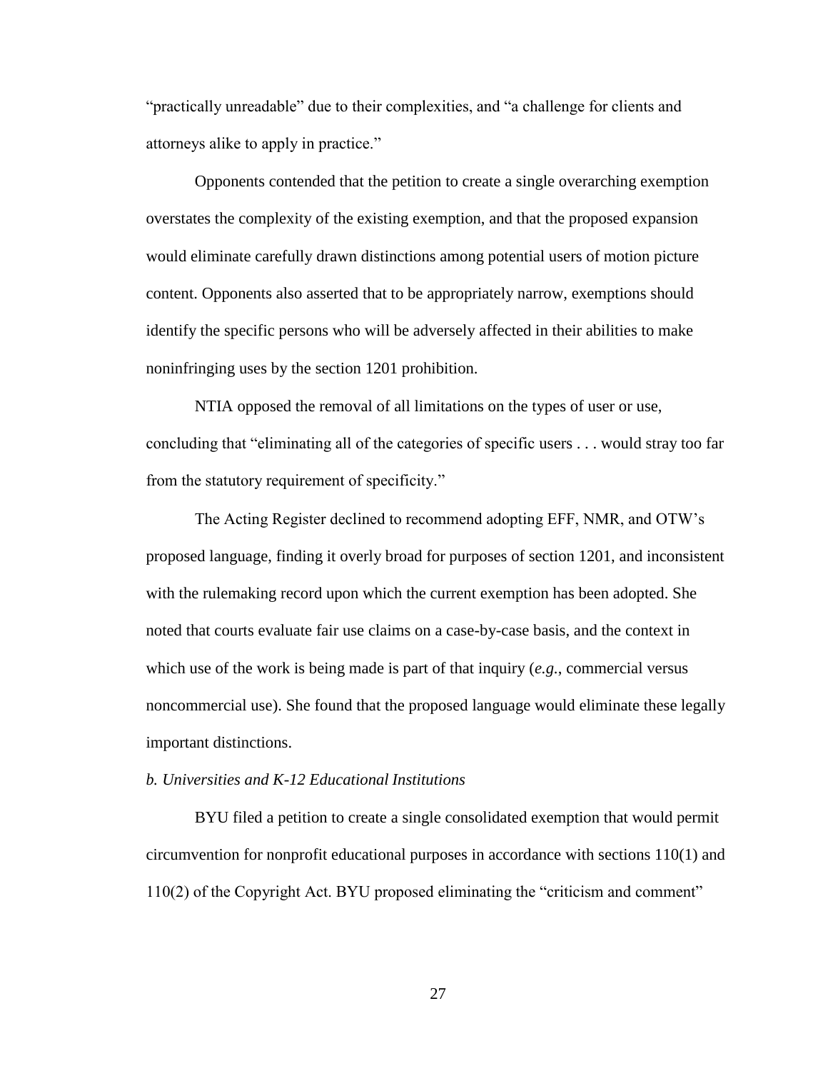"practically unreadable" due to their complexities, and "a challenge for clients and attorneys alike to apply in practice."

Opponents contended that the petition to create a single overarching exemption overstates the complexity of the existing exemption, and that the proposed expansion would eliminate carefully drawn distinctions among potential users of motion picture content. Opponents also asserted that to be appropriately narrow, exemptions should identify the specific persons who will be adversely affected in their abilities to make noninfringing uses by the section 1201 prohibition.

NTIA opposed the removal of all limitations on the types of user or use, concluding that "eliminating all of the categories of specific users . . . would stray too far from the statutory requirement of specificity."

The Acting Register declined to recommend adopting EFF, NMR, and OTW's proposed language, finding it overly broad for purposes of section 1201, and inconsistent with the rulemaking record upon which the current exemption has been adopted. She noted that courts evaluate fair use claims on a case-by-case basis, and the context in which use of the work is being made is part of that inquiry (*e.g.*, commercial versus noncommercial use). She found that the proposed language would eliminate these legally important distinctions.

*b. Universities and K-12 Educational Institutions*

BYU filed a petition to create a single consolidated exemption that would permit circumvention for nonprofit educational purposes in accordance with sections 110(1) and 110(2) of the Copyright Act. BYU proposed eliminating the "criticism and comment"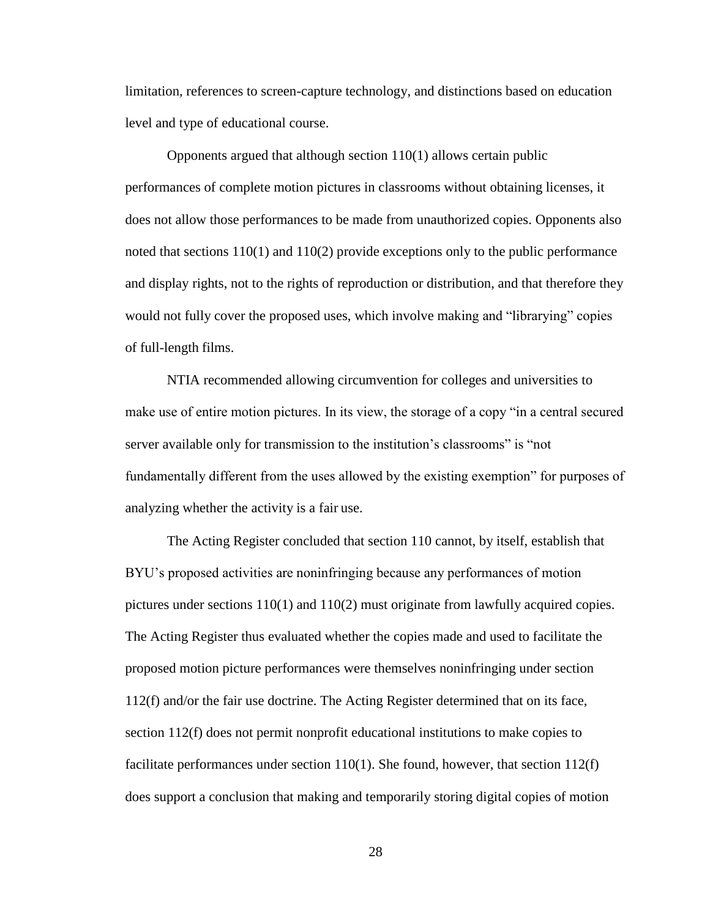limitation, references to screen-capture technology, and distinctions based on education level and type of educational course.

Opponents argued that although section 110(1) allows certain public performances of complete motion pictures in classrooms without obtaining licenses, it does not allow those performances to be made from unauthorized copies. Opponents also noted that sections 110(1) and 110(2) provide exceptions only to the public performance and display rights, not to the rights of reproduction or distribution, and that therefore they would not fully cover the proposed uses, which involve making and "librarying" copies of full-length films.

NTIA recommended allowing circumvention for colleges and universities to make use of entire motion pictures. In its view, the storage of a copy "in a central secured server available only for transmission to the institution's classrooms" is "not fundamentally different from the uses allowed by the existing exemption" for purposes of analyzing whether the activity is a fair use.

The Acting Register concluded that section 110 cannot, by itself, establish that BYU's proposed activities are noninfringing because any performances of motion pictures under sections 110(1) and 110(2) must originate from lawfully acquired copies. The Acting Register thus evaluated whether the copies made and used to facilitate the proposed motion picture performances were themselves noninfringing under section 112(f) and/or the fair use doctrine. The Acting Register determined that on its face, section 112(f) does not permit nonprofit educational institutions to make copies to facilitate performances under section 110(1). She found, however, that section 112(f) does support a conclusion that making and temporarily storing digital copies of motion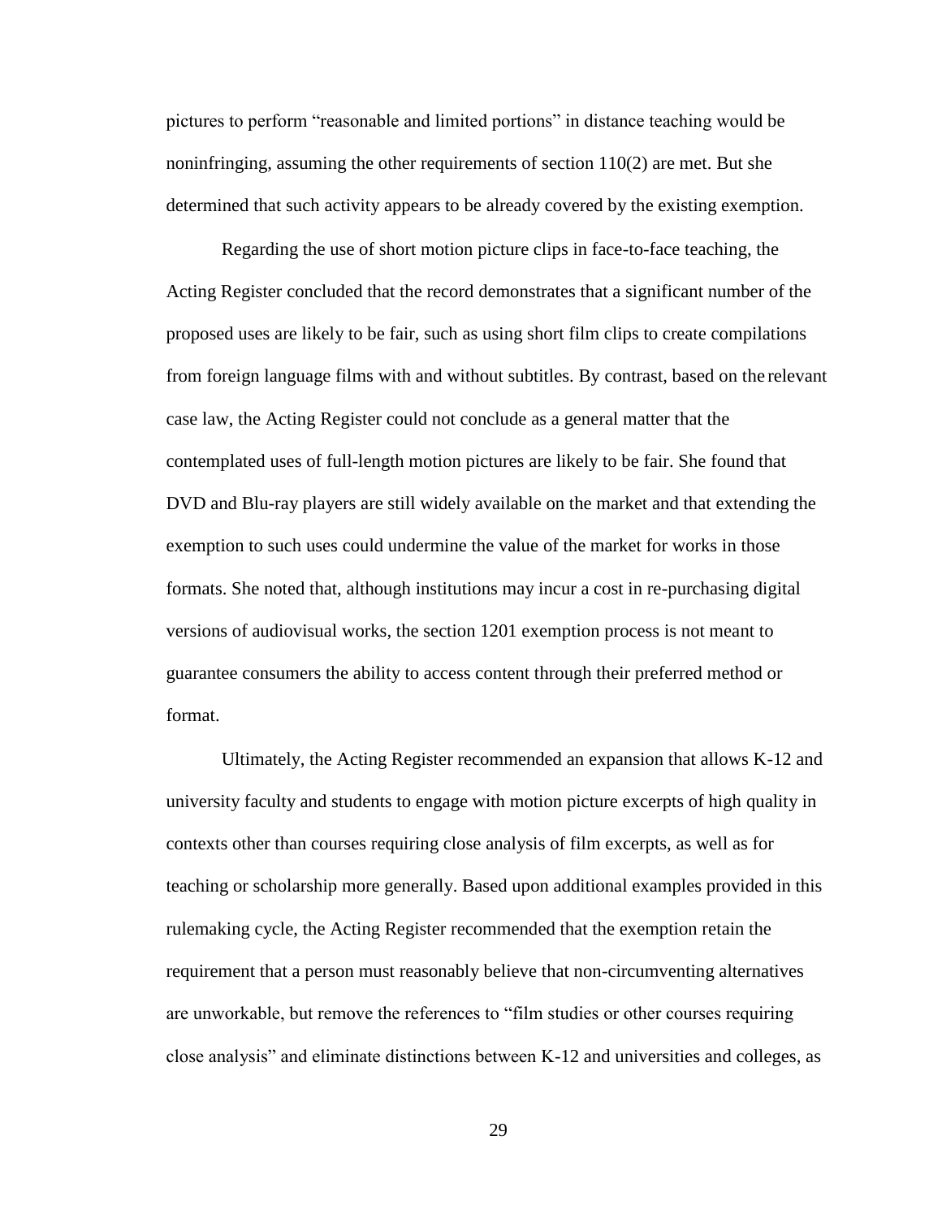pictures to perform "reasonable and limited portions" in distance teaching would be noninfringing, assuming the other requirements of section 110(2) are met. But she determined that such activity appears to be already covered by the existing exemption.

Regarding the use of short motion picture clips in face-to-face teaching, the Acting Register concluded that the record demonstrates that a significant number of the proposed uses are likely to be fair, such as using short film clips to create compilations from foreign language films with and without subtitles. By contrast, based on the relevant case law, the Acting Register could not conclude as a general matter that the contemplated uses of full-length motion pictures are likely to be fair. She found that DVD and Blu-ray players are still widely available on the market and that extending the exemption to such uses could undermine the value of the market for works in those formats. She noted that, although institutions may incur a cost in re-purchasing digital versions of audiovisual works, the section 1201 exemption process is not meant to guarantee consumers the ability to access content through their preferred method or format.

Ultimately, the Acting Register recommended an expansion that allows K-12 and university faculty and students to engage with motion picture excerpts of high quality in contexts other than courses requiring close analysis of film excerpts, as well as for teaching or scholarship more generally. Based upon additional examples provided in this rulemaking cycle, the Acting Register recommended that the exemption retain the requirement that a person must reasonably believe that non-circumventing alternatives are unworkable, but remove the references to "film studies or other courses requiring close analysis" and eliminate distinctions between K-12 and universities and colleges, as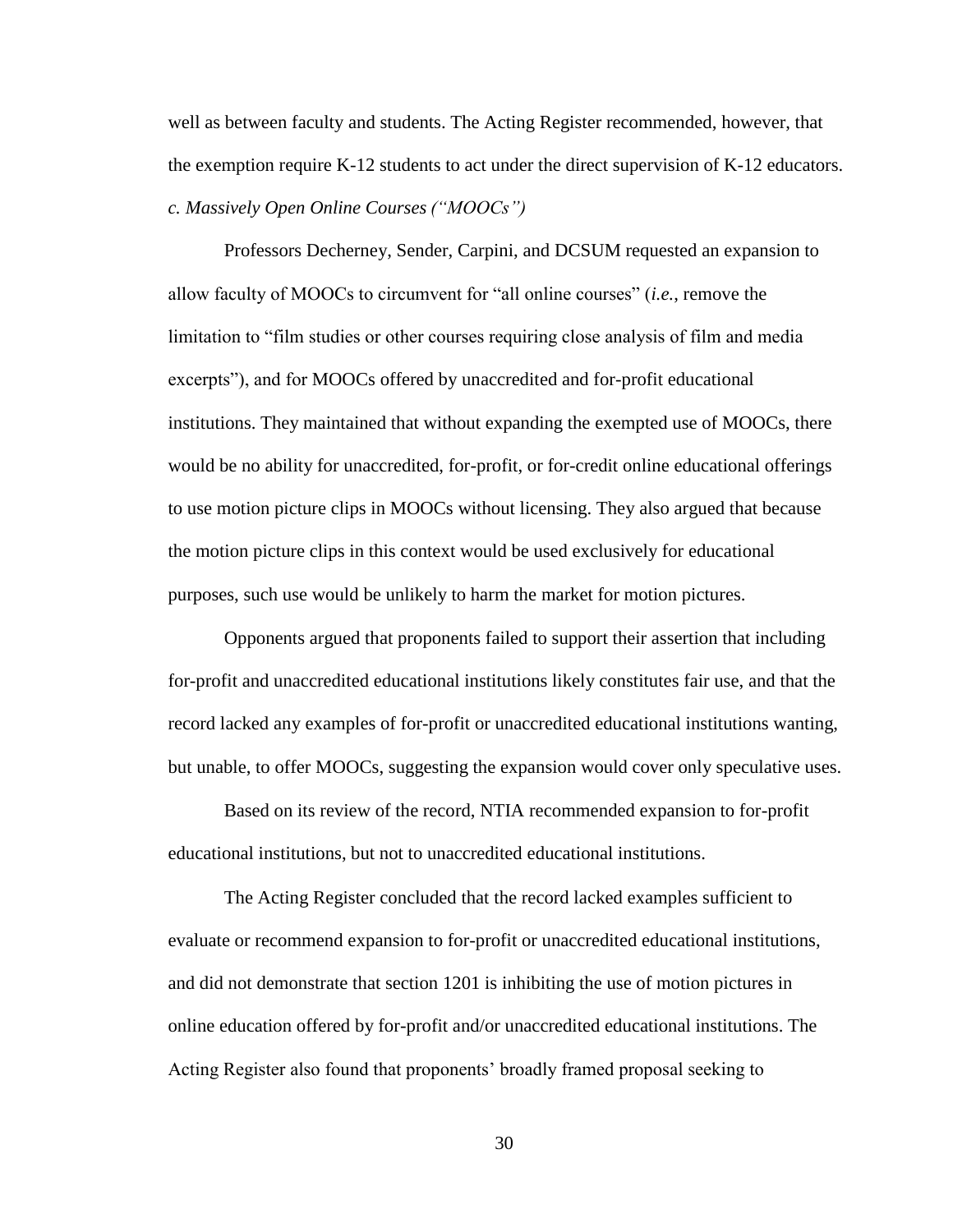well as between faculty and students. The Acting Register recommended, however, that the exemption require K-12 students to act under the direct supervision of K-12 educators.

*c. Massively Open Online Courses ("MOOCs")*

Professors Decherney, Sender, Carpini, and DCSUM requested an expansion to allow faculty of MOOCs to circumvent for "all online courses" (*i.e.*, remove the limitation to "film studies or other courses requiring close analysis of film and media excerpts"), and for MOOCs offered by unaccredited and for-profit educational institutions. They maintained that without expanding the exempted use of MOOCs, there would be no ability for unaccredited, for-profit, or for-credit online educational offerings to use motion picture clips in MOOCs without licensing. They also argued that because the motion picture clips in this context would be used exclusively for educational purposes, such use would be unlikely to harm the market for motion pictures.

Opponents argued that proponents failed to support their assertion that including for-profit and unaccredited educational institutions likely constitutes fair use, and that the record lacked any examples of for-profit or unaccredited educational institutions wanting, but unable, to offer MOOCs, suggesting the expansion would cover only speculative uses.

Based on its review of the record, NTIA recommended expansion to for-profit educational institutions, but not to unaccredited educational institutions.

The Acting Register concluded that the record lacked examples sufficient to evaluate or recommend expansion to for-profit or unaccredited educational institutions, and did not demonstrate that section 1201 is inhibiting the use of motion pictures in online education offered by for-profit and/or unaccredited educational institutions. The Acting Register also found that proponents' broadly framed proposal seeking to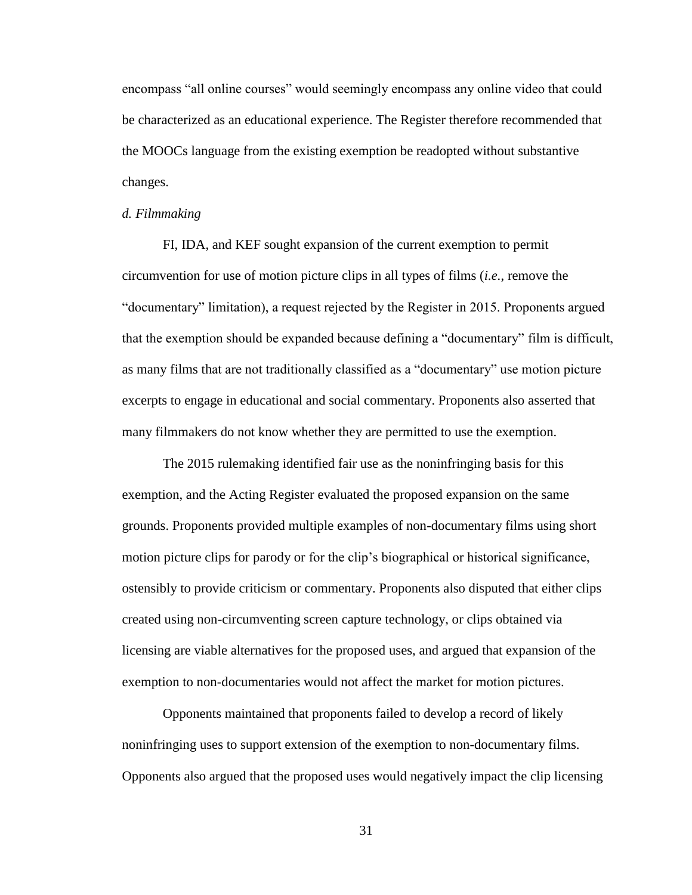encompass "all online courses" would seemingly encompass any online video that could be characterized as an educational experience. The Register therefore recommended that the MOOCs language from the existing exemption be readopted without substantive changes.

*d. Filmmaking*

FI, IDA, and KEF sought expansion of the current exemption to permit circumvention for use of motion picture clips in all types of films (*i.e.*, remove the "documentary" limitation), a request rejected by the Register in 2015. Proponents argued that the exemption should be expanded because defining a "documentary" film is difficult, as many films that are not traditionally classified as a "documentary" use motion picture excerpts to engage in educational and social commentary. Proponents also asserted that many filmmakers do not know whether they are permitted to use the exemption.

The 2015 rulemaking identified fair use as the noninfringing basis for this exemption, and the Acting Register evaluated the proposed expansion on the same grounds. Proponents provided multiple examples of non-documentary films using short motion picture clips for parody or for the clip's biographical or historical significance, ostensibly to provide criticism or commentary. Proponents also disputed that either clips created using non-circumventing screen capture technology, or clips obtained via licensing are viable alternatives for the proposed uses, and argued that expansion of the exemption to non-documentaries would not affect the market for motion pictures.

Opponents maintained that proponents failed to develop a record of likely noninfringing uses to support extension of the exemption to non-documentary films. Opponents also argued that the proposed uses would negatively impact the clip licensing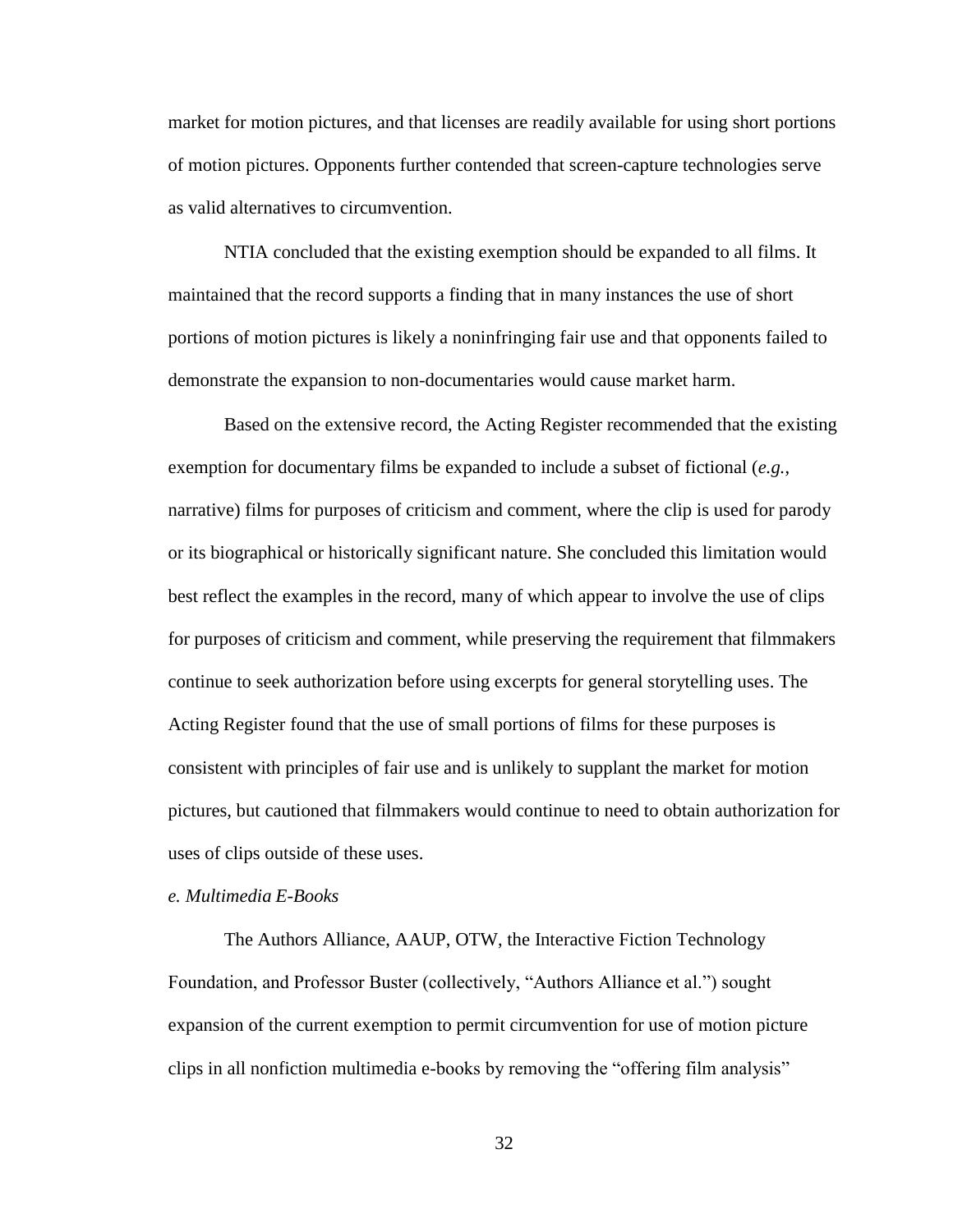market for motion pictures, and that licenses are readily available for using short portions of motion pictures. Opponents further contended that screen-capture technologies serve as valid alternatives to circumvention.

NTIA concluded that the existing exemption should be expanded to all films. It maintained that the record supports a finding that in many instances the use of short portions of motion pictures is likely a noninfringing fair use and that opponents failed to demonstrate the expansion to non-documentaries would cause market harm.

Based on the extensive record, the Acting Register recommended that the existing exemption for documentary films be expanded to include a subset of fictional (*e.g.*, narrative) films for purposes of criticism and comment, where the clip is used for parody or its biographical or historically significant nature. She concluded this limitation would best reflect the examples in the record, many of which appear to involve the use of clips for purposes of criticism and comment, while preserving the requirement that filmmakers continue to seek authorization before using excerpts for general storytelling uses. The Acting Register found that the use of small portions of films for these purposes is consistent with principles of fair use and is unlikely to supplant the market for motion pictures, but cautioned that filmmakers would continue to need to obtain authorization for uses of clips outside of these uses.

*e. Multimedia E-Books*

The Authors Alliance, AAUP, OTW, the Interactive Fiction Technology Foundation, and Professor Buster (collectively, "Authors Alliance et al.") sought expansion of the current exemption to permit circumvention for use of motion picture clips in all nonfiction multimedia e-books by removing the "offering film analysis"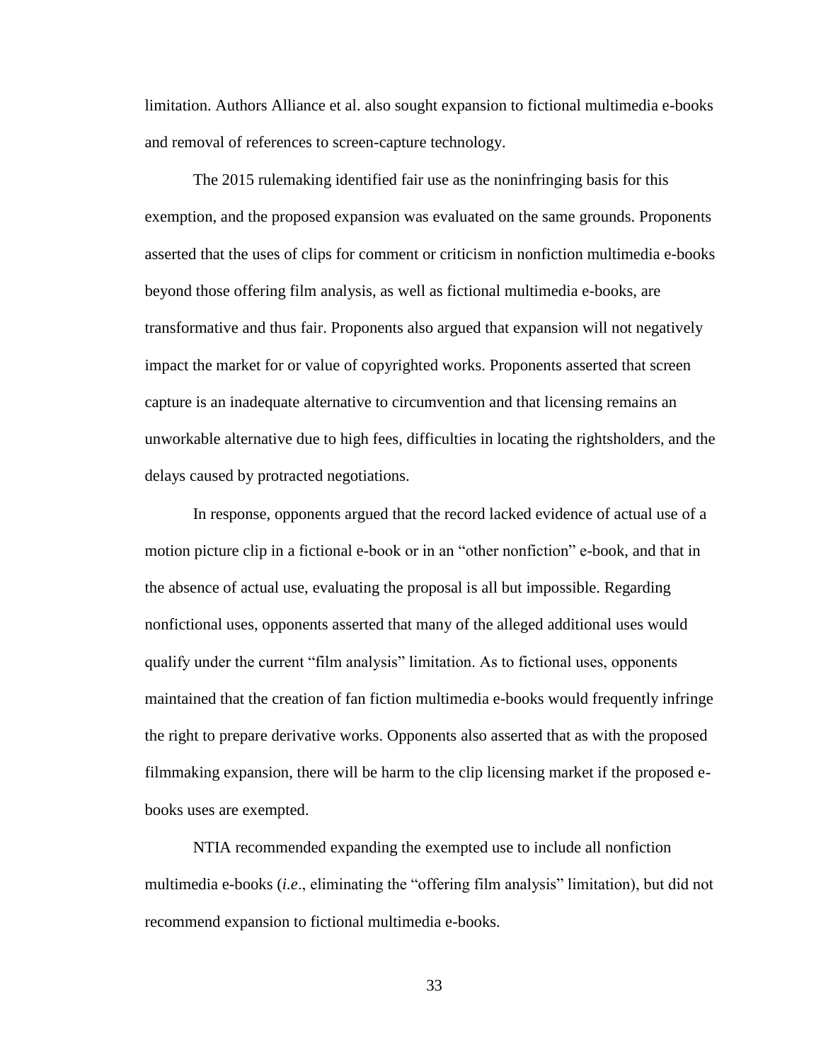limitation. Authors Alliance et al. also sought expansion to fictional multimedia e-books and removal of references to screen-capture technology.

The 2015 rulemaking identified fair use as the noninfringing basis for this exemption, and the proposed expansion was evaluated on the same grounds. Proponents asserted that the uses of clips for comment or criticism in nonfiction multimedia e-books beyond those offering film analysis, as well as fictional multimedia e-books, are transformative and thus fair. Proponents also argued that expansion will not negatively impact the market for or value of copyrighted works. Proponents asserted that screen capture is an inadequate alternative to circumvention and that licensing remains an unworkable alternative due to high fees, difficulties in locating the rightsholders, and the delays caused by protracted negotiations.

In response, opponents argued that the record lacked evidence of actual use of a motion picture clip in a fictional e-book or in an "other nonfiction" e-book, and that in the absence of actual use, evaluating the proposal is all but impossible. Regarding nonfictional uses, opponents asserted that many of the alleged additional uses would qualify under the current "film analysis" limitation. As to fictional uses, opponents maintained that the creation of fan fiction multimedia e-books would frequently infringe the right to prepare derivative works. Opponents also asserted that as with the proposed filmmaking expansion, there will be harm to the clip licensing market if the proposed e-books uses are exempted.

NTIA recommended expanding the exempted use to include all nonfiction multimedia e-books (*i.e*., eliminating the "offering film analysis" limitation), but did not recommend expansion to fictional multimedia e-books.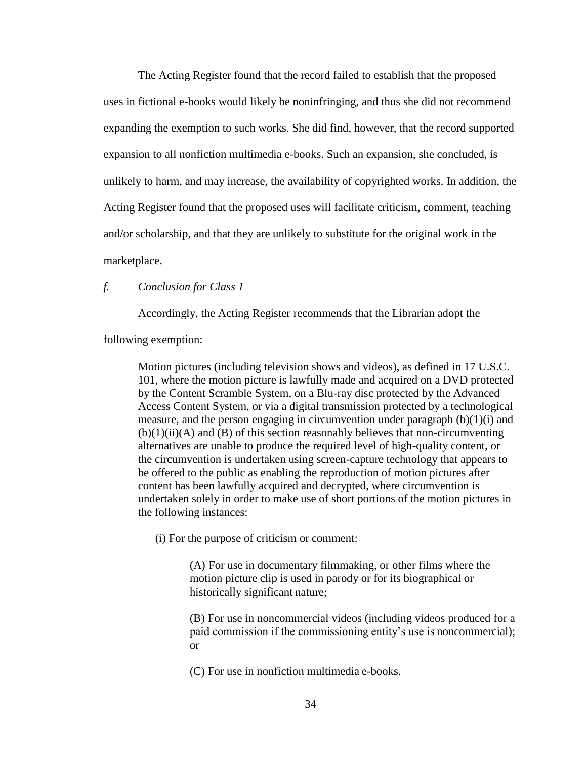The Acting Register found that the record failed to establish that the proposed uses in fictional e-books would likely be noninfringing, and thus she did not recommend expanding the exemption to such works. She did find, however, that the record supported expansion to all nonfiction multimedia e-books. Such an expansion, she concluded, is unlikely to harm, and may increase, the availability of copyrighted works. In addition, the Acting Register found that the proposed uses will facilitate criticism, comment, teaching and/or scholarship, and that they are unlikely to substitute for the original work in the marketplace.

### *f. Conclusion for Class 1*

Accordingly, the Acting Register recommends that the Librarian adopt the following exemption:

> Motion pictures (including television shows and videos), as defined in 17 U.S.C. 101, where the motion picture is lawfully made and acquired on a DVD protected by the Content Scramble System, on a Blu-ray disc protected by the Advanced Access Content System, or via a digital transmission protected by a technological measure, and the person engaging in circumvention under paragraph (b)(1)(i) and (b)(1)(ii)(A) and (B) of this section reasonably believes that non-circumventing alternatives are unable to produce the required level of high-quality content, or the circumvention is undertaken using screen-capture technology that appears to be offered to the public as enabling the reproduction of motion pictures after content has been lawfully acquired and decrypted, where circumvention is undertaken solely in order to make use of short portions of the motion pictures in the following instances:
>
> (i) For the purpose of criticism or comment:
>
> (A) For use in documentary filmmaking, or other films where the motion picture clip is used in parody or for its biographical or historically significant nature;
>
> (B) For use in noncommercial videos (including videos produced for a paid commission if the commissioning entity's use is noncommercial); or
>
> (C) For use in nonfiction multimedia e-books.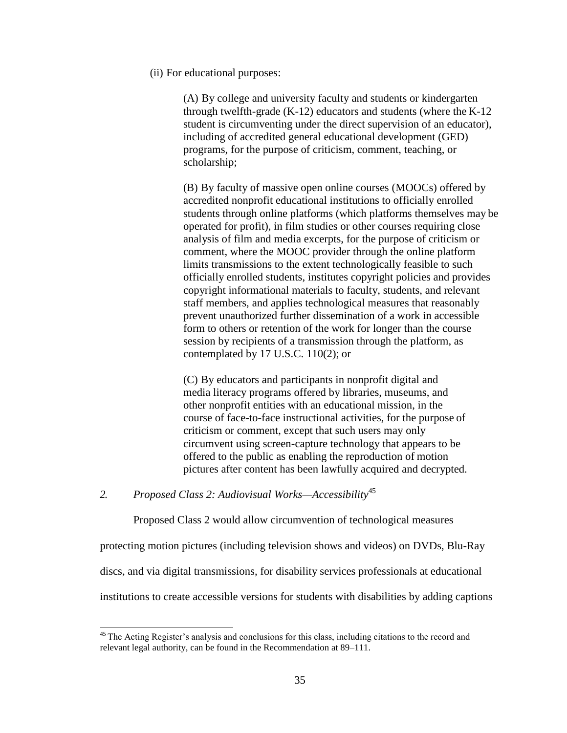(ii) For educational purposes:

(A) By college and university faculty and students or kindergarten through twelfth-grade (K-12) educators and students (where the K-12 student is circumventing under the direct supervision of an educator), including of accredited general educational development (GED) programs, for the purpose of criticism, comment, teaching, or scholarship;

(B) By faculty of massive open online courses (MOOCs) offered by accredited nonprofit educational institutions to officially enrolled students through online platforms (which platforms themselves may be operated for profit), in film studies or other courses requiring close analysis of film and media excerpts, for the purpose of criticism or comment, where the MOOC provider through the online platform limits transmissions to the extent technologically feasible to such officially enrolled students, institutes copyright policies and provides copyright informational materials to faculty, students, and relevant staff members, and applies technological measures that reasonably prevent unauthorized further dissemination of a work in accessible form to others or retention of the work for longer than the course session by recipients of a transmission through the platform, as contemplated by 17 U.S.C. 110(2); or

(C) By educators and participants in nonprofit digital and media literacy programs offered by libraries, museums, and other nonprofit entities with an educational mission, in the course of face-to-face instructional activities, for the purpose of criticism or comment, except that such users may only circumvent using screen-capture technology that appears to be offered to the public as enabling the reproduction of motion pictures after content has been lawfully acquired and decrypted.

### *2. Proposed Class 2: Audiovisual Works—Accessibility*[45]

Proposed Class 2 would allow circumvention of technological measures protecting motion pictures (including television shows and videos) on DVDs, Blu-Ray discs, and via digital transmissions, for disability services professionals at educational institutions to create accessible versions for students with disabilities by adding captions

---

[45] The Acting Register's analysis and conclusions for this class, including citations to the record and relevant legal authority, can be found in the Recommendation at 89–111.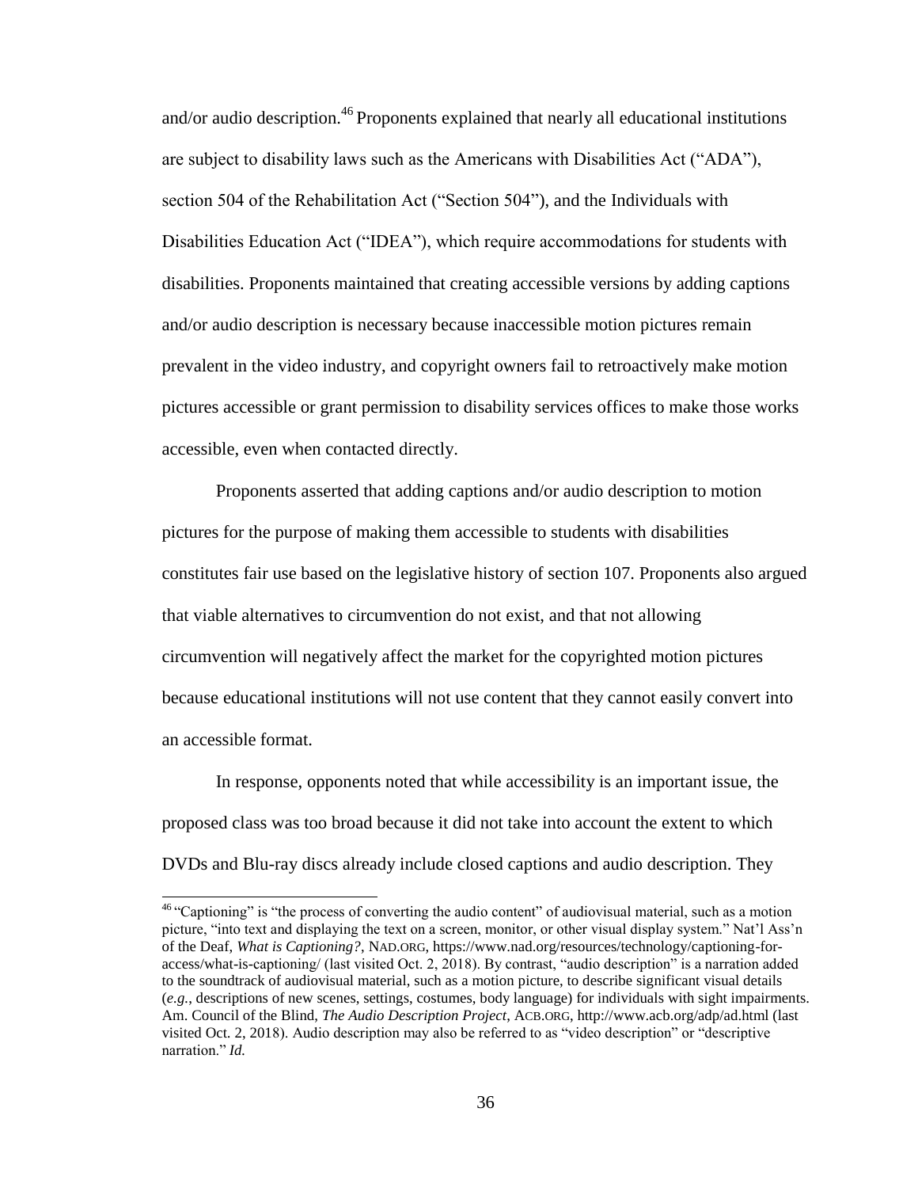and/or audio description.[46] Proponents explained that nearly all educational institutions are subject to disability laws such as the Americans with Disabilities Act ("ADA"), section 504 of the Rehabilitation Act ("Section 504"), and the Individuals with Disabilities Education Act ("IDEA"), which require accommodations for students with disabilities. Proponents maintained that creating accessible versions by adding captions and/or audio description is necessary because inaccessible motion pictures remain prevalent in the video industry, and copyright owners fail to retroactively make motion pictures accessible or grant permission to disability services offices to make those works accessible, even when contacted directly.

Proponents asserted that adding captions and/or audio description to motion pictures for the purpose of making them accessible to students with disabilities constitutes fair use based on the legislative history of section 107. Proponents also argued that viable alternatives to circumvention do not exist, and that not allowing circumvention will negatively affect the market for the copyrighted motion pictures because educational institutions will not use content that they cannot easily convert into an accessible format.

In response, opponents noted that while accessibility is an important issue, the proposed class was too broad because it did not take into account the extent to which DVDs and Blu-ray discs already include closed captions and audio description. They

---

[46] "Captioning" is "the process of converting the audio content" of audiovisual material, such as a motion picture, "into text and displaying the text on a screen, monitor, or other visual display system." Nat'l Ass'n of the Deaf, *What is Captioning?*, NAD.ORG, https://www.nad.org/resources/technology/captioning-for-access/what-is-captioning/ (last visited Oct. 2, 2018). By contrast, "audio description" is a narration added to the soundtrack of audiovisual material, such as a motion picture, to describe significant visual details (*e.g.*, descriptions of new scenes, settings, costumes, body language) for individuals with sight impairments. Am. Council of the Blind, *The Audio Description Project*, ACB.ORG, http://www.acb.org/adp/ad.html (last visited Oct. 2, 2018). Audio description may also be referred to as "video description" or "descriptive narration." *Id.*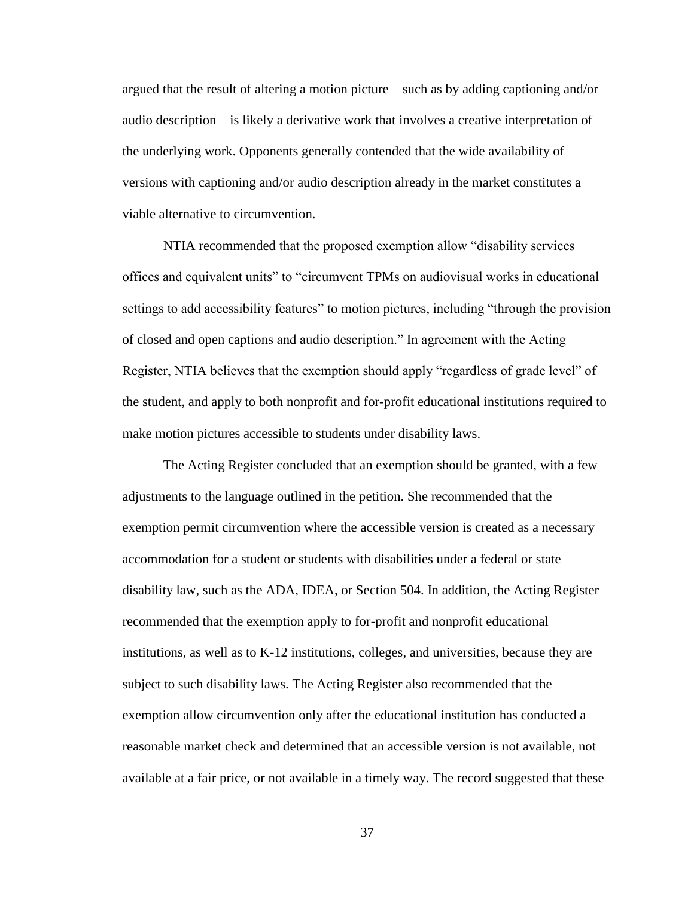argued that the result of altering a motion picture—such as by adding captioning and/or audio description—is likely a derivative work that involves a creative interpretation of the underlying work. Opponents generally contended that the wide availability of versions with captioning and/or audio description already in the market constitutes a viable alternative to circumvention.

NTIA recommended that the proposed exemption allow "disability services offices and equivalent units" to "circumvent TPMs on audiovisual works in educational settings to add accessibility features" to motion pictures, including "through the provision of closed and open captions and audio description." In agreement with the Acting Register, NTIA believes that the exemption should apply "regardless of grade level" of the student, and apply to both nonprofit and for-profit educational institutions required to make motion pictures accessible to students under disability laws.

The Acting Register concluded that an exemption should be granted, with a few adjustments to the language outlined in the petition. She recommended that the exemption permit circumvention where the accessible version is created as a necessary accommodation for a student or students with disabilities under a federal or state disability law, such as the ADA, IDEA, or Section 504. In addition, the Acting Register recommended that the exemption apply to for-profit and nonprofit educational institutions, as well as to K-12 institutions, colleges, and universities, because they are subject to such disability laws. The Acting Register also recommended that the exemption allow circumvention only after the educational institution has conducted a reasonable market check and determined that an accessible version is not available, not available at a fair price, or not available in a timely way. The record suggested that these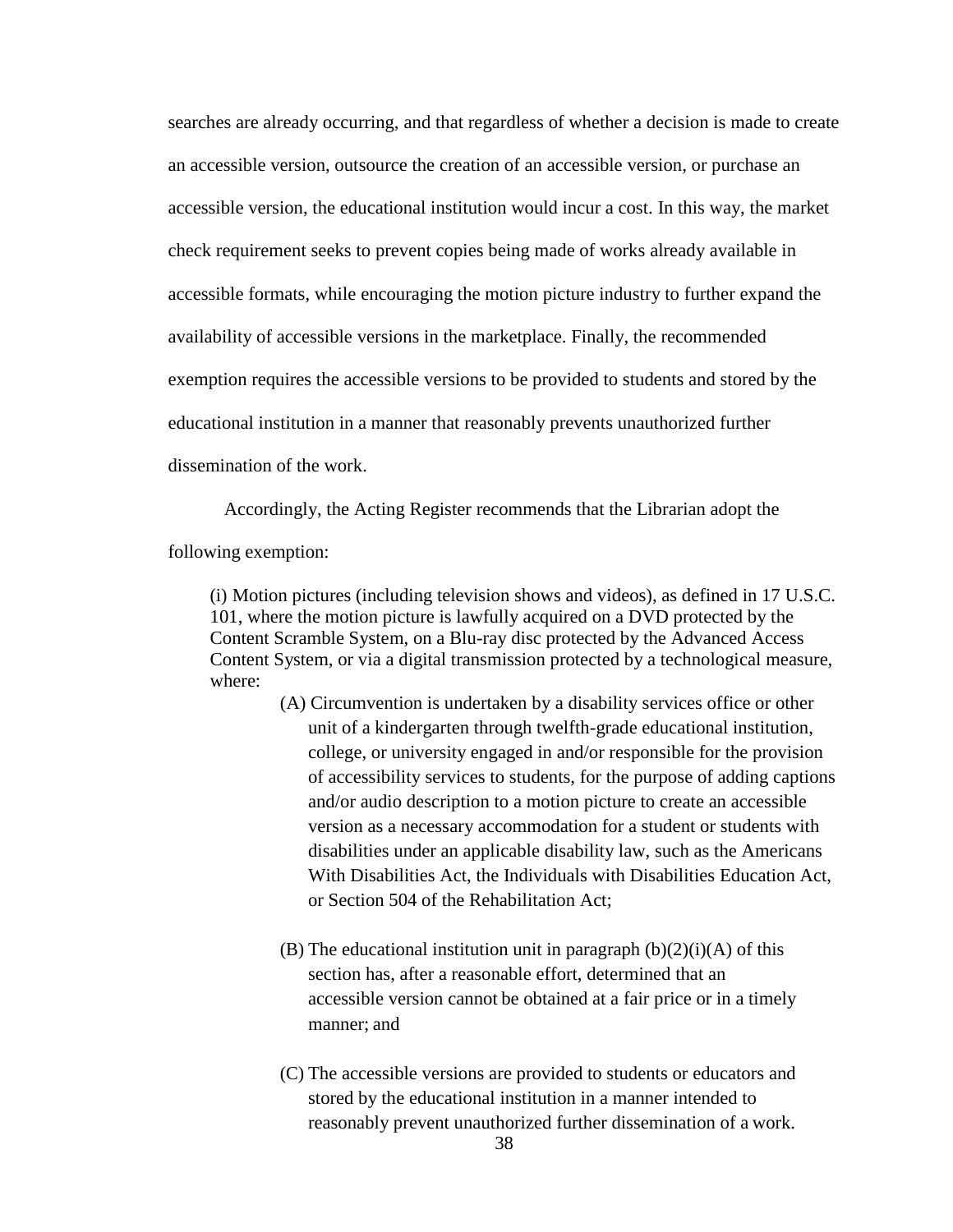searches are already occurring, and that regardless of whether a decision is made to create an accessible version, outsource the creation of an accessible version, or purchase an accessible version, the educational institution would incur a cost. In this way, the market check requirement seeks to prevent copies being made of works already available in accessible formats, while encouraging the motion picture industry to further expand the availability of accessible versions in the marketplace. Finally, the recommended exemption requires the accessible versions to be provided to students and stored by the educational institution in a manner that reasonably prevents unauthorized further dissemination of the work.

Accordingly, the Acting Register recommends that the Librarian adopt the following exemption:

> (i) Motion pictures (including television shows and videos), as defined in 17 U.S.C. 101, where the motion picture is lawfully acquired on a DVD protected by the Content Scramble System, on a Blu-ray disc protected by the Advanced Access Content System, or via a digital transmission protected by a technological measure, where:
>
> (A) Circumvention is undertaken by a disability services office or other unit of a kindergarten through twelfth-grade educational institution, college, or university engaged in and/or responsible for the provision of accessibility services to students, for the purpose of adding captions and/or audio description to a motion picture to create an accessible version as a necessary accommodation for a student or students with disabilities under an applicable disability law, such as the Americans With Disabilities Act, the Individuals with Disabilities Education Act, or Section 504 of the Rehabilitation Act;
>
> (B) The educational institution unit in paragraph (b)(2)(i)(A) of this section has, after a reasonable effort, determined that an accessible version cannot be obtained at a fair price or in a timely manner; and
>
> (C) The accessible versions are provided to students or educators and stored by the educational institution in a manner intended to reasonably prevent unauthorized further dissemination of a work.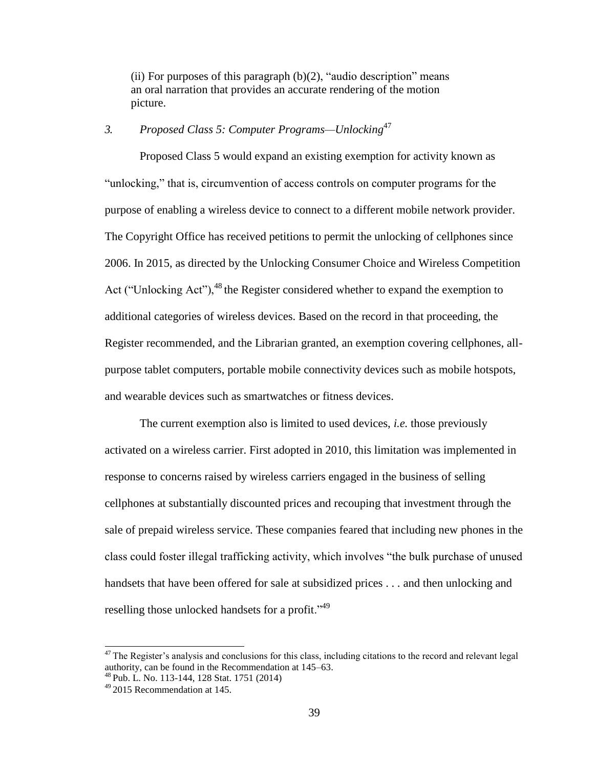(ii) For purposes of this paragraph (b)(2), "audio description" means an oral narration that provides an accurate rendering of the motion picture.

### *3. Proposed Class 5: Computer Programs—Unlocking*[47]

Proposed Class 5 would expand an existing exemption for activity known as "unlocking," that is, circumvention of access controls on computer programs for the purpose of enabling a wireless device to connect to a different mobile network provider. The Copyright Office has received petitions to permit the unlocking of cellphones since 2006. In 2015, as directed by the Unlocking Consumer Choice and Wireless Competition Act ("Unlocking Act"),[48] the Register considered whether to expand the exemption to additional categories of wireless devices. Based on the record in that proceeding, the Register recommended, and the Librarian granted, an exemption covering cellphones, all-purpose tablet computers, portable mobile connectivity devices such as mobile hotspots, and wearable devices such as smartwatches or fitness devices.

The current exemption also is limited to used devices, *i.e.* those previously activated on a wireless carrier. First adopted in 2010, this limitation was implemented in response to concerns raised by wireless carriers engaged in the business of selling cellphones at substantially discounted prices and recouping that investment through the sale of prepaid wireless service. These companies feared that including new phones in the class could foster illegal trafficking activity, which involves "the bulk purchase of unused handsets that have been offered for sale at subsidized prices . . . and then unlocking and reselling those unlocked handsets for a profit."[49]

---

[47] The Register's analysis and conclusions for this class, including citations to the record and relevant legal authority, can be found in the Recommendation at 145–63.

[48] Pub. L. No. 113-144, 128 Stat. 1751 (2014)

[49] 2015 Recommendation at 145.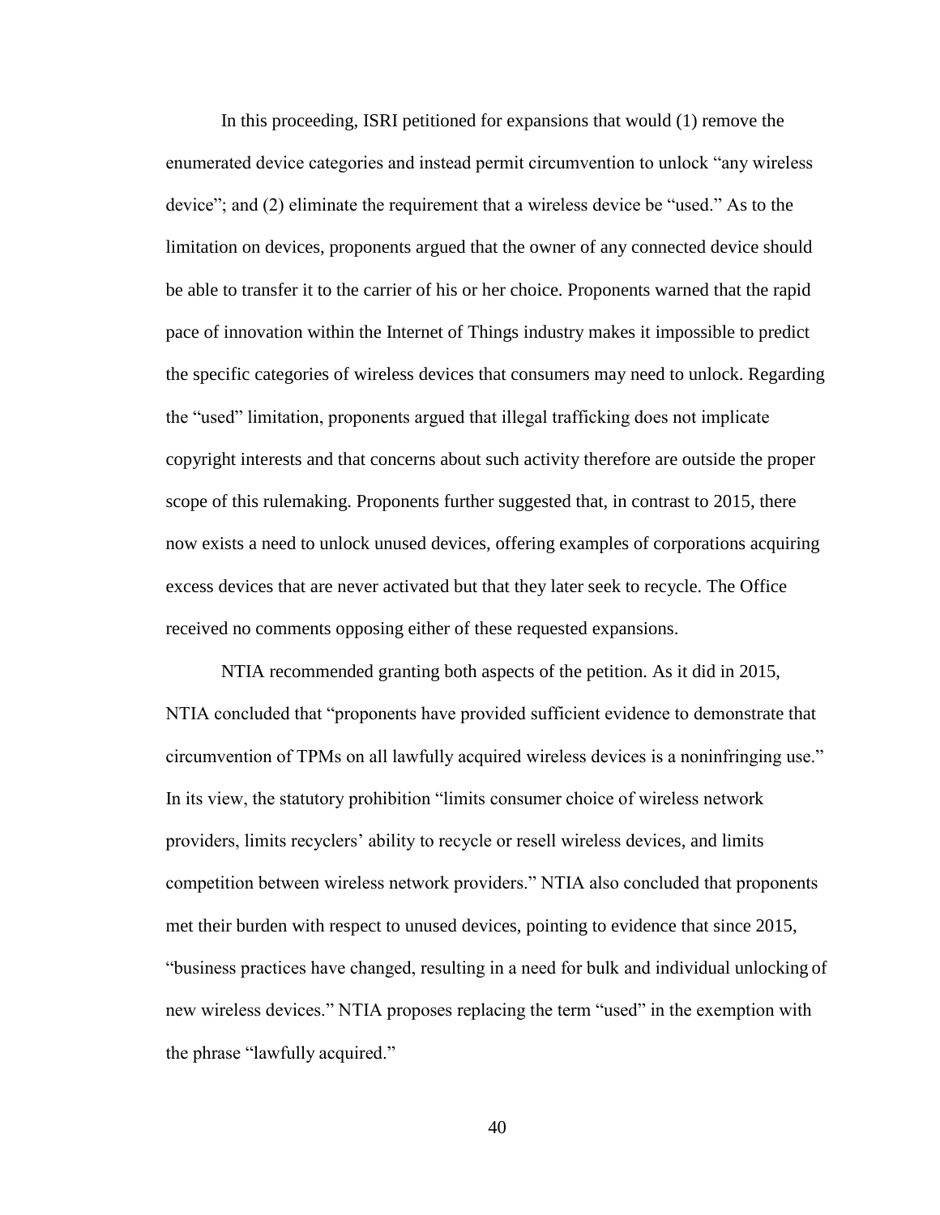In this proceeding, ISRI petitioned for expansions that would (1) remove the enumerated device categories and instead permit circumvention to unlock "any wireless device"; and (2) eliminate the requirement that a wireless device be "used." As to the limitation on devices, proponents argued that the owner of any connected device should be able to transfer it to the carrier of his or her choice. Proponents warned that the rapid pace of innovation within the Internet of Things industry makes it impossible to predict the specific categories of wireless devices that consumers may need to unlock. Regarding the "used" limitation, proponents argued that illegal trafficking does not implicate copyright interests and that concerns about such activity therefore are outside the proper scope of this rulemaking. Proponents further suggested that, in contrast to 2015, there now exists a need to unlock unused devices, offering examples of corporations acquiring excess devices that are never activated but that they later seek to recycle. The Office received no comments opposing either of these requested expansions.

NTIA recommended granting both aspects of the petition. As it did in 2015, NTIA concluded that "proponents have provided sufficient evidence to demonstrate that circumvention of TPMs on all lawfully acquired wireless devices is a noninfringing use." In its view, the statutory prohibition "limits consumer choice of wireless network providers, limits recyclers' ability to recycle or resell wireless devices, and limits competition between wireless network providers." NTIA also concluded that proponents met their burden with respect to unused devices, pointing to evidence that since 2015, "business practices have changed, resulting in a need for bulk and individual unlocking of new wireless devices." NTIA proposes replacing the term "used" in the exemption with the phrase "lawfully acquired."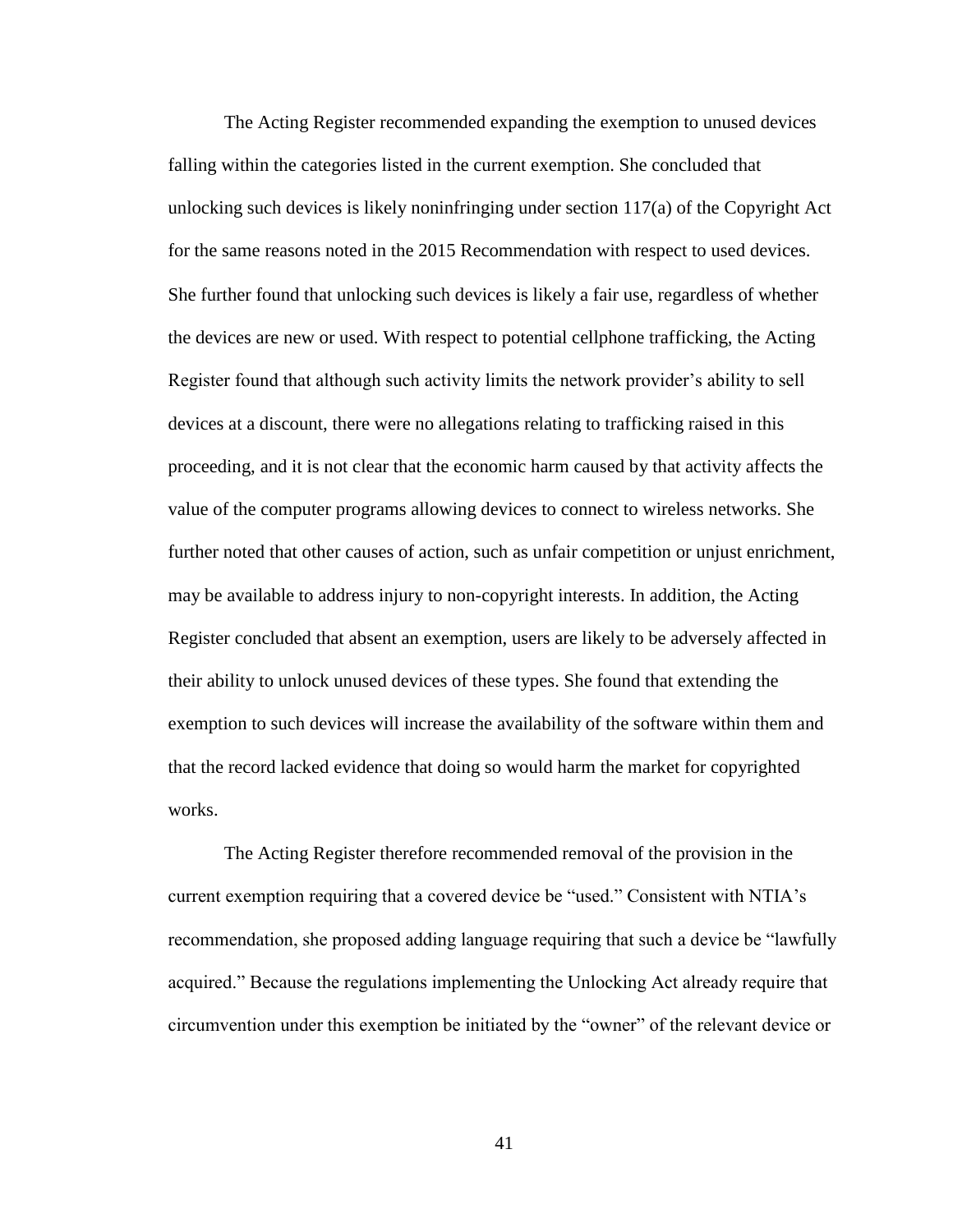The Acting Register recommended expanding the exemption to unused devices falling within the categories listed in the current exemption. She concluded that unlocking such devices is likely noninfringing under section 117(a) of the Copyright Act for the same reasons noted in the 2015 Recommendation with respect to used devices. She further found that unlocking such devices is likely a fair use, regardless of whether the devices are new or used. With respect to potential cellphone trafficking, the Acting Register found that although such activity limits the network provider's ability to sell devices at a discount, there were no allegations relating to trafficking raised in this proceeding, and it is not clear that the economic harm caused by that activity affects the value of the computer programs allowing devices to connect to wireless networks. She further noted that other causes of action, such as unfair competition or unjust enrichment, may be available to address injury to non-copyright interests. In addition, the Acting Register concluded that absent an exemption, users are likely to be adversely affected in their ability to unlock unused devices of these types. She found that extending the exemption to such devices will increase the availability of the software within them and that the record lacked evidence that doing so would harm the market for copyrighted works.

The Acting Register therefore recommended removal of the provision in the current exemption requiring that a covered device be "used." Consistent with NTIA's recommendation, she proposed adding language requiring that such a device be "lawfully acquired." Because the regulations implementing the Unlocking Act already require that circumvention under this exemption be initiated by the "owner" of the relevant device or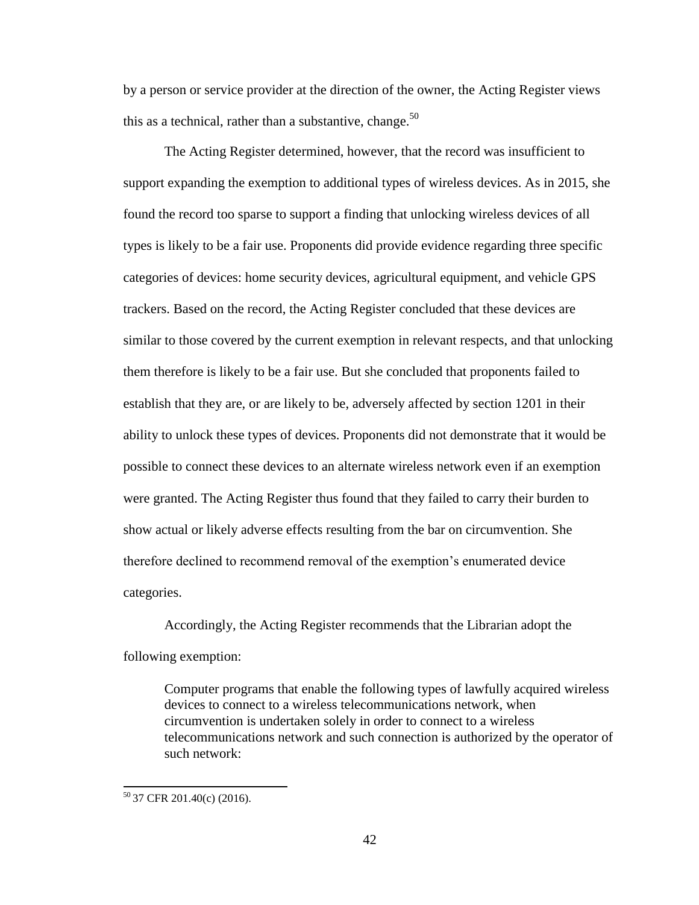by a person or service provider at the direction of the owner, the Acting Register views this as a technical, rather than a substantive, change.[50]

The Acting Register determined, however, that the record was insufficient to support expanding the exemption to additional types of wireless devices. As in 2015, she found the record too sparse to support a finding that unlocking wireless devices of all types is likely to be a fair use. Proponents did provide evidence regarding three specific categories of devices: home security devices, agricultural equipment, and vehicle GPS trackers. Based on the record, the Acting Register concluded that these devices are similar to those covered by the current exemption in relevant respects, and that unlocking them therefore is likely to be a fair use. But she concluded that proponents failed to establish that they are, or are likely to be, adversely affected by section 1201 in their ability to unlock these types of devices. Proponents did not demonstrate that it would be possible to connect these devices to an alternate wireless network even if an exemption were granted. The Acting Register thus found that they failed to carry their burden to show actual or likely adverse effects resulting from the bar on circumvention. She therefore declined to recommend removal of the exemption's enumerated device categories.

Accordingly, the Acting Register recommends that the Librarian adopt the following exemption:

> Computer programs that enable the following types of lawfully acquired wireless devices to connect to a wireless telecommunications network, when circumvention is undertaken solely in order to connect to a wireless telecommunications network and such connection is authorized by the operator of such network:

[50] 37 CFR 201.40(c) (2016).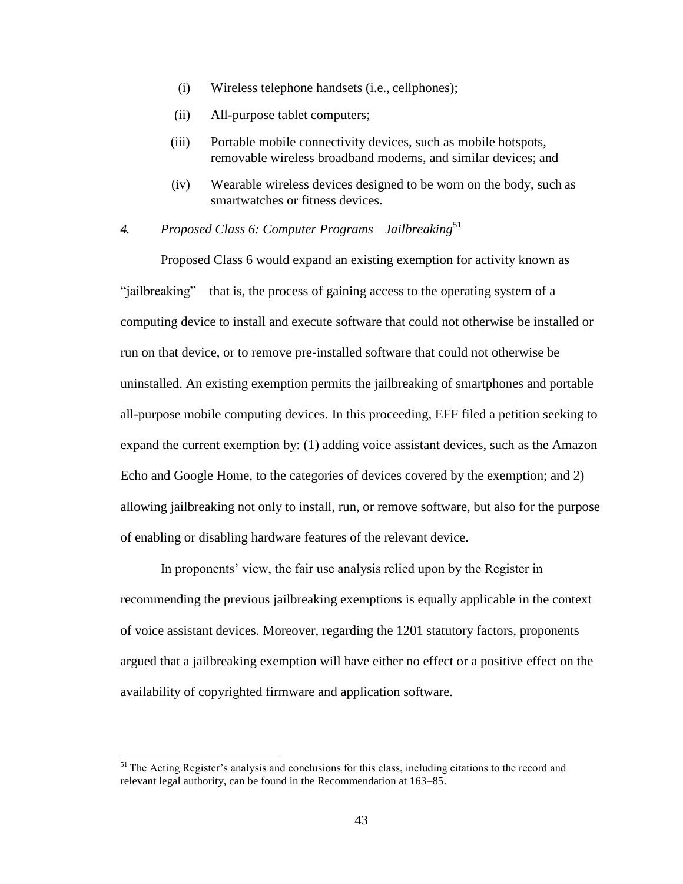(i) Wireless telephone handsets (i.e., cellphones);

(ii) All-purpose tablet computers;

(iii) Portable mobile connectivity devices, such as mobile hotspots, removable wireless broadband modems, and similar devices; and

(iv) Wearable wireless devices designed to be worn on the body, such as smartwatches or fitness devices.

### 4. *Proposed Class 6: Computer Programs—Jailbreaking*[51]

Proposed Class 6 would expand an existing exemption for activity known as "jailbreaking"—that is, the process of gaining access to the operating system of a computing device to install and execute software that could not otherwise be installed or run on that device, or to remove pre-installed software that could not otherwise be uninstalled. An existing exemption permits the jailbreaking of smartphones and portable all-purpose mobile computing devices. In this proceeding, EFF filed a petition seeking to expand the current exemption by: (1) adding voice assistant devices, such as the Amazon Echo and Google Home, to the categories of devices covered by the exemption; and 2) allowing jailbreaking not only to install, run, or remove software, but also for the purpose of enabling or disabling hardware features of the relevant device.

In proponents' view, the fair use analysis relied upon by the Register in recommending the previous jailbreaking exemptions is equally applicable in the context of voice assistant devices. Moreover, regarding the 1201 statutory factors, proponents argued that a jailbreaking exemption will have either no effect or a positive effect on the availability of copyrighted firmware and application software.

---

[51] The Acting Register's analysis and conclusions for this class, including citations to the record and relevant legal authority, can be found in the Recommendation at 163–85.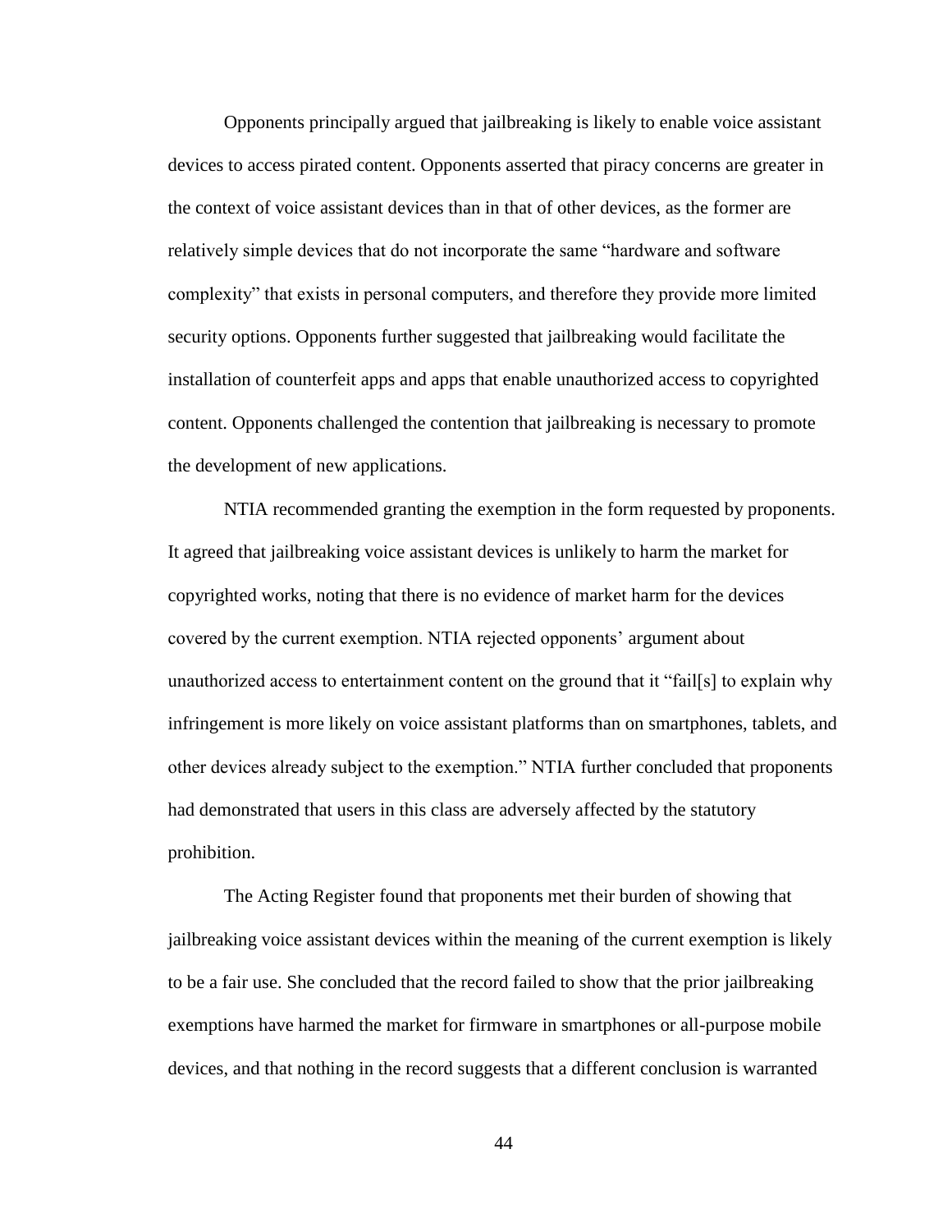Opponents principally argued that jailbreaking is likely to enable voice assistant devices to access pirated content. Opponents asserted that piracy concerns are greater in the context of voice assistant devices than in that of other devices, as the former are relatively simple devices that do not incorporate the same "hardware and software complexity" that exists in personal computers, and therefore they provide more limited security options. Opponents further suggested that jailbreaking would facilitate the installation of counterfeit apps and apps that enable unauthorized access to copyrighted content. Opponents challenged the contention that jailbreaking is necessary to promote the development of new applications.

NTIA recommended granting the exemption in the form requested by proponents. It agreed that jailbreaking voice assistant devices is unlikely to harm the market for copyrighted works, noting that there is no evidence of market harm for the devices covered by the current exemption. NTIA rejected opponents' argument about unauthorized access to entertainment content on the ground that it "fail[s] to explain why infringement is more likely on voice assistant platforms than on smartphones, tablets, and other devices already subject to the exemption." NTIA further concluded that proponents had demonstrated that users in this class are adversely affected by the statutory prohibition.

The Acting Register found that proponents met their burden of showing that jailbreaking voice assistant devices within the meaning of the current exemption is likely to be a fair use. She concluded that the record failed to show that the prior jailbreaking exemptions have harmed the market for firmware in smartphones or all-purpose mobile devices, and that nothing in the record suggests that a different conclusion is warranted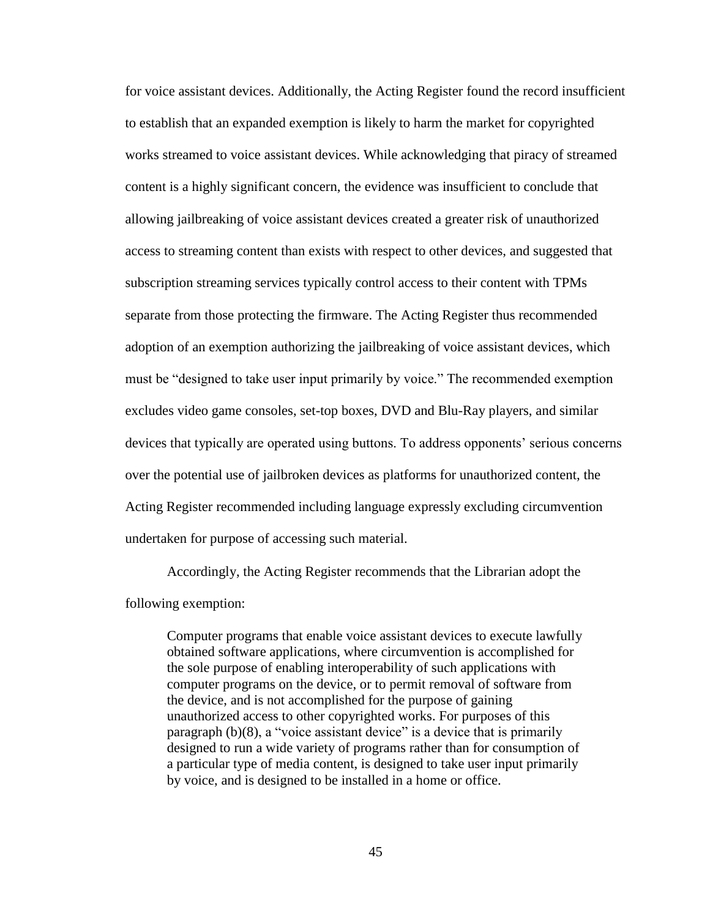for voice assistant devices. Additionally, the Acting Register found the record insufficient to establish that an expanded exemption is likely to harm the market for copyrighted works streamed to voice assistant devices. While acknowledging that piracy of streamed content is a highly significant concern, the evidence was insufficient to conclude that allowing jailbreaking of voice assistant devices created a greater risk of unauthorized access to streaming content than exists with respect to other devices, and suggested that subscription streaming services typically control access to their content with TPMs separate from those protecting the firmware. The Acting Register thus recommended adoption of an exemption authorizing the jailbreaking of voice assistant devices, which must be "designed to take user input primarily by voice." The recommended exemption excludes video game consoles, set-top boxes, DVD and Blu-Ray players, and similar devices that typically are operated using buttons. To address opponents' serious concerns over the potential use of jailbroken devices as platforms for unauthorized content, the Acting Register recommended including language expressly excluding circumvention undertaken for purpose of accessing such material.

Accordingly, the Acting Register recommends that the Librarian adopt the following exemption:

> Computer programs that enable voice assistant devices to execute lawfully obtained software applications, where circumvention is accomplished for the sole purpose of enabling interoperability of such applications with computer programs on the device, or to permit removal of software from the device, and is not accomplished for the purpose of gaining unauthorized access to other copyrighted works. For purposes of this paragraph (b)(8), a "voice assistant device" is a device that is primarily designed to run a wide variety of programs rather than for consumption of a particular type of media content, is designed to take user input primarily by voice, and is designed to be installed in a home or office.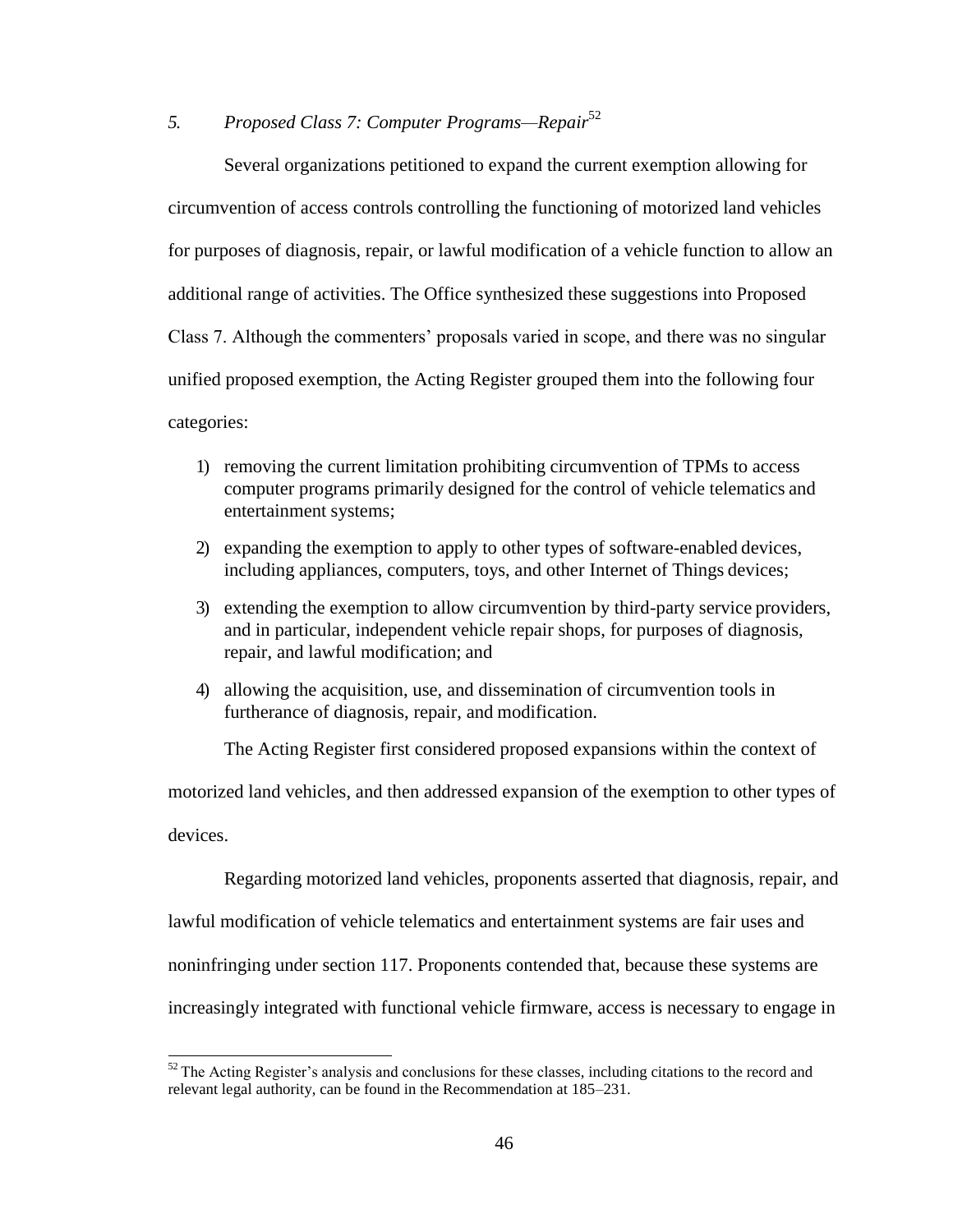### *5. Proposed Class 7: Computer Programs—Repair*[52]

Several organizations petitioned to expand the current exemption allowing for circumvention of access controls controlling the functioning of motorized land vehicles for purposes of diagnosis, repair, or lawful modification of a vehicle function to allow an additional range of activities. The Office synthesized these suggestions into Proposed Class 7. Although the commenters' proposals varied in scope, and there was no singular unified proposed exemption, the Acting Register grouped them into the following four categories:

1) removing the current limitation prohibiting circumvention of TPMs to access computer programs primarily designed for the control of vehicle telematics and entertainment systems;
2) expanding the exemption to apply to other types of software-enabled devices, including appliances, computers, toys, and other Internet of Things devices;
3) extending the exemption to allow circumvention by third-party service providers, and in particular, independent vehicle repair shops, for purposes of diagnosis, repair, and lawful modification; and
4) allowing the acquisition, use, and dissemination of circumvention tools in furtherance of diagnosis, repair, and modification.

The Acting Register first considered proposed expansions within the context of motorized land vehicles, and then addressed expansion of the exemption to other types of devices.

Regarding motorized land vehicles, proponents asserted that diagnosis, repair, and lawful modification of vehicle telematics and entertainment systems are fair uses and noninfringing under section 117. Proponents contended that, because these systems are increasingly integrated with functional vehicle firmware, access is necessary to engage in

[52] The Acting Register's analysis and conclusions for these classes, including citations to the record and relevant legal authority, can be found in the Recommendation at 185–231.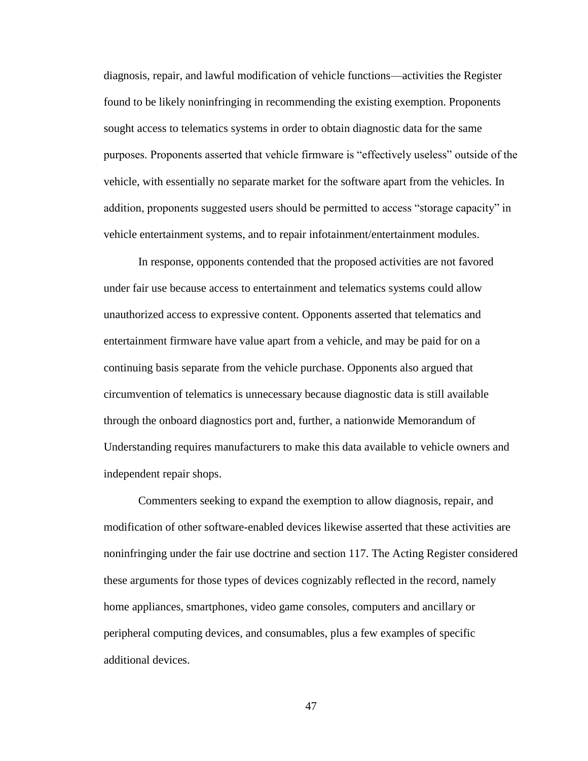diagnosis, repair, and lawful modification of vehicle functions—activities the Register found to be likely noninfringing in recommending the existing exemption. Proponents sought access to telematics systems in order to obtain diagnostic data for the same purposes. Proponents asserted that vehicle firmware is "effectively useless" outside of the vehicle, with essentially no separate market for the software apart from the vehicles. In addition, proponents suggested users should be permitted to access "storage capacity" in vehicle entertainment systems, and to repair infotainment/entertainment modules.

In response, opponents contended that the proposed activities are not favored under fair use because access to entertainment and telematics systems could allow unauthorized access to expressive content. Opponents asserted that telematics and entertainment firmware have value apart from a vehicle, and may be paid for on a continuing basis separate from the vehicle purchase. Opponents also argued that circumvention of telematics is unnecessary because diagnostic data is still available through the onboard diagnostics port and, further, a nationwide Memorandum of Understanding requires manufacturers to make this data available to vehicle owners and independent repair shops.

Commenters seeking to expand the exemption to allow diagnosis, repair, and modification of other software-enabled devices likewise asserted that these activities are noninfringing under the fair use doctrine and section 117. The Acting Register considered these arguments for those types of devices cognizably reflected in the record, namely home appliances, smartphones, video game consoles, computers and ancillary or peripheral computing devices, and consumables, plus a few examples of specific additional devices.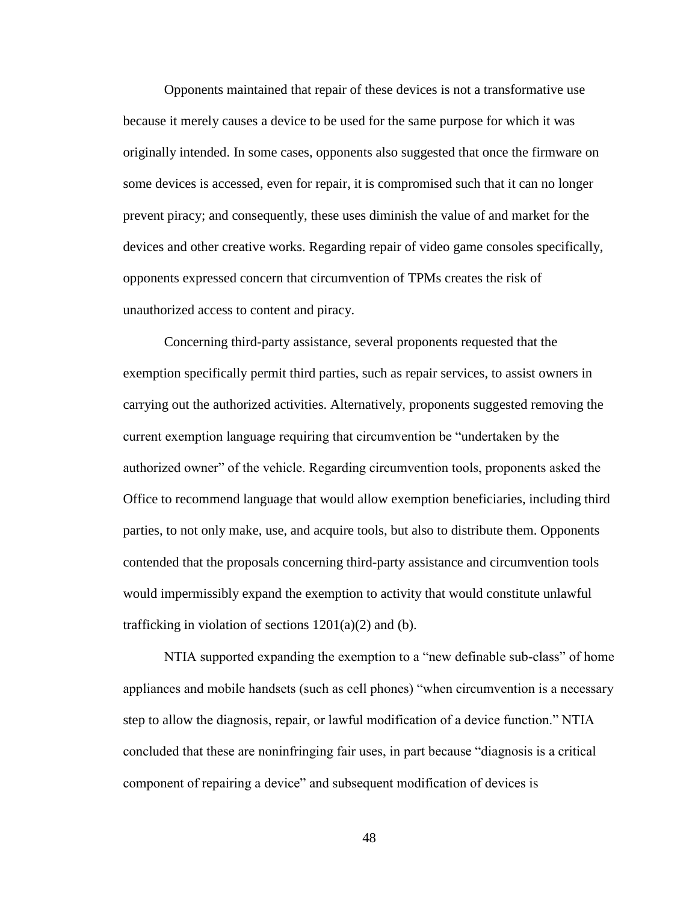Opponents maintained that repair of these devices is not a transformative use because it merely causes a device to be used for the same purpose for which it was originally intended. In some cases, opponents also suggested that once the firmware on some devices is accessed, even for repair, it is compromised such that it can no longer prevent piracy; and consequently, these uses diminish the value of and market for the devices and other creative works. Regarding repair of video game consoles specifically, opponents expressed concern that circumvention of TPMs creates the risk of unauthorized access to content and piracy.

Concerning third-party assistance, several proponents requested that the exemption specifically permit third parties, such as repair services, to assist owners in carrying out the authorized activities. Alternatively, proponents suggested removing the current exemption language requiring that circumvention be "undertaken by the authorized owner" of the vehicle. Regarding circumvention tools, proponents asked the Office to recommend language that would allow exemption beneficiaries, including third parties, to not only make, use, and acquire tools, but also to distribute them. Opponents contended that the proposals concerning third-party assistance and circumvention tools would impermissibly expand the exemption to activity that would constitute unlawful trafficking in violation of sections 1201(a)(2) and (b).

NTIA supported expanding the exemption to a "new definable sub-class" of home appliances and mobile handsets (such as cell phones) "when circumvention is a necessary step to allow the diagnosis, repair, or lawful modification of a device function." NTIA concluded that these are noninfringing fair uses, in part because "diagnosis is a critical component of repairing a device" and subsequent modification of devices is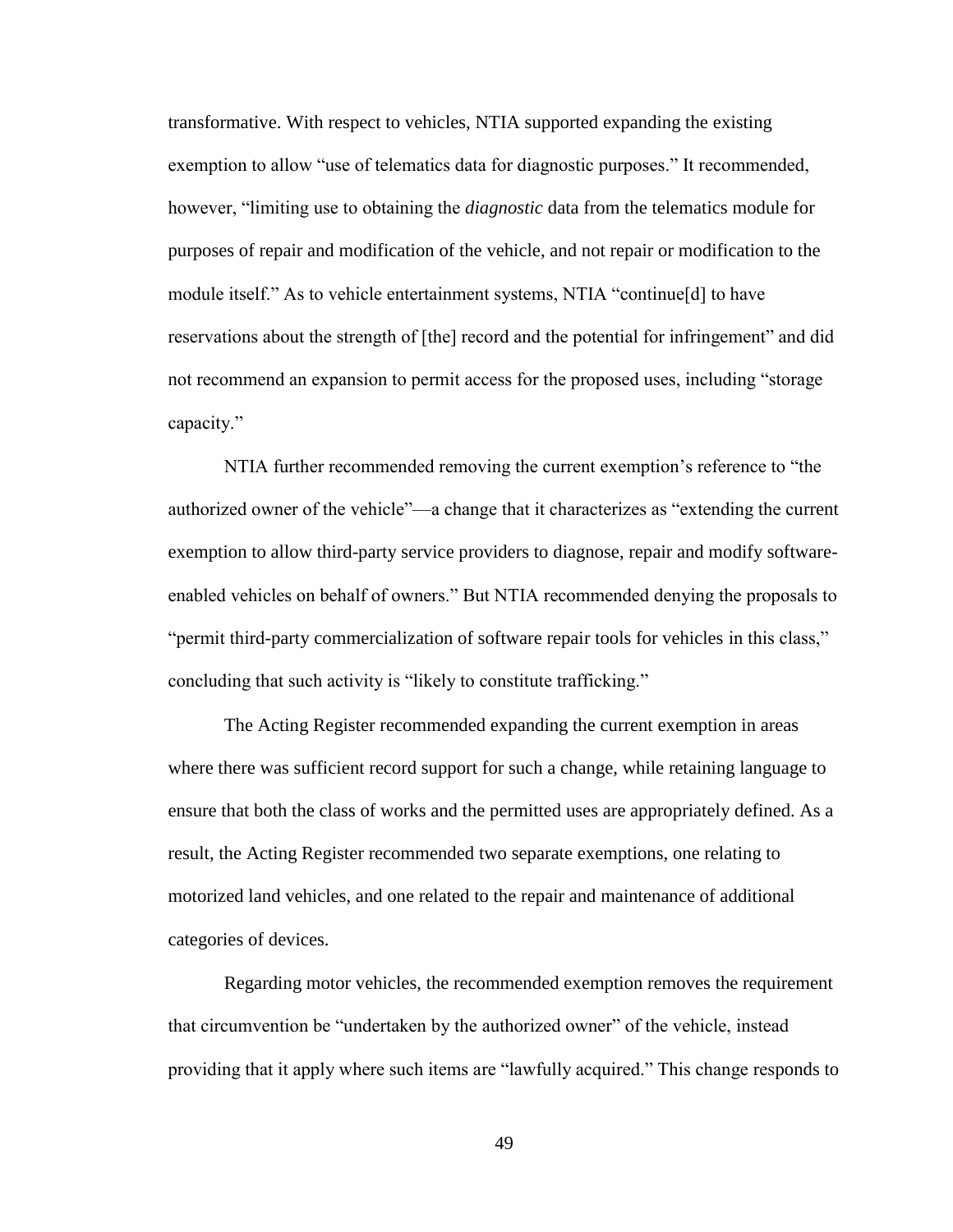transformative. With respect to vehicles, NTIA supported expanding the existing exemption to allow "use of telematics data for diagnostic purposes." It recommended, however, "limiting use to obtaining the *diagnostic* data from the telematics module for purposes of repair and modification of the vehicle, and not repair or modification to the module itself." As to vehicle entertainment systems, NTIA "continue[d] to have reservations about the strength of [the] record and the potential for infringement" and did not recommend an expansion to permit access for the proposed uses, including "storage capacity."

NTIA further recommended removing the current exemption's reference to "the authorized owner of the vehicle"—a change that it characterizes as "extending the current exemption to allow third-party service providers to diagnose, repair and modify software-enabled vehicles on behalf of owners." But NTIA recommended denying the proposals to "permit third-party commercialization of software repair tools for vehicles in this class," concluding that such activity is "likely to constitute trafficking."

The Acting Register recommended expanding the current exemption in areas where there was sufficient record support for such a change, while retaining language to ensure that both the class of works and the permitted uses are appropriately defined. As a result, the Acting Register recommended two separate exemptions, one relating to motorized land vehicles, and one related to the repair and maintenance of additional categories of devices.

Regarding motor vehicles, the recommended exemption removes the requirement that circumvention be "undertaken by the authorized owner" of the vehicle, instead providing that it apply where such items are "lawfully acquired." This change responds to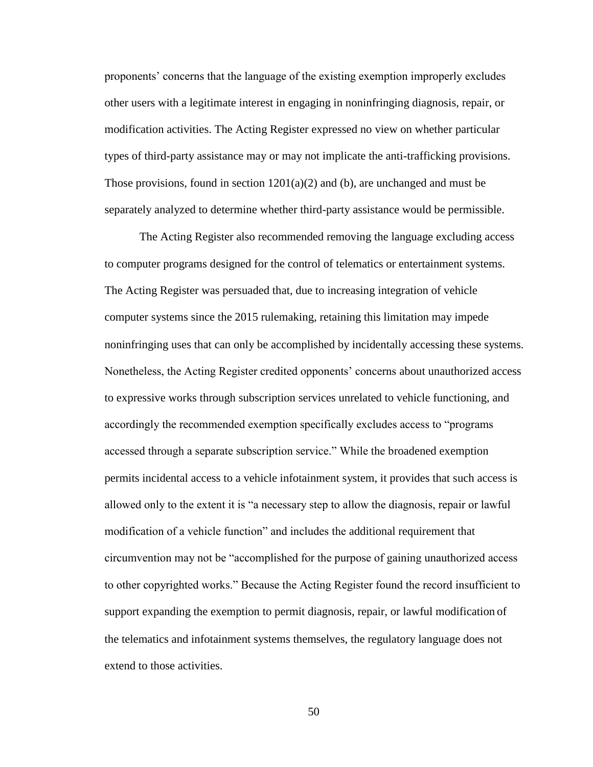proponents' concerns that the language of the existing exemption improperly excludes other users with a legitimate interest in engaging in noninfringing diagnosis, repair, or modification activities. The Acting Register expressed no view on whether particular types of third-party assistance may or may not implicate the anti-trafficking provisions. Those provisions, found in section 1201(a)(2) and (b), are unchanged and must be separately analyzed to determine whether third-party assistance would be permissible.

The Acting Register also recommended removing the language excluding access to computer programs designed for the control of telematics or entertainment systems. The Acting Register was persuaded that, due to increasing integration of vehicle computer systems since the 2015 rulemaking, retaining this limitation may impede noninfringing uses that can only be accomplished by incidentally accessing these systems. Nonetheless, the Acting Register credited opponents' concerns about unauthorized access to expressive works through subscription services unrelated to vehicle functioning, and accordingly the recommended exemption specifically excludes access to "programs accessed through a separate subscription service." While the broadened exemption permits incidental access to a vehicle infotainment system, it provides that such access is allowed only to the extent it is "a necessary step to allow the diagnosis, repair or lawful modification of a vehicle function" and includes the additional requirement that circumvention may not be "accomplished for the purpose of gaining unauthorized access to other copyrighted works." Because the Acting Register found the record insufficient to support expanding the exemption to permit diagnosis, repair, or lawful modification of the telematics and infotainment systems themselves, the regulatory language does not extend to those activities.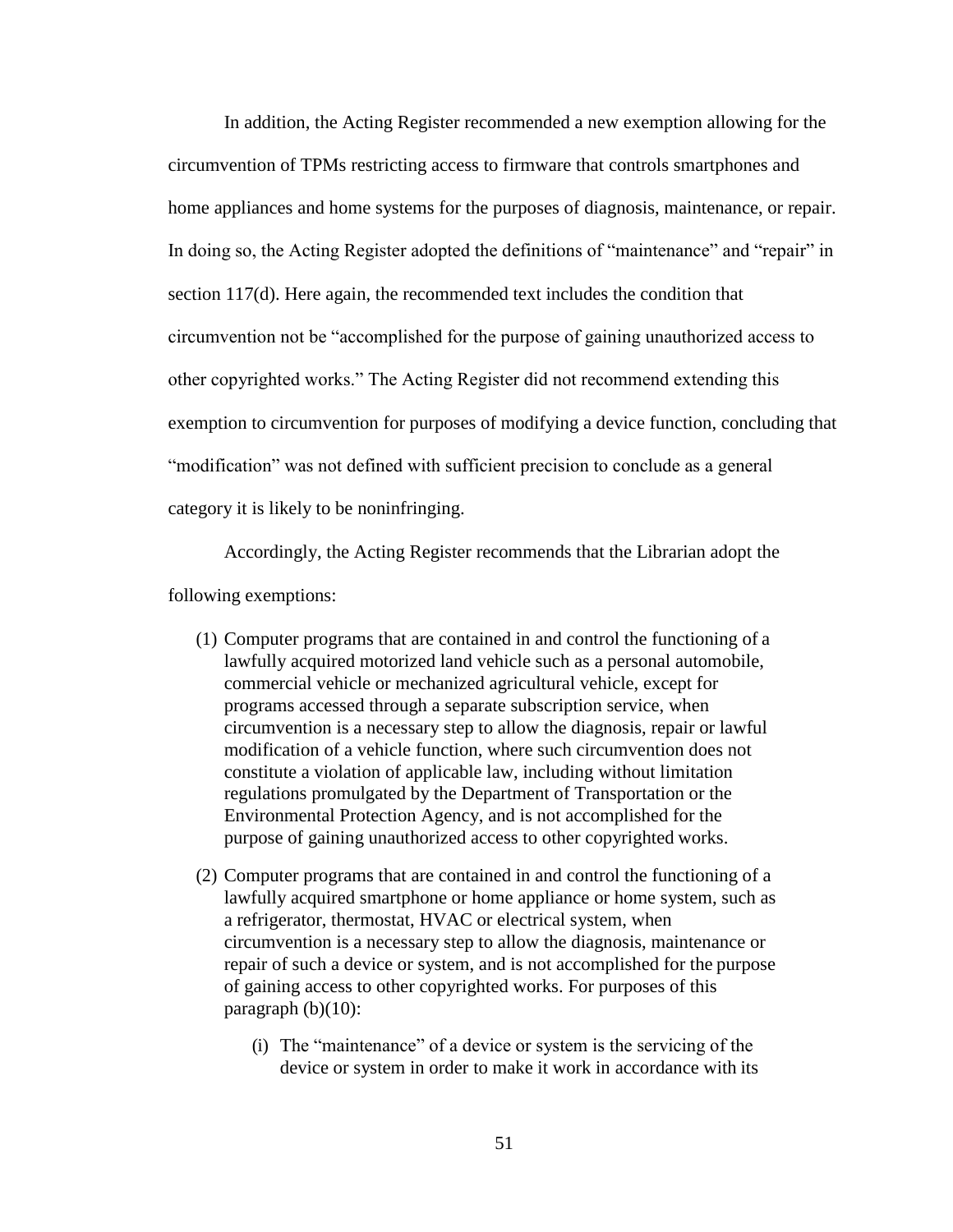In addition, the Acting Register recommended a new exemption allowing for the circumvention of TPMs restricting access to firmware that controls smartphones and home appliances and home systems for the purposes of diagnosis, maintenance, or repair. In doing so, the Acting Register adopted the definitions of "maintenance" and "repair" in section 117(d). Here again, the recommended text includes the condition that circumvention not be "accomplished for the purpose of gaining unauthorized access to other copyrighted works." The Acting Register did not recommend extending this exemption to circumvention for purposes of modifying a device function, concluding that "modification" was not defined with sufficient precision to conclude as a general category it is likely to be noninfringing.

Accordingly, the Acting Register recommends that the Librarian adopt the following exemptions:

(1) Computer programs that are contained in and control the functioning of a lawfully acquired motorized land vehicle such as a personal automobile, commercial vehicle or mechanized agricultural vehicle, except for programs accessed through a separate subscription service, when circumvention is a necessary step to allow the diagnosis, repair or lawful modification of a vehicle function, where such circumvention does not constitute a violation of applicable law, including without limitation regulations promulgated by the Department of Transportation or the Environmental Protection Agency, and is not accomplished for the purpose of gaining unauthorized access to other copyrighted works.

(2) Computer programs that are contained in and control the functioning of a lawfully acquired smartphone or home appliance or home system, such as a refrigerator, thermostat, HVAC or electrical system, when circumvention is a necessary step to allow the diagnosis, maintenance or repair of such a device or system, and is not accomplished for the purpose of gaining access to other copyrighted works. For purposes of this paragraph (b)(10):

   (i) The "maintenance" of a device or system is the servicing of the device or system in order to make it work in accordance with its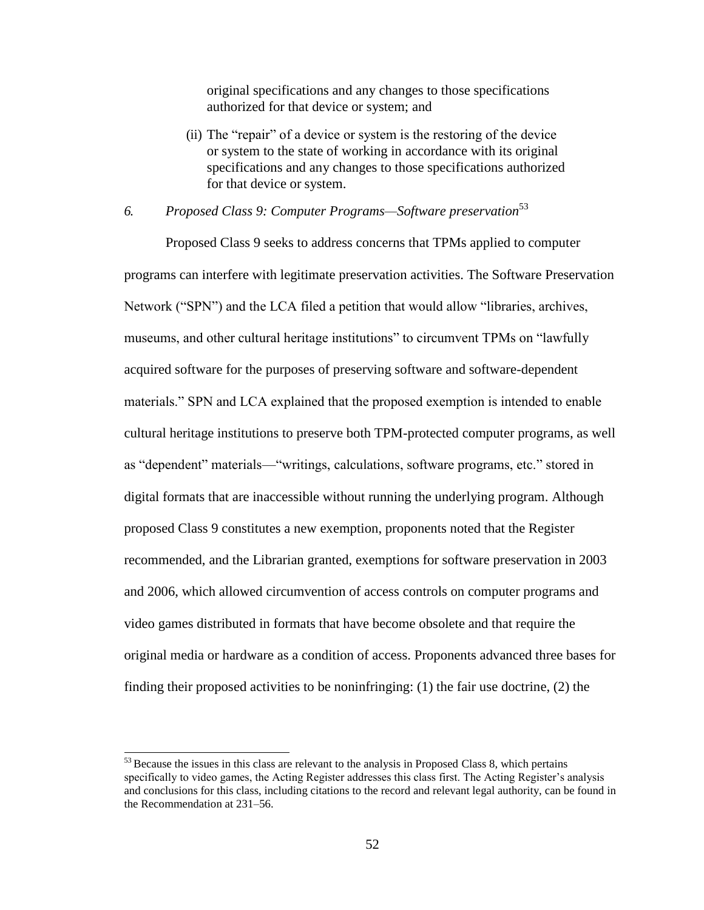original specifications and any changes to those specifications authorized for that device or system; and

(ii) The "repair" of a device or system is the restoring of the device or system to the state of working in accordance with its original specifications and any changes to those specifications authorized for that device or system.

### *6. Proposed Class 9: Computer Programs—Software preservation*[53]

Proposed Class 9 seeks to address concerns that TPMs applied to computer programs can interfere with legitimate preservation activities. The Software Preservation Network ("SPN") and the LCA filed a petition that would allow "libraries, archives, museums, and other cultural heritage institutions" to circumvent TPMs on "lawfully acquired software for the purposes of preserving software and software-dependent materials." SPN and LCA explained that the proposed exemption is intended to enable cultural heritage institutions to preserve both TPM-protected computer programs, as well as "dependent" materials—"writings, calculations, software programs, etc." stored in digital formats that are inaccessible without running the underlying program. Although proposed Class 9 constitutes a new exemption, proponents noted that the Register recommended, and the Librarian granted, exemptions for software preservation in 2003 and 2006, which allowed circumvention of access controls on computer programs and video games distributed in formats that have become obsolete and that require the original media or hardware as a condition of access. Proponents advanced three bases for finding their proposed activities to be noninfringing: (1) the fair use doctrine, (2) the

---

[53] Because the issues in this class are relevant to the analysis in Proposed Class 8, which pertains specifically to video games, the Acting Register addresses this class first. The Acting Register's analysis and conclusions for this class, including citations to the record and relevant legal authority, can be found in the Recommendation at 231–56.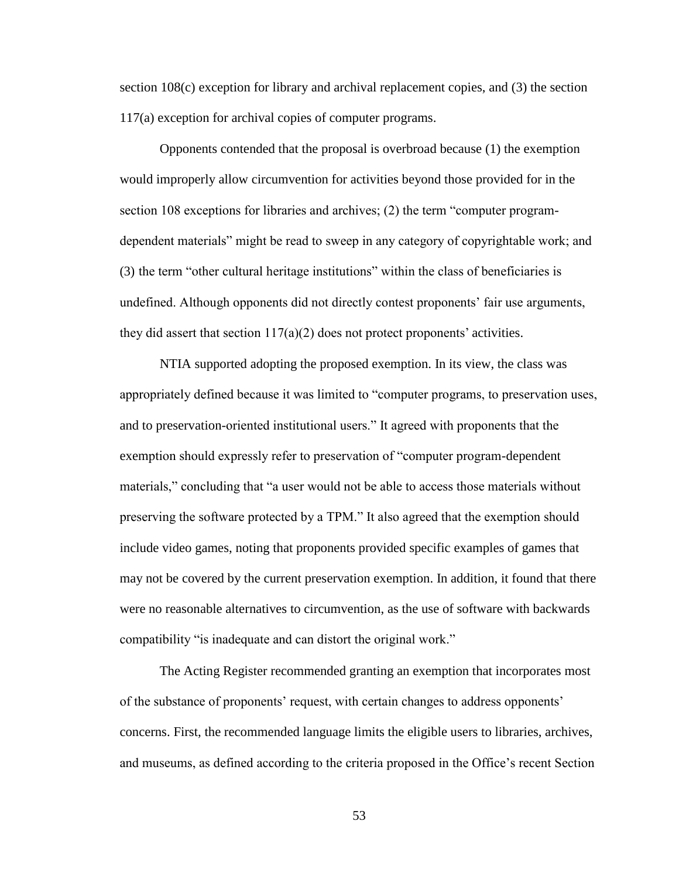section 108(c) exception for library and archival replacement copies, and (3) the section 117(a) exception for archival copies of computer programs.

Opponents contended that the proposal is overbroad because (1) the exemption would improperly allow circumvention for activities beyond those provided for in the section 108 exceptions for libraries and archives; (2) the term "computer program-dependent materials" might be read to sweep in any category of copyrightable work; and (3) the term "other cultural heritage institutions" within the class of beneficiaries is undefined. Although opponents did not directly contest proponents' fair use arguments, they did assert that section 117(a)(2) does not protect proponents' activities.

NTIA supported adopting the proposed exemption. In its view, the class was appropriately defined because it was limited to "computer programs, to preservation uses, and to preservation-oriented institutional users." It agreed with proponents that the exemption should expressly refer to preservation of "computer program-dependent materials," concluding that "a user would not be able to access those materials without preserving the software protected by a TPM." It also agreed that the exemption should include video games, noting that proponents provided specific examples of games that may not be covered by the current preservation exemption. In addition, it found that there were no reasonable alternatives to circumvention, as the use of software with backwards compatibility "is inadequate and can distort the original work."

The Acting Register recommended granting an exemption that incorporates most of the substance of proponents' request, with certain changes to address opponents' concerns. First, the recommended language limits the eligible users to libraries, archives, and museums, as defined according to the criteria proposed in the Office's recent Section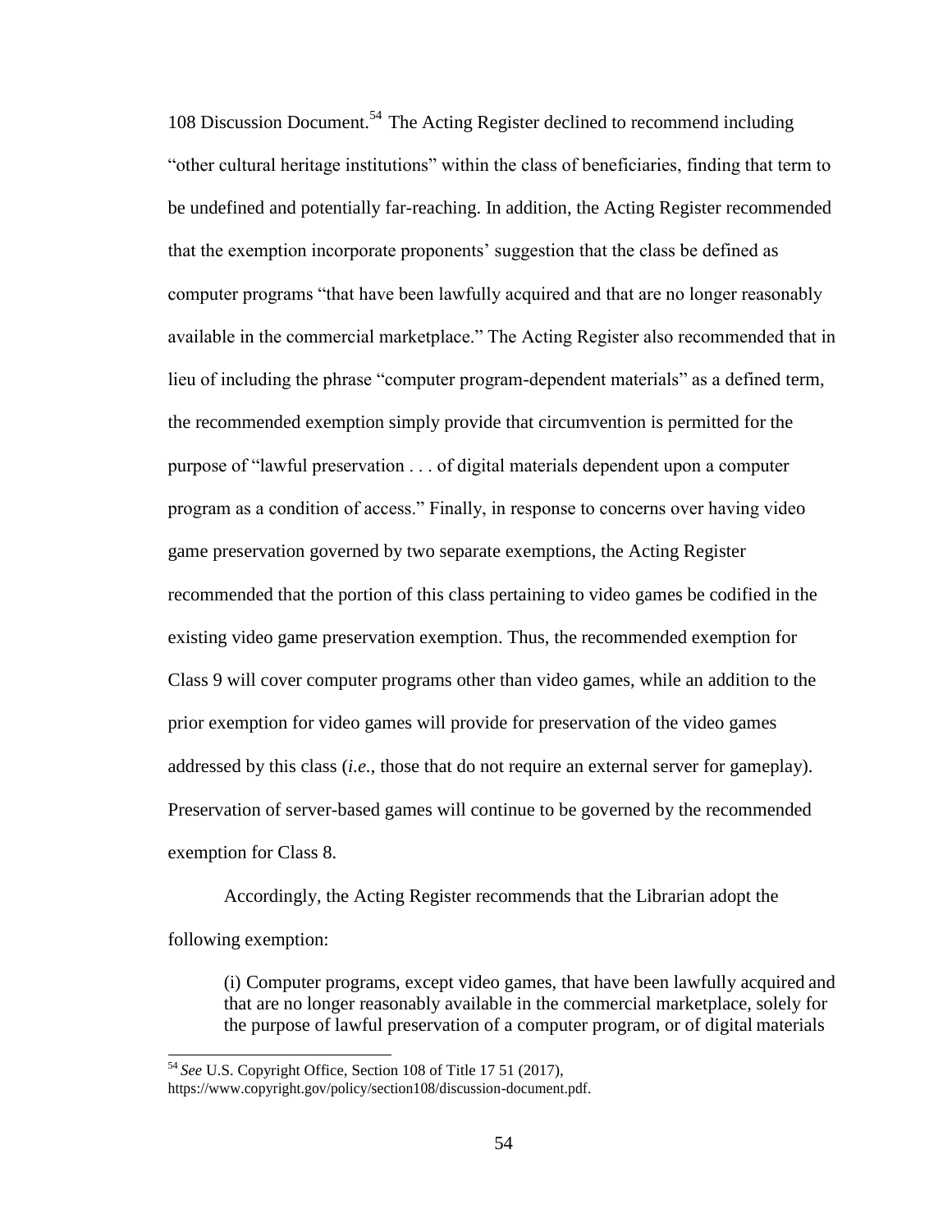108 Discussion Document.[54] The Acting Register declined to recommend including "other cultural heritage institutions" within the class of beneficiaries, finding that term to be undefined and potentially far-reaching. In addition, the Acting Register recommended that the exemption incorporate proponents' suggestion that the class be defined as computer programs "that have been lawfully acquired and that are no longer reasonably available in the commercial marketplace." The Acting Register also recommended that in lieu of including the phrase "computer program-dependent materials" as a defined term, the recommended exemption simply provide that circumvention is permitted for the purpose of "lawful preservation . . . of digital materials dependent upon a computer program as a condition of access." Finally, in response to concerns over having video game preservation governed by two separate exemptions, the Acting Register recommended that the portion of this class pertaining to video games be codified in the existing video game preservation exemption. Thus, the recommended exemption for Class 9 will cover computer programs other than video games, while an addition to the prior exemption for video games will provide for preservation of the video games addressed by this class (*i.e.*, those that do not require an external server for gameplay). Preservation of server-based games will continue to be governed by the recommended exemption for Class 8.

Accordingly, the Acting Register recommends that the Librarian adopt the following exemption:

> (i) Computer programs, except video games, that have been lawfully acquired and that are no longer reasonably available in the commercial marketplace, solely for the purpose of lawful preservation of a computer program, or of digital materials

[54] *See* U.S. Copyright Office, Section 108 of Title 17 51 (2017), https://www.copyright.gov/policy/section108/discussion-document.pdf.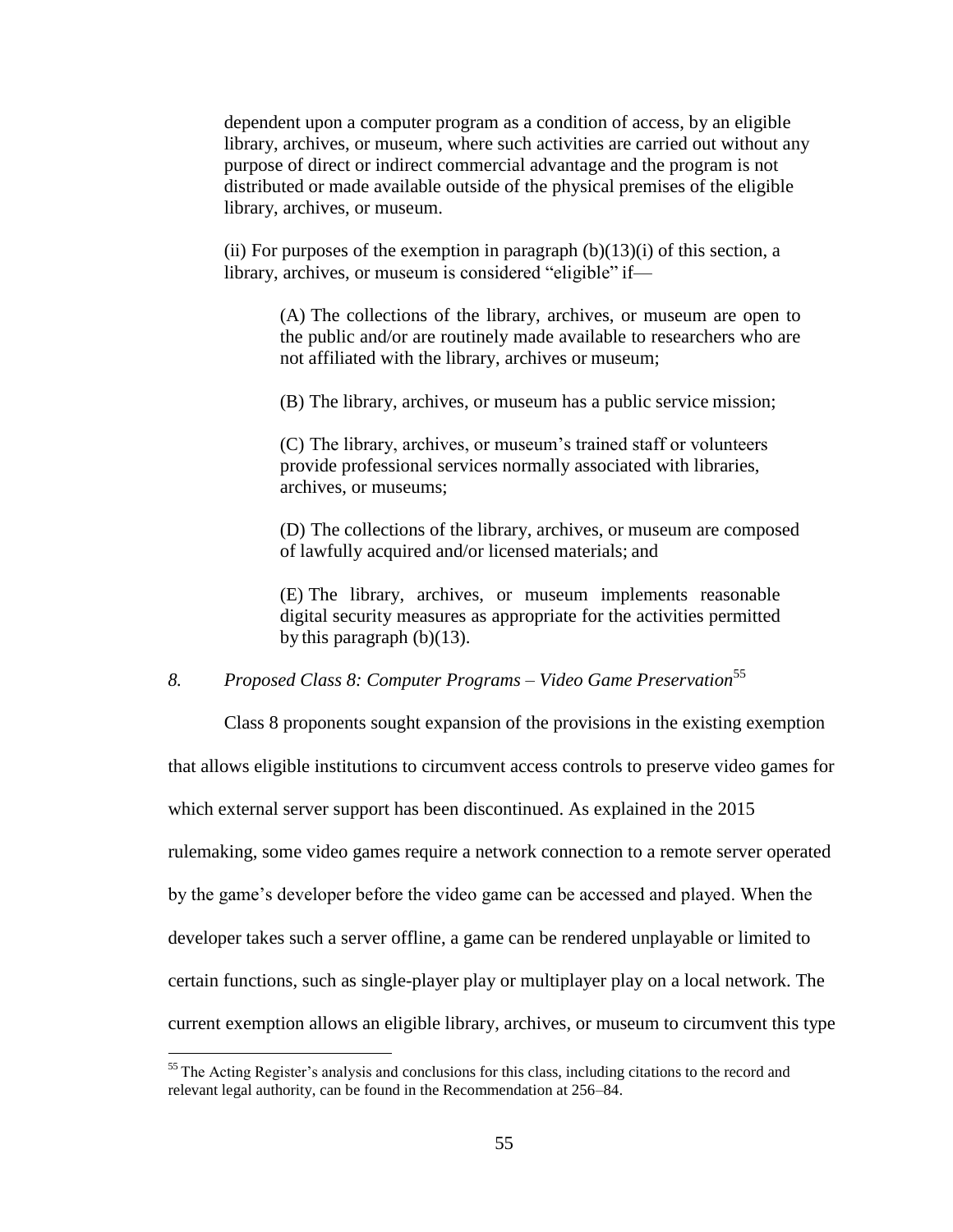dependent upon a computer program as a condition of access, by an eligible library, archives, or museum, where such activities are carried out without any purpose of direct or indirect commercial advantage and the program is not distributed or made available outside of the physical premises of the eligible library, archives, or museum.

(ii) For purposes of the exemption in paragraph (b)(13)(i) of this section, a library, archives, or museum is considered "eligible" if—

(A) The collections of the library, archives, or museum are open to the public and/or are routinely made available to researchers who are not affiliated with the library, archives or museum;

(B) The library, archives, or museum has a public service mission;

(C) The library, archives, or museum's trained staff or volunteers provide professional services normally associated with libraries, archives, or museums;

(D) The collections of the library, archives, or museum are composed of lawfully acquired and/or licensed materials; and

(E) The library, archives, or museum implements reasonable digital security measures as appropriate for the activities permitted by this paragraph (b)(13).

### *8. Proposed Class 8: Computer Programs – Video Game Preservation*[55]

Class 8 proponents sought expansion of the provisions in the existing exemption that allows eligible institutions to circumvent access controls to preserve video games for which external server support has been discontinued. As explained in the 2015 rulemaking, some video games require a network connection to a remote server operated by the game's developer before the video game can be accessed and played. When the developer takes such a server offline, a game can be rendered unplayable or limited to certain functions, such as single-player play or multiplayer play on a local network. The current exemption allows an eligible library, archives, or museum to circumvent this type

[55] The Acting Register's analysis and conclusions for this class, including citations to the record and relevant legal authority, can be found in the Recommendation at 256–84.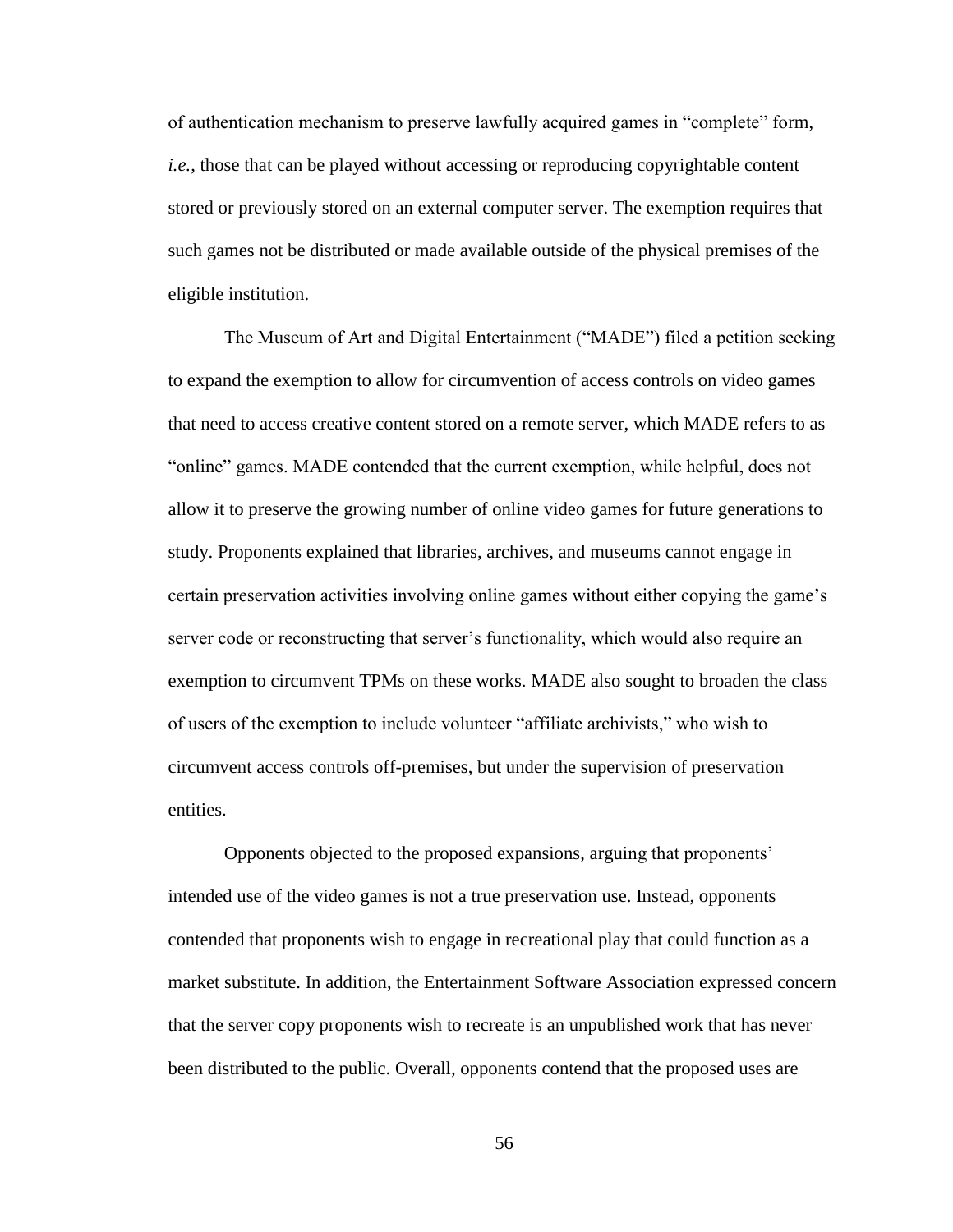of authentication mechanism to preserve lawfully acquired games in "complete" form, *i.e.*, those that can be played without accessing or reproducing copyrightable content stored or previously stored on an external computer server. The exemption requires that such games not be distributed or made available outside of the physical premises of the eligible institution.

The Museum of Art and Digital Entertainment ("MADE") filed a petition seeking to expand the exemption to allow for circumvention of access controls on video games that need to access creative content stored on a remote server, which MADE refers to as "online" games. MADE contended that the current exemption, while helpful, does not allow it to preserve the growing number of online video games for future generations to study. Proponents explained that libraries, archives, and museums cannot engage in certain preservation activities involving online games without either copying the game's server code or reconstructing that server's functionality, which would also require an exemption to circumvent TPMs on these works. MADE also sought to broaden the class of users of the exemption to include volunteer "affiliate archivists," who wish to circumvent access controls off-premises, but under the supervision of preservation entities.

Opponents objected to the proposed expansions, arguing that proponents' intended use of the video games is not a true preservation use. Instead, opponents contended that proponents wish to engage in recreational play that could function as a market substitute. In addition, the Entertainment Software Association expressed concern that the server copy proponents wish to recreate is an unpublished work that has never been distributed to the public. Overall, opponents contend that the proposed uses are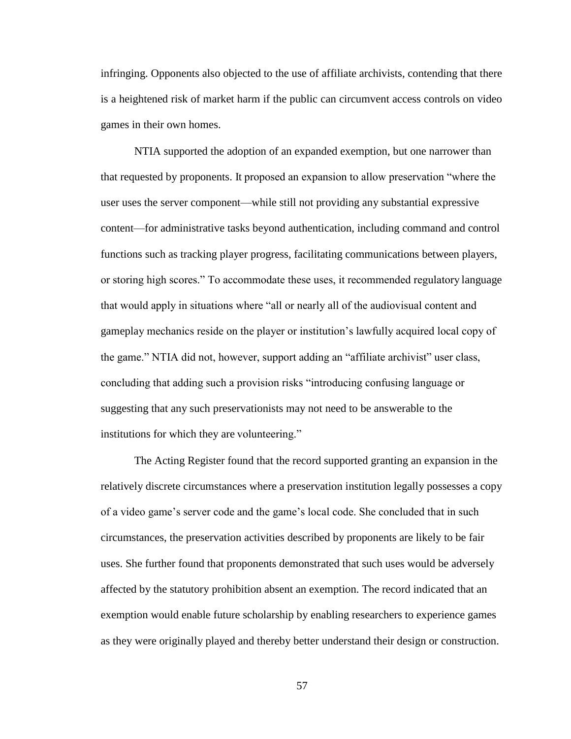infringing. Opponents also objected to the use of affiliate archivists, contending that there is a heightened risk of market harm if the public can circumvent access controls on video games in their own homes.

NTIA supported the adoption of an expanded exemption, but one narrower than that requested by proponents. It proposed an expansion to allow preservation "where the user uses the server component—while still not providing any substantial expressive content—for administrative tasks beyond authentication, including command and control functions such as tracking player progress, facilitating communications between players, or storing high scores." To accommodate these uses, it recommended regulatory language that would apply in situations where "all or nearly all of the audiovisual content and gameplay mechanics reside on the player or institution's lawfully acquired local copy of the game." NTIA did not, however, support adding an "affiliate archivist" user class, concluding that adding such a provision risks "introducing confusing language or suggesting that any such preservationists may not need to be answerable to the institutions for which they are volunteering."

The Acting Register found that the record supported granting an expansion in the relatively discrete circumstances where a preservation institution legally possesses a copy of a video game's server code and the game's local code. She concluded that in such circumstances, the preservation activities described by proponents are likely to be fair uses. She further found that proponents demonstrated that such uses would be adversely affected by the statutory prohibition absent an exemption. The record indicated that an exemption would enable future scholarship by enabling researchers to experience games as they were originally played and thereby better understand their design or construction.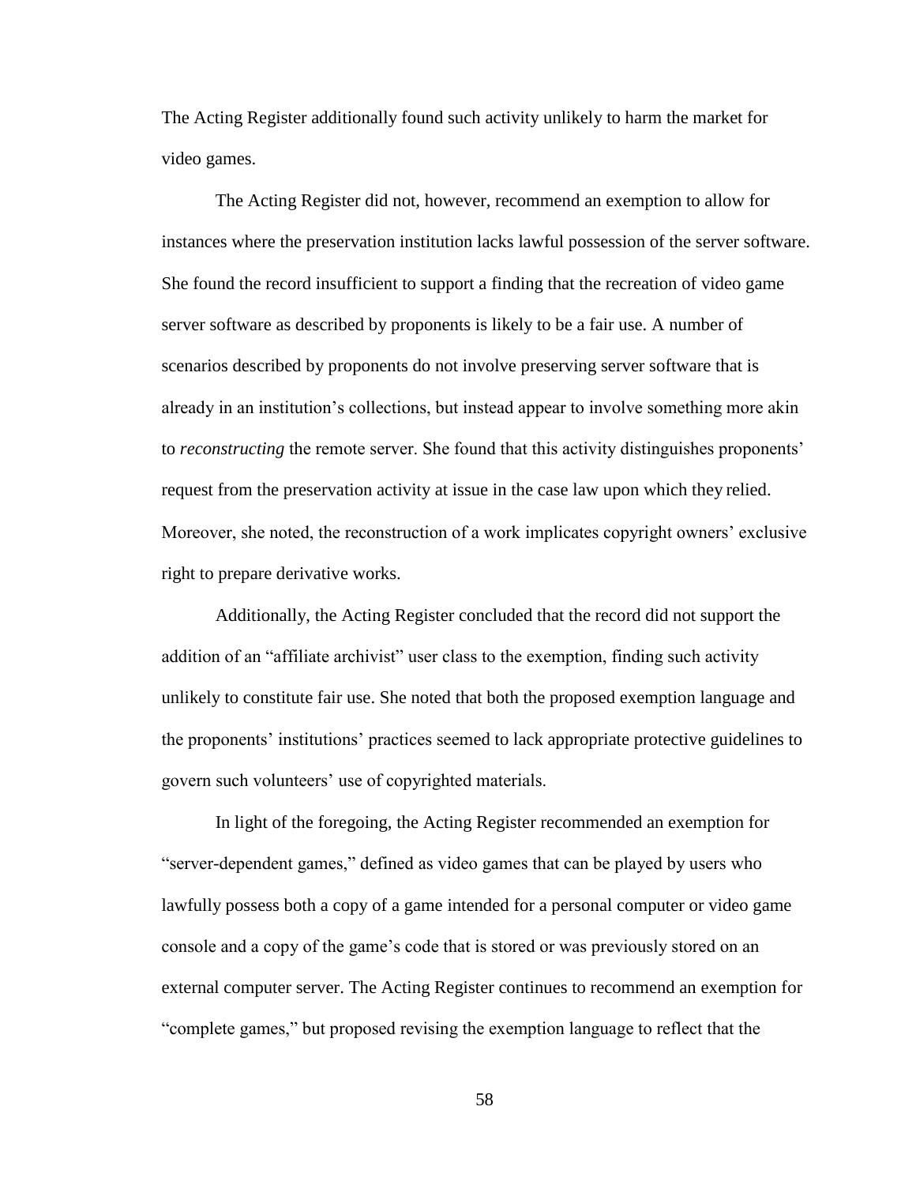The Acting Register additionally found such activity unlikely to harm the market for video games.

The Acting Register did not, however, recommend an exemption to allow for instances where the preservation institution lacks lawful possession of the server software. She found the record insufficient to support a finding that the recreation of video game server software as described by proponents is likely to be a fair use. A number of scenarios described by proponents do not involve preserving server software that is already in an institution's collections, but instead appear to involve something more akin to *reconstructing* the remote server. She found that this activity distinguishes proponents' request from the preservation activity at issue in the case law upon which they relied. Moreover, she noted, the reconstruction of a work implicates copyright owners' exclusive right to prepare derivative works.

Additionally, the Acting Register concluded that the record did not support the addition of an "affiliate archivist" user class to the exemption, finding such activity unlikely to constitute fair use. She noted that both the proposed exemption language and the proponents' institutions' practices seemed to lack appropriate protective guidelines to govern such volunteers' use of copyrighted materials.

In light of the foregoing, the Acting Register recommended an exemption for "server-dependent games," defined as video games that can be played by users who lawfully possess both a copy of a game intended for a personal computer or video game console and a copy of the game's code that is stored or was previously stored on an external computer server. The Acting Register continues to recommend an exemption for "complete games," but proposed revising the exemption language to reflect that the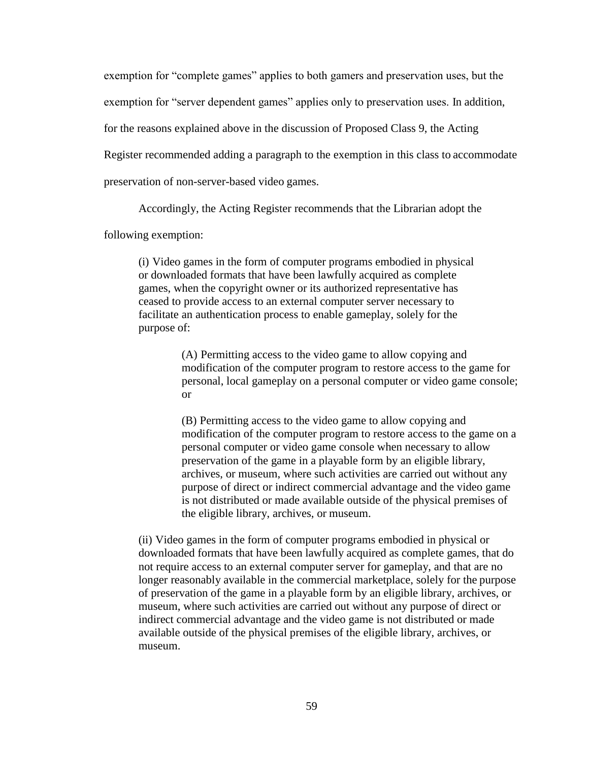exemption for "complete games" applies to both gamers and preservation uses, but the exemption for "server dependent games" applies only to preservation uses. In addition, for the reasons explained above in the discussion of Proposed Class 9, the Acting Register recommended adding a paragraph to the exemption in this class to accommodate preservation of non-server-based video games.

Accordingly, the Acting Register recommends that the Librarian adopt the following exemption:

> (i) Video games in the form of computer programs embodied in physical or downloaded formats that have been lawfully acquired as complete games, when the copyright owner or its authorized representative has ceased to provide access to an external computer server necessary to facilitate an authentication process to enable gameplay, solely for the purpose of:
>
> > (A) Permitting access to the video game to allow copying and modification of the computer program to restore access to the game for personal, local gameplay on a personal computer or video game console; or
> >
> > (B) Permitting access to the video game to allow copying and modification of the computer program to restore access to the game on a personal computer or video game console when necessary to allow preservation of the game in a playable form by an eligible library, archives, or museum, where such activities are carried out without any purpose of direct or indirect commercial advantage and the video game is not distributed or made available outside of the physical premises of the eligible library, archives, or museum.
>
> (ii) Video games in the form of computer programs embodied in physical or downloaded formats that have been lawfully acquired as complete games, that do not require access to an external computer server for gameplay, and that are no longer reasonably available in the commercial marketplace, solely for the purpose of preservation of the game in a playable form by an eligible library, archives, or museum, where such activities are carried out without any purpose of direct or indirect commercial advantage and the video game is not distributed or made available outside of the physical premises of the eligible library, archives, or museum.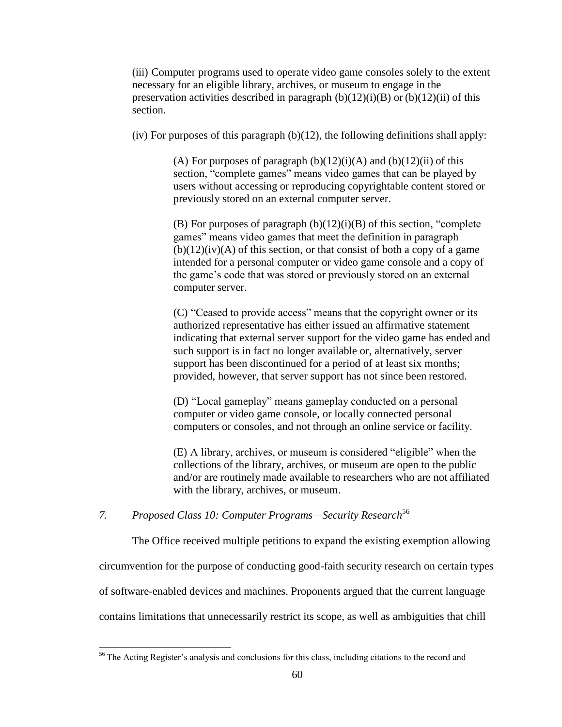(iii) Computer programs used to operate video game consoles solely to the extent necessary for an eligible library, archives, or museum to engage in the preservation activities described in paragraph (b)(12)(i)(B) or (b)(12)(ii) of this section.

(iv) For purposes of this paragraph (b)(12), the following definitions shall apply:

(A) For purposes of paragraph (b)(12)(i)(A) and (b)(12)(ii) of this section, "complete games" means video games that can be played by users without accessing or reproducing copyrightable content stored or previously stored on an external computer server.

(B) For purposes of paragraph (b)(12)(i)(B) of this section, "complete games" means video games that meet the definition in paragraph (b)(12)(iv)(A) of this section, or that consist of both a copy of a game intended for a personal computer or video game console and a copy of the game's code that was stored or previously stored on an external computer server.

(C) "Ceased to provide access" means that the copyright owner or its authorized representative has either issued an affirmative statement indicating that external server support for the video game has ended and such support is in fact no longer available or, alternatively, server support has been discontinued for a period of at least six months; provided, however, that server support has not since been restored.

(D) "Local gameplay" means gameplay conducted on a personal computer or video game console, or locally connected personal computers or consoles, and not through an online service or facility.

(E) A library, archives, or museum is considered "eligible" when the collections of the library, archives, or museum are open to the public and/or are routinely made available to researchers who are not affiliated with the library, archives, or museum.

### *7. Proposed Class 10: Computer Programs—Security Research*[56]

The Office received multiple petitions to expand the existing exemption allowing circumvention for the purpose of conducting good-faith security research on certain types of software-enabled devices and machines. Proponents argued that the current language contains limitations that unnecessarily restrict its scope, as well as ambiguities that chill

[56] The Acting Register's analysis and conclusions for this class, including citations to the record and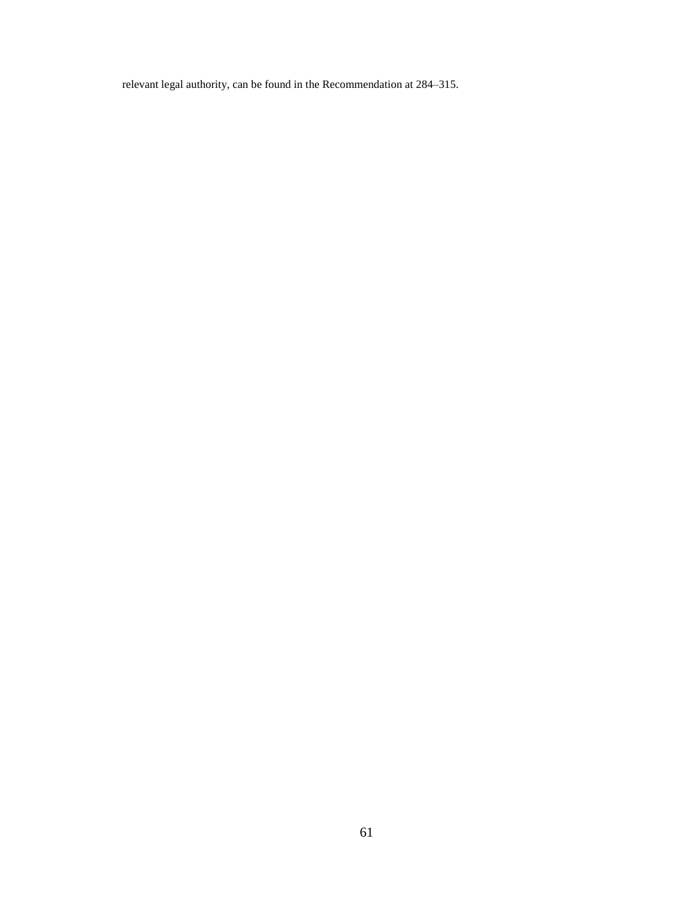relevant legal authority, can be found in the Recommendation at 284–315.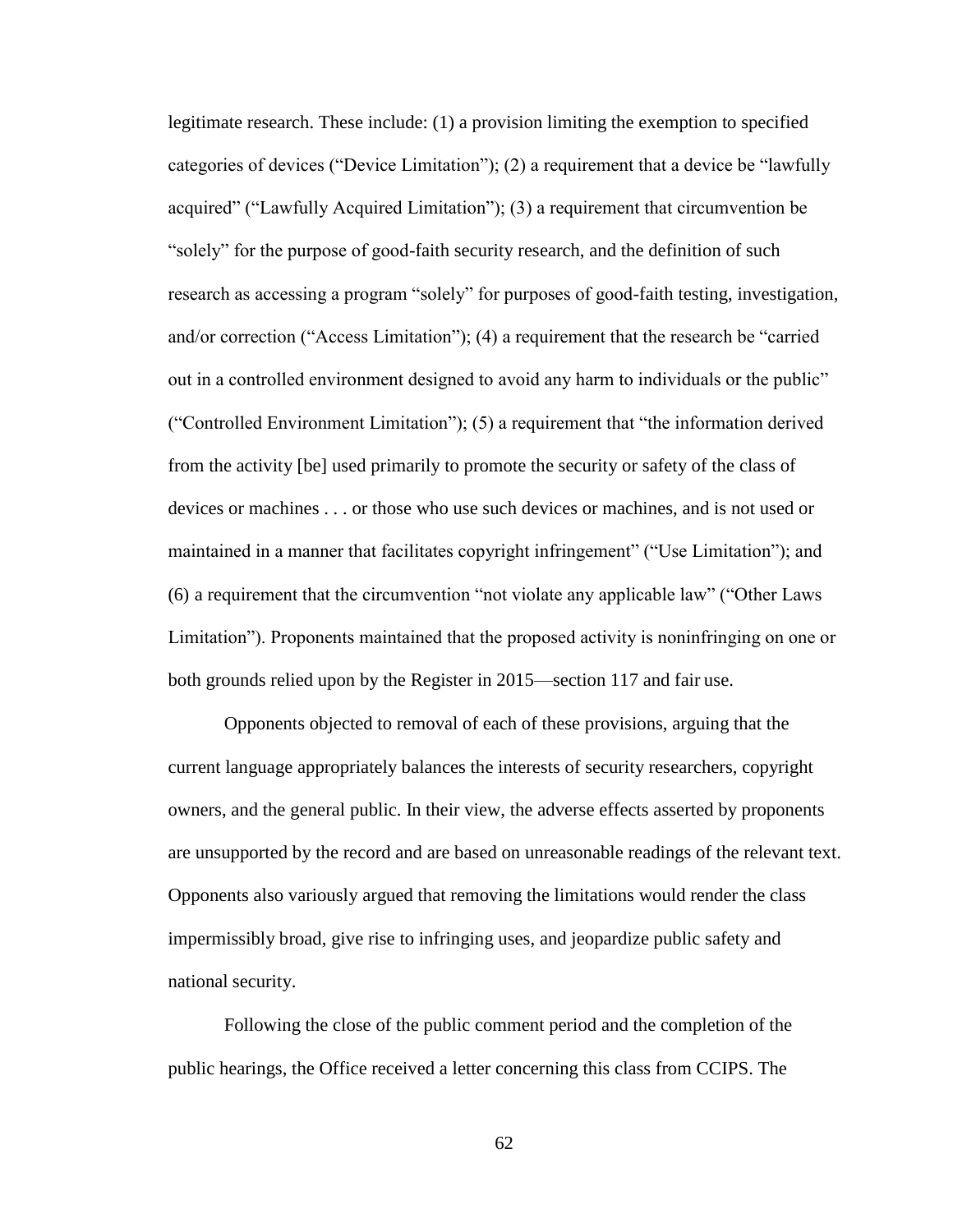legitimate research. These include: (1) a provision limiting the exemption to specified categories of devices ("Device Limitation"); (2) a requirement that a device be "lawfully acquired" ("Lawfully Acquired Limitation"); (3) a requirement that circumvention be "solely" for the purpose of good-faith security research, and the definition of such research as accessing a program "solely" for purposes of good-faith testing, investigation, and/or correction ("Access Limitation"); (4) a requirement that the research be "carried out in a controlled environment designed to avoid any harm to individuals or the public" ("Controlled Environment Limitation"); (5) a requirement that "the information derived from the activity [be] used primarily to promote the security or safety of the class of devices or machines . . . or those who use such devices or machines, and is not used or maintained in a manner that facilitates copyright infringement" ("Use Limitation"); and (6) a requirement that the circumvention "not violate any applicable law" ("Other Laws Limitation"). Proponents maintained that the proposed activity is noninfringing on one or both grounds relied upon by the Register in 2015—section 117 and fair use.

Opponents objected to removal of each of these provisions, arguing that the current language appropriately balances the interests of security researchers, copyright owners, and the general public. In their view, the adverse effects asserted by proponents are unsupported by the record and are based on unreasonable readings of the relevant text. Opponents also variously argued that removing the limitations would render the class impermissibly broad, give rise to infringing uses, and jeopardize public safety and national security.

Following the close of the public comment period and the completion of the public hearings, the Office received a letter concerning this class from CCIPS. The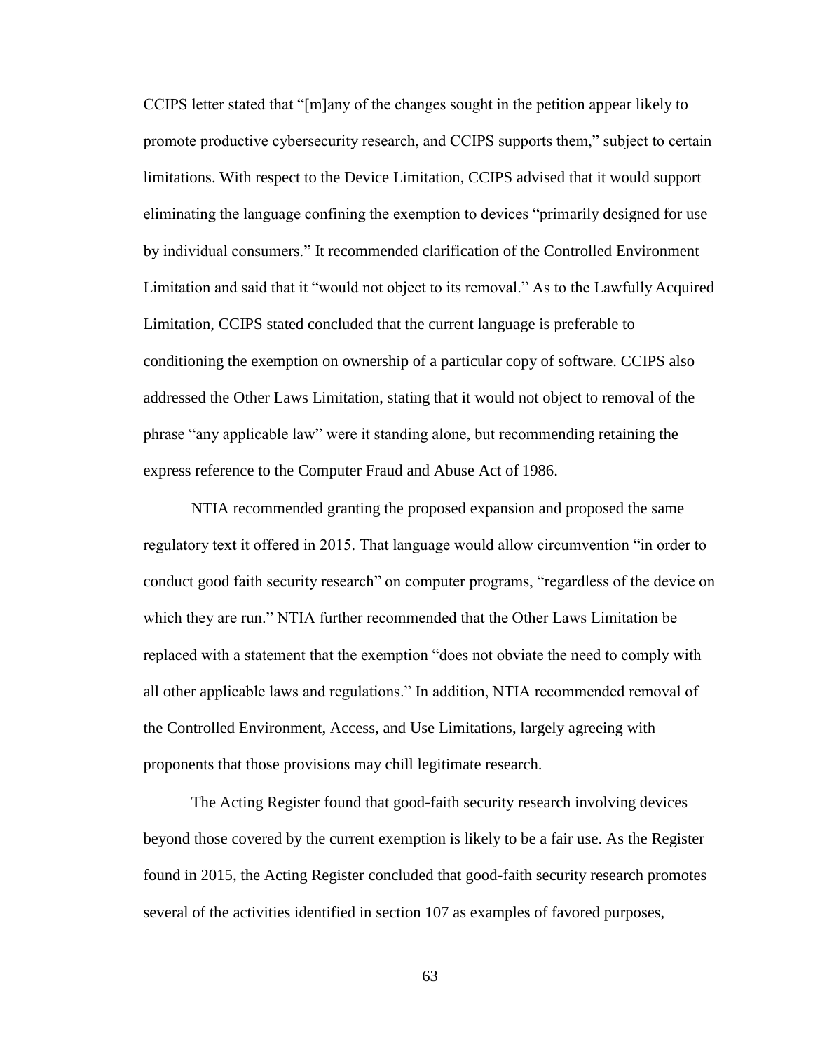CCIPS letter stated that "[m]any of the changes sought in the petition appear likely to promote productive cybersecurity research, and CCIPS supports them," subject to certain limitations. With respect to the Device Limitation, CCIPS advised that it would support eliminating the language confining the exemption to devices "primarily designed for use by individual consumers." It recommended clarification of the Controlled Environment Limitation and said that it "would not object to its removal." As to the Lawfully Acquired Limitation, CCIPS stated concluded that the current language is preferable to conditioning the exemption on ownership of a particular copy of software. CCIPS also addressed the Other Laws Limitation, stating that it would not object to removal of the phrase "any applicable law" were it standing alone, but recommending retaining the express reference to the Computer Fraud and Abuse Act of 1986.

NTIA recommended granting the proposed expansion and proposed the same regulatory text it offered in 2015. That language would allow circumvention "in order to conduct good faith security research" on computer programs, "regardless of the device on which they are run." NTIA further recommended that the Other Laws Limitation be replaced with a statement that the exemption "does not obviate the need to comply with all other applicable laws and regulations." In addition, NTIA recommended removal of the Controlled Environment, Access, and Use Limitations, largely agreeing with proponents that those provisions may chill legitimate research.

The Acting Register found that good-faith security research involving devices beyond those covered by the current exemption is likely to be a fair use. As the Register found in 2015, the Acting Register concluded that good-faith security research promotes several of the activities identified in section 107 as examples of favored purposes,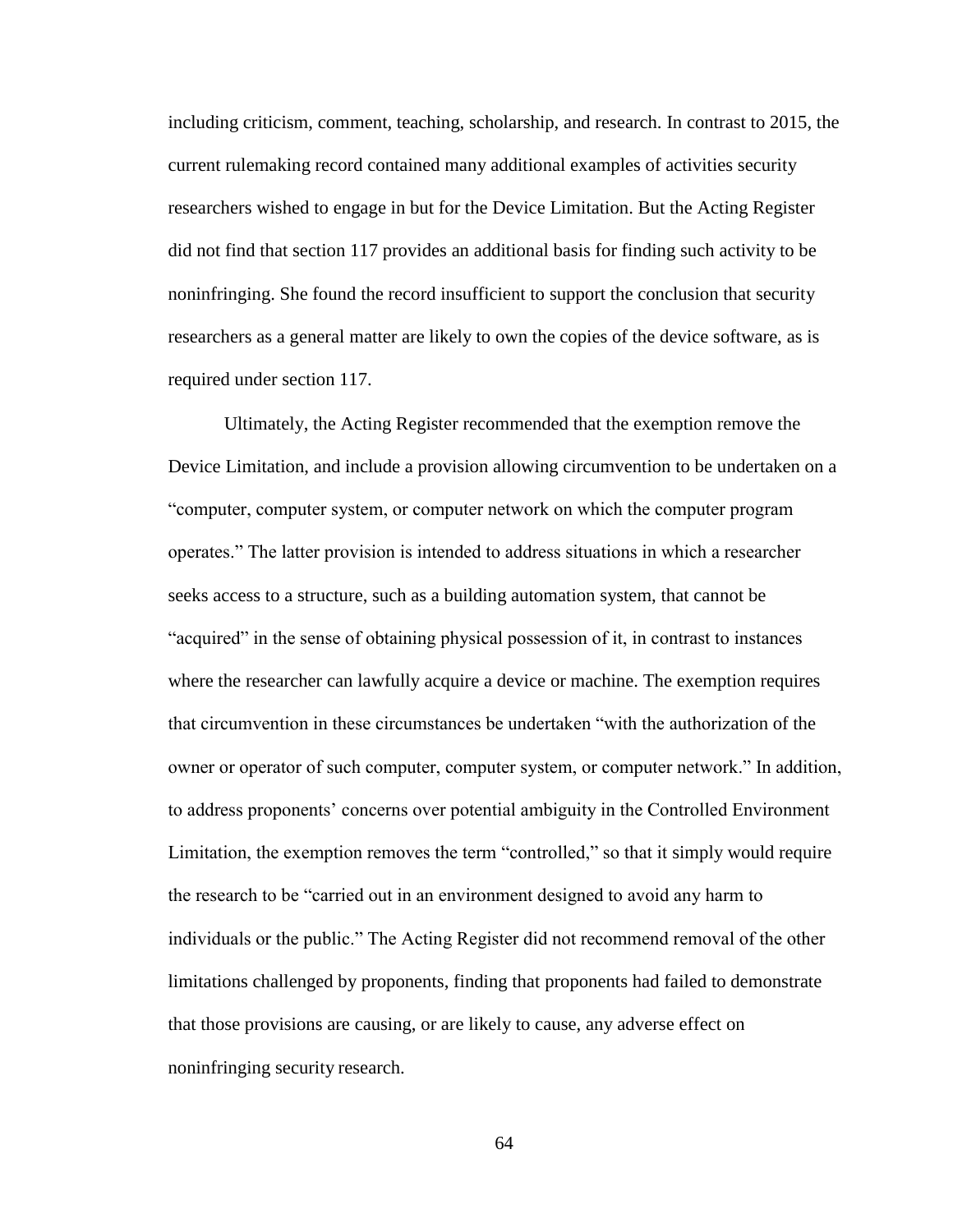including criticism, comment, teaching, scholarship, and research. In contrast to 2015, the current rulemaking record contained many additional examples of activities security researchers wished to engage in but for the Device Limitation. But the Acting Register did not find that section 117 provides an additional basis for finding such activity to be noninfringing. She found the record insufficient to support the conclusion that security researchers as a general matter are likely to own the copies of the device software, as is required under section 117.

Ultimately, the Acting Register recommended that the exemption remove the Device Limitation, and include a provision allowing circumvention to be undertaken on a "computer, computer system, or computer network on which the computer program operates." The latter provision is intended to address situations in which a researcher seeks access to a structure, such as a building automation system, that cannot be "acquired" in the sense of obtaining physical possession of it, in contrast to instances where the researcher can lawfully acquire a device or machine. The exemption requires that circumvention in these circumstances be undertaken "with the authorization of the owner or operator of such computer, computer system, or computer network." In addition, to address proponents' concerns over potential ambiguity in the Controlled Environment Limitation, the exemption removes the term "controlled," so that it simply would require the research to be "carried out in an environment designed to avoid any harm to individuals or the public." The Acting Register did not recommend removal of the other limitations challenged by proponents, finding that proponents had failed to demonstrate that those provisions are causing, or are likely to cause, any adverse effect on noninfringing security research.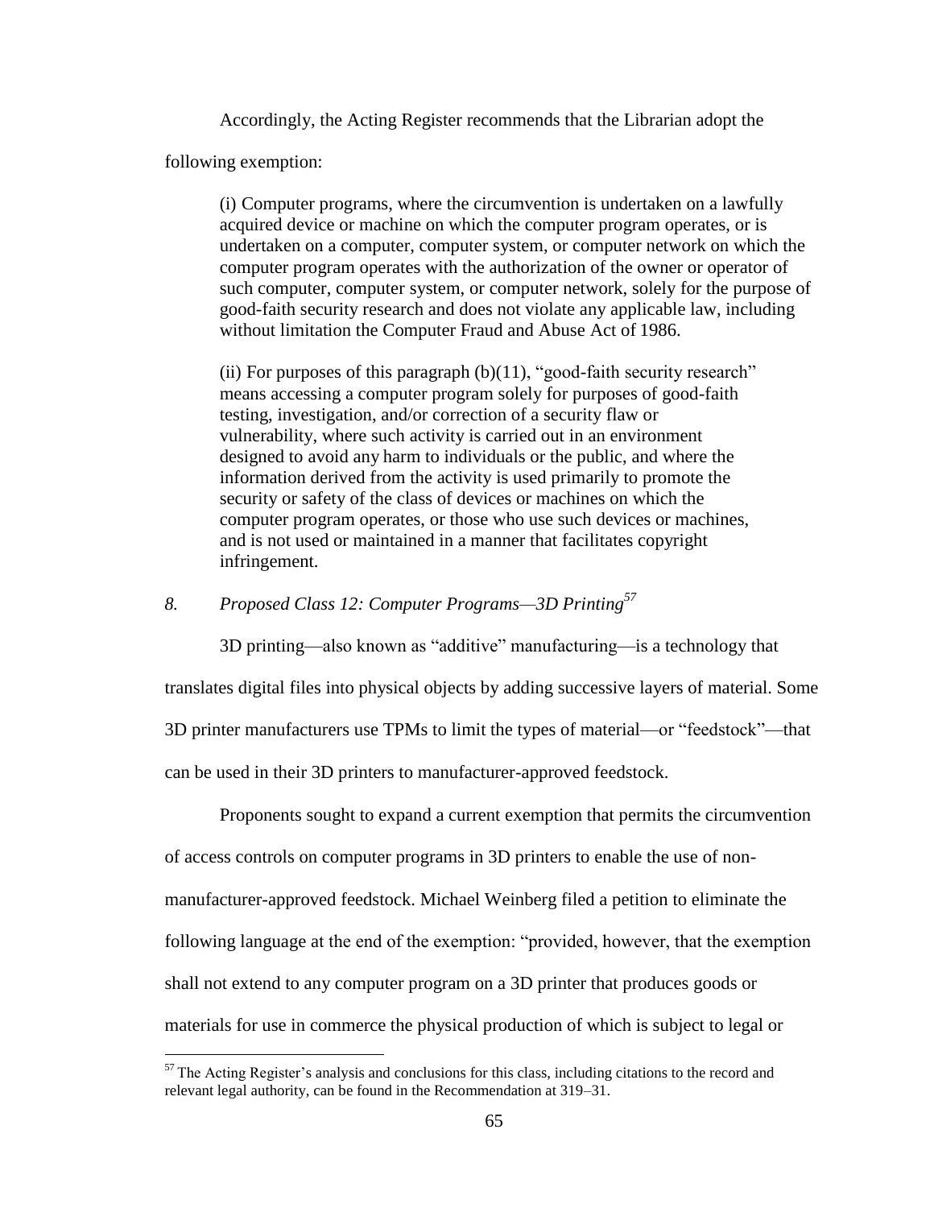Accordingly, the Acting Register recommends that the Librarian adopt the following exemption:

> (i) Computer programs, where the circumvention is undertaken on a lawfully acquired device or machine on which the computer program operates, or is undertaken on a computer, computer system, or computer network on which the computer program operates with the authorization of the owner or operator of such computer, computer system, or computer network, solely for the purpose of good-faith security research and does not violate any applicable law, including without limitation the Computer Fraud and Abuse Act of 1986.
>
> (ii) For purposes of this paragraph (b)(11), "good-faith security research" means accessing a computer program solely for purposes of good-faith testing, investigation, and/or correction of a security flaw or vulnerability, where such activity is carried out in an environment designed to avoid any harm to individuals or the public, and where the information derived from the activity is used primarily to promote the security or safety of the class of devices or machines on which the computer program operates, or those who use such devices or machines, and is not used or maintained in a manner that facilitates copyright infringement.

### *8. Proposed Class 12: Computer Programs—3D Printing*[57]

3D printing—also known as "additive" manufacturing—is a technology that translates digital files into physical objects by adding successive layers of material. Some 3D printer manufacturers use TPMs to limit the types of material—or "feedstock"—that can be used in their 3D printers to manufacturer-approved feedstock.

Proponents sought to expand a current exemption that permits the circumvention of access controls on computer programs in 3D printers to enable the use of non-manufacturer-approved feedstock. Michael Weinberg filed a petition to eliminate the following language at the end of the exemption: "provided, however, that the exemption shall not extend to any computer program on a 3D printer that produces goods or materials for use in commerce the physical production of which is subject to legal or

[57] The Acting Register's analysis and conclusions for this class, including citations to the record and relevant legal authority, can be found in the Recommendation at 319–31.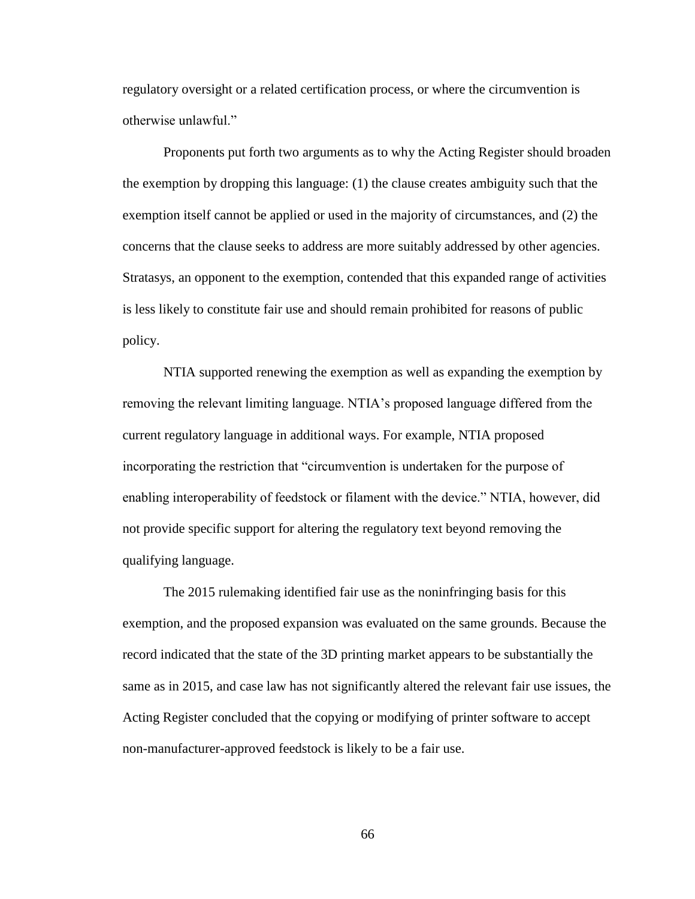regulatory oversight or a related certification process, or where the circumvention is otherwise unlawful."

Proponents put forth two arguments as to why the Acting Register should broaden the exemption by dropping this language: (1) the clause creates ambiguity such that the exemption itself cannot be applied or used in the majority of circumstances, and (2) the concerns that the clause seeks to address are more suitably addressed by other agencies. Stratasys, an opponent to the exemption, contended that this expanded range of activities is less likely to constitute fair use and should remain prohibited for reasons of public policy.

NTIA supported renewing the exemption as well as expanding the exemption by removing the relevant limiting language. NTIA's proposed language differed from the current regulatory language in additional ways. For example, NTIA proposed incorporating the restriction that "circumvention is undertaken for the purpose of enabling interoperability of feedstock or filament with the device." NTIA, however, did not provide specific support for altering the regulatory text beyond removing the qualifying language.

The 2015 rulemaking identified fair use as the noninfringing basis for this exemption, and the proposed expansion was evaluated on the same grounds. Because the record indicated that the state of the 3D printing market appears to be substantially the same as in 2015, and case law has not significantly altered the relevant fair use issues, the Acting Register concluded that the copying or modifying of printer software to accept non-manufacturer-approved feedstock is likely to be a fair use.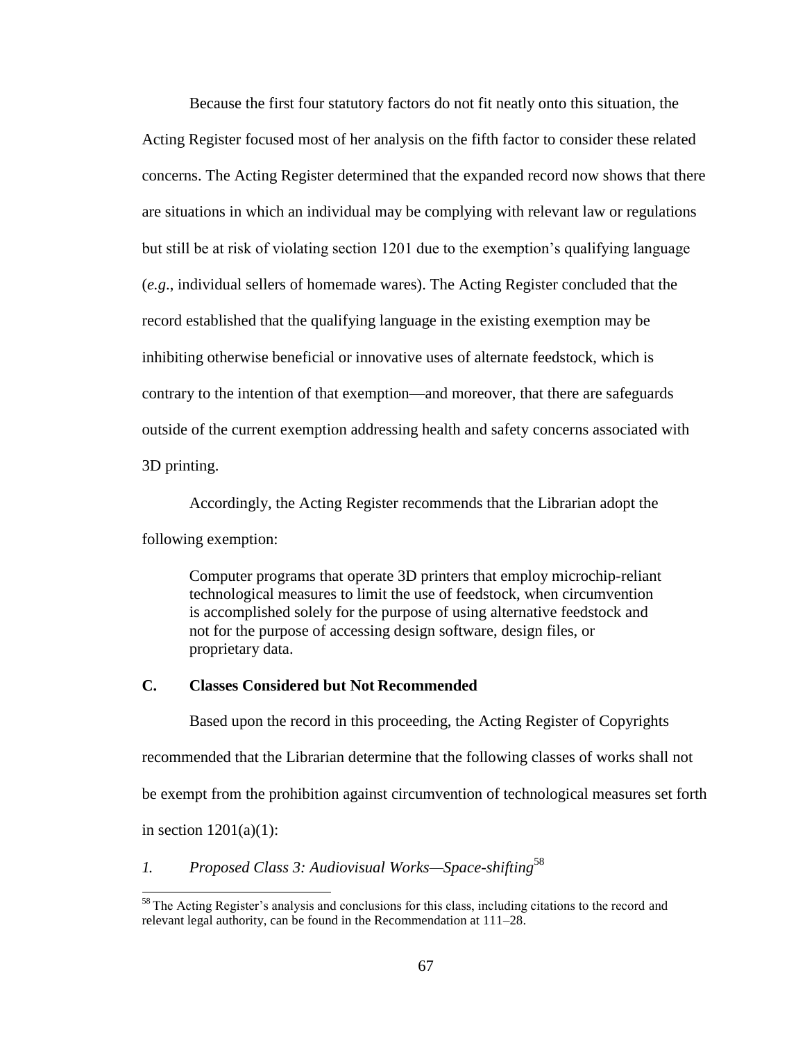Because the first four statutory factors do not fit neatly onto this situation, the Acting Register focused most of her analysis on the fifth factor to consider these related concerns. The Acting Register determined that the expanded record now shows that there are situations in which an individual may be complying with relevant law or regulations but still be at risk of violating section 1201 due to the exemption's qualifying language (*e.g*., individual sellers of homemade wares). The Acting Register concluded that the record established that the qualifying language in the existing exemption may be inhibiting otherwise beneficial or innovative uses of alternate feedstock, which is contrary to the intention of that exemption—and moreover, that there are safeguards outside of the current exemption addressing health and safety concerns associated with 3D printing.

Accordingly, the Acting Register recommends that the Librarian adopt the following exemption:

> Computer programs that operate 3D printers that employ microchip-reliant technological measures to limit the use of feedstock, when circumvention is accomplished solely for the purpose of using alternative feedstock and not for the purpose of accessing design software, design files, or proprietary data.

### C. Classes Considered but Not Recommended

Based upon the record in this proceeding, the Acting Register of Copyrights recommended that the Librarian determine that the following classes of works shall not be exempt from the prohibition against circumvention of technological measures set forth in section 1201(a)(1):

#### *1. Proposed Class 3: Audiovisual Works—Space-shifting*[58]

[58] The Acting Register's analysis and conclusions for this class, including citations to the record and relevant legal authority, can be found in the Recommendation at 111–28.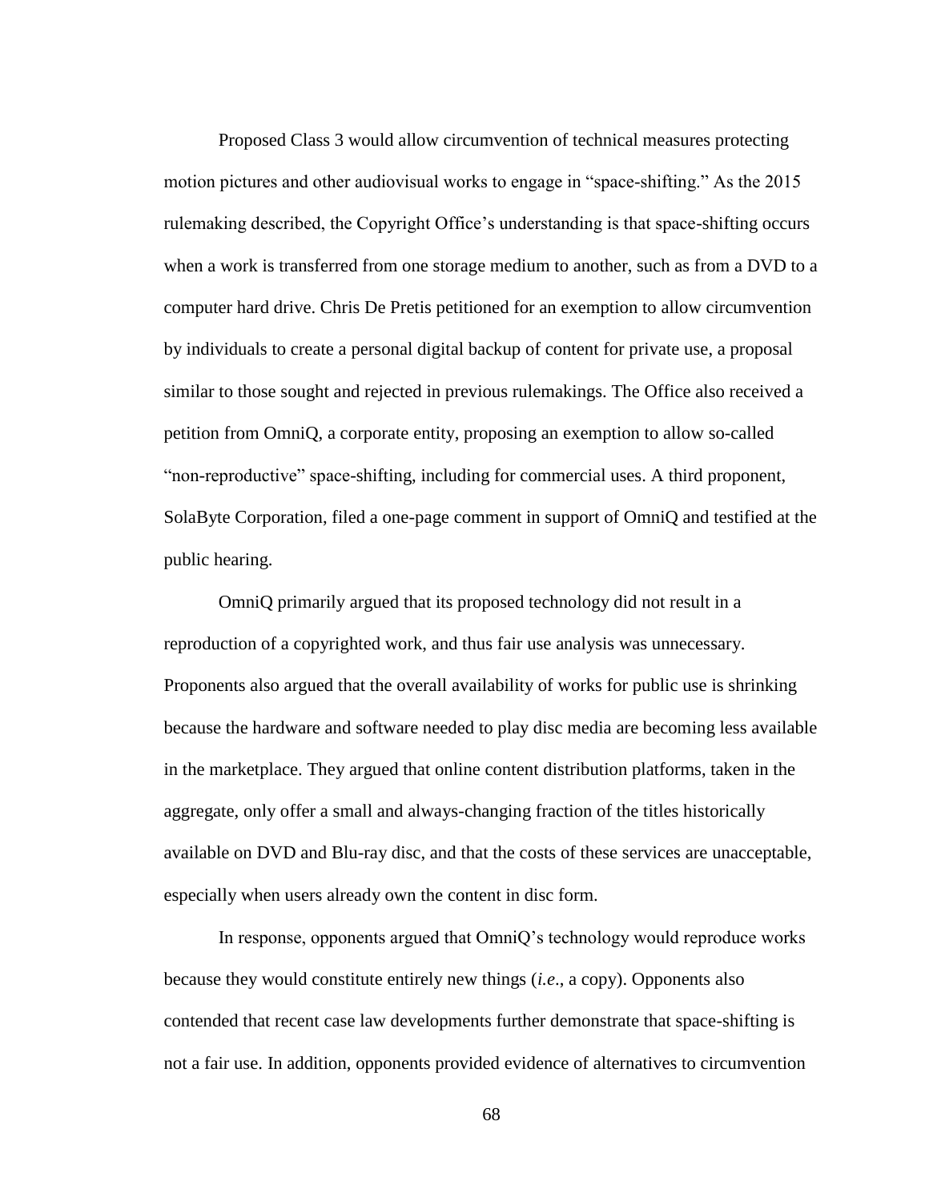Proposed Class 3 would allow circumvention of technical measures protecting motion pictures and other audiovisual works to engage in "space-shifting." As the 2015 rulemaking described, the Copyright Office's understanding is that space-shifting occurs when a work is transferred from one storage medium to another, such as from a DVD to a computer hard drive. Chris De Pretis petitioned for an exemption to allow circumvention by individuals to create a personal digital backup of content for private use, a proposal similar to those sought and rejected in previous rulemakings. The Office also received a petition from OmniQ, a corporate entity, proposing an exemption to allow so-called "non-reproductive" space-shifting, including for commercial uses. A third proponent, SolaByte Corporation, filed a one-page comment in support of OmniQ and testified at the public hearing.

OmniQ primarily argued that its proposed technology did not result in a reproduction of a copyrighted work, and thus fair use analysis was unnecessary. Proponents also argued that the overall availability of works for public use is shrinking because the hardware and software needed to play disc media are becoming less available in the marketplace. They argued that online content distribution platforms, taken in the aggregate, only offer a small and always-changing fraction of the titles historically available on DVD and Blu-ray disc, and that the costs of these services are unacceptable, especially when users already own the content in disc form.

In response, opponents argued that OmniQ's technology would reproduce works because they would constitute entirely new things (*i.e.*, a copy). Opponents also contended that recent case law developments further demonstrate that space-shifting is not a fair use. In addition, opponents provided evidence of alternatives to circumvention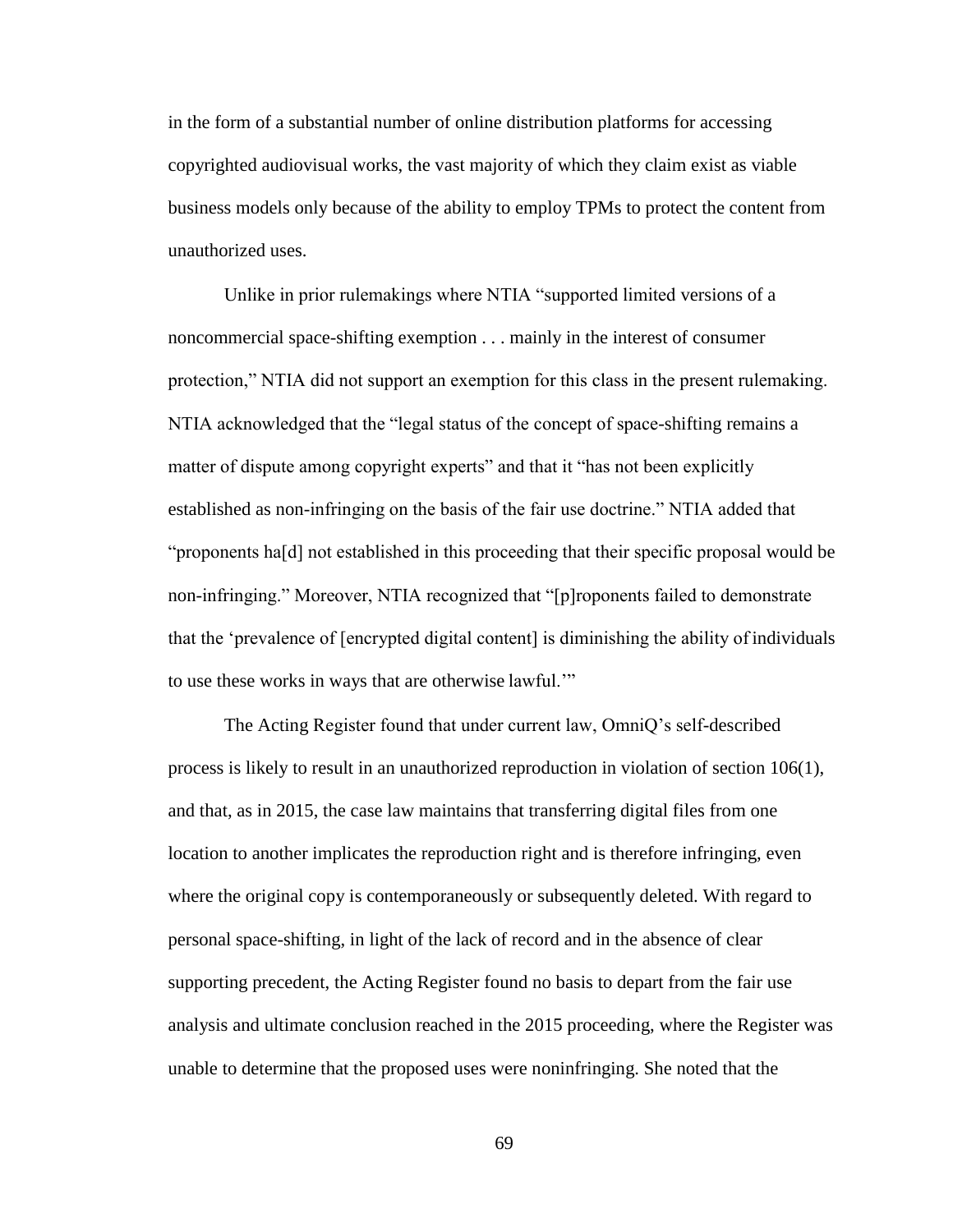in the form of a substantial number of online distribution platforms for accessing copyrighted audiovisual works, the vast majority of which they claim exist as viable business models only because of the ability to employ TPMs to protect the content from unauthorized uses.

Unlike in prior rulemakings where NTIA "supported limited versions of a noncommercial space-shifting exemption . . . mainly in the interest of consumer protection," NTIA did not support an exemption for this class in the present rulemaking. NTIA acknowledged that the "legal status of the concept of space-shifting remains a matter of dispute among copyright experts" and that it "has not been explicitly established as non-infringing on the basis of the fair use doctrine." NTIA added that "proponents ha[d] not established in this proceeding that their specific proposal would be non-infringing." Moreover, NTIA recognized that "[p]roponents failed to demonstrate that the 'prevalence of [encrypted digital content] is diminishing the ability of individuals to use these works in ways that are otherwise lawful.'"

The Acting Register found that under current law, OmniQ's self-described process is likely to result in an unauthorized reproduction in violation of section 106(1), and that, as in 2015, the case law maintains that transferring digital files from one location to another implicates the reproduction right and is therefore infringing, even where the original copy is contemporaneously or subsequently deleted. With regard to personal space-shifting, in light of the lack of record and in the absence of clear supporting precedent, the Acting Register found no basis to depart from the fair use analysis and ultimate conclusion reached in the 2015 proceeding, where the Register was unable to determine that the proposed uses were noninfringing. She noted that the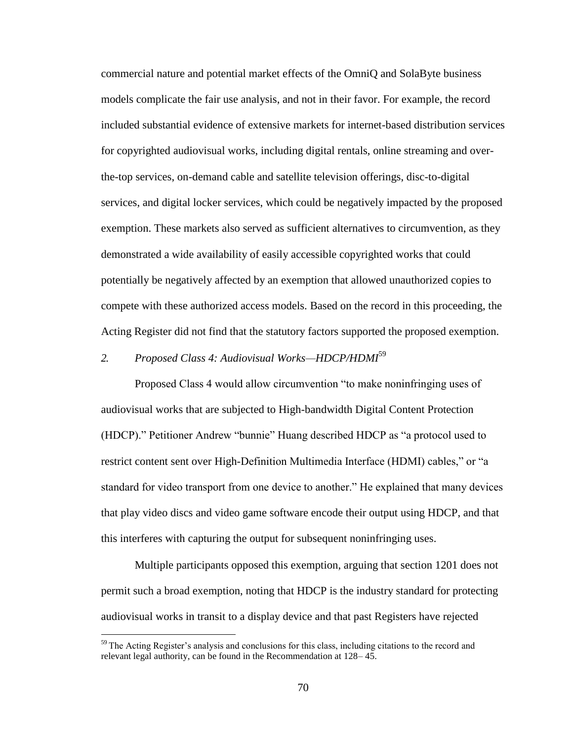commercial nature and potential market effects of the OmniQ and SolaByte business models complicate the fair use analysis, and not in their favor. For example, the record included substantial evidence of extensive markets for internet-based distribution services for copyrighted audiovisual works, including digital rentals, online streaming and over-the-top services, on-demand cable and satellite television offerings, disc-to-digital services, and digital locker services, which could be negatively impacted by the proposed exemption. These markets also served as sufficient alternatives to circumvention, as they demonstrated a wide availability of easily accessible copyrighted works that could potentially be negatively affected by an exemption that allowed unauthorized copies to compete with these authorized access models. Based on the record in this proceeding, the Acting Register did not find that the statutory factors supported the proposed exemption.

### *2. Proposed Class 4: Audiovisual Works—HDCP/HDMI*[59]

Proposed Class 4 would allow circumvention "to make noninfringing uses of audiovisual works that are subjected to High-bandwidth Digital Content Protection (HDCP)." Petitioner Andrew "bunnie" Huang described HDCP as "a protocol used to restrict content sent over High-Definition Multimedia Interface (HDMI) cables," or "a standard for video transport from one device to another." He explained that many devices that play video discs and video game software encode their output using HDCP, and that this interferes with capturing the output for subsequent noninfringing uses.

Multiple participants opposed this exemption, arguing that section 1201 does not permit such a broad exemption, noting that HDCP is the industry standard for protecting audiovisual works in transit to a display device and that past Registers have rejected

[59] The Acting Register's analysis and conclusions for this class, including citations to the record and relevant legal authority, can be found in the Recommendation at 128– 45.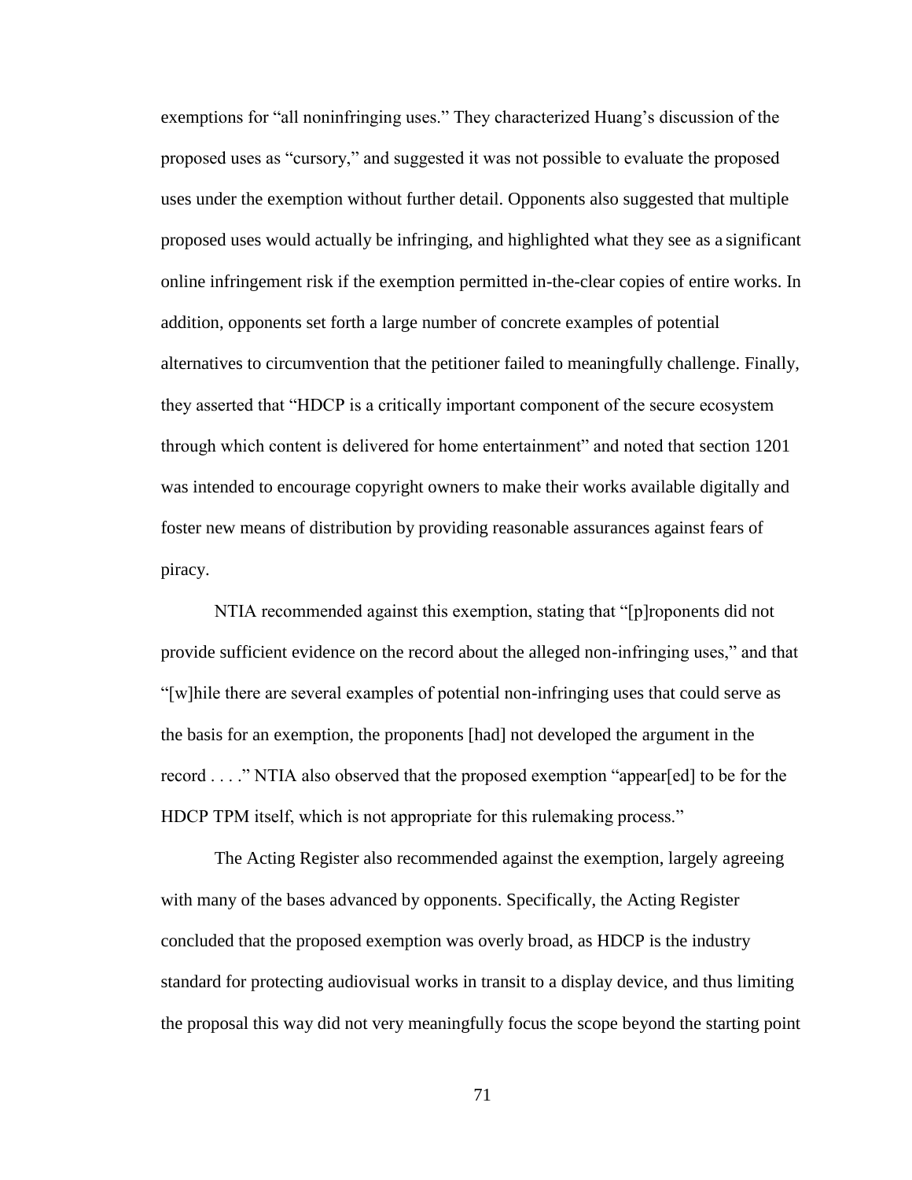exemptions for "all noninfringing uses." They characterized Huang's discussion of the proposed uses as "cursory," and suggested it was not possible to evaluate the proposed uses under the exemption without further detail. Opponents also suggested that multiple proposed uses would actually be infringing, and highlighted what they see as a significant online infringement risk if the exemption permitted in-the-clear copies of entire works. In addition, opponents set forth a large number of concrete examples of potential alternatives to circumvention that the petitioner failed to meaningfully challenge. Finally, they asserted that "HDCP is a critically important component of the secure ecosystem through which content is delivered for home entertainment" and noted that section 1201 was intended to encourage copyright owners to make their works available digitally and foster new means of distribution by providing reasonable assurances against fears of piracy.

NTIA recommended against this exemption, stating that "[p]roponents did not provide sufficient evidence on the record about the alleged non-infringing uses," and that "[w]hile there are several examples of potential non-infringing uses that could serve as the basis for an exemption, the proponents [had] not developed the argument in the record . . . ." NTIA also observed that the proposed exemption "appear[ed] to be for the HDCP TPM itself, which is not appropriate for this rulemaking process."

The Acting Register also recommended against the exemption, largely agreeing with many of the bases advanced by opponents. Specifically, the Acting Register concluded that the proposed exemption was overly broad, as HDCP is the industry standard for protecting audiovisual works in transit to a display device, and thus limiting the proposal this way did not very meaningfully focus the scope beyond the starting point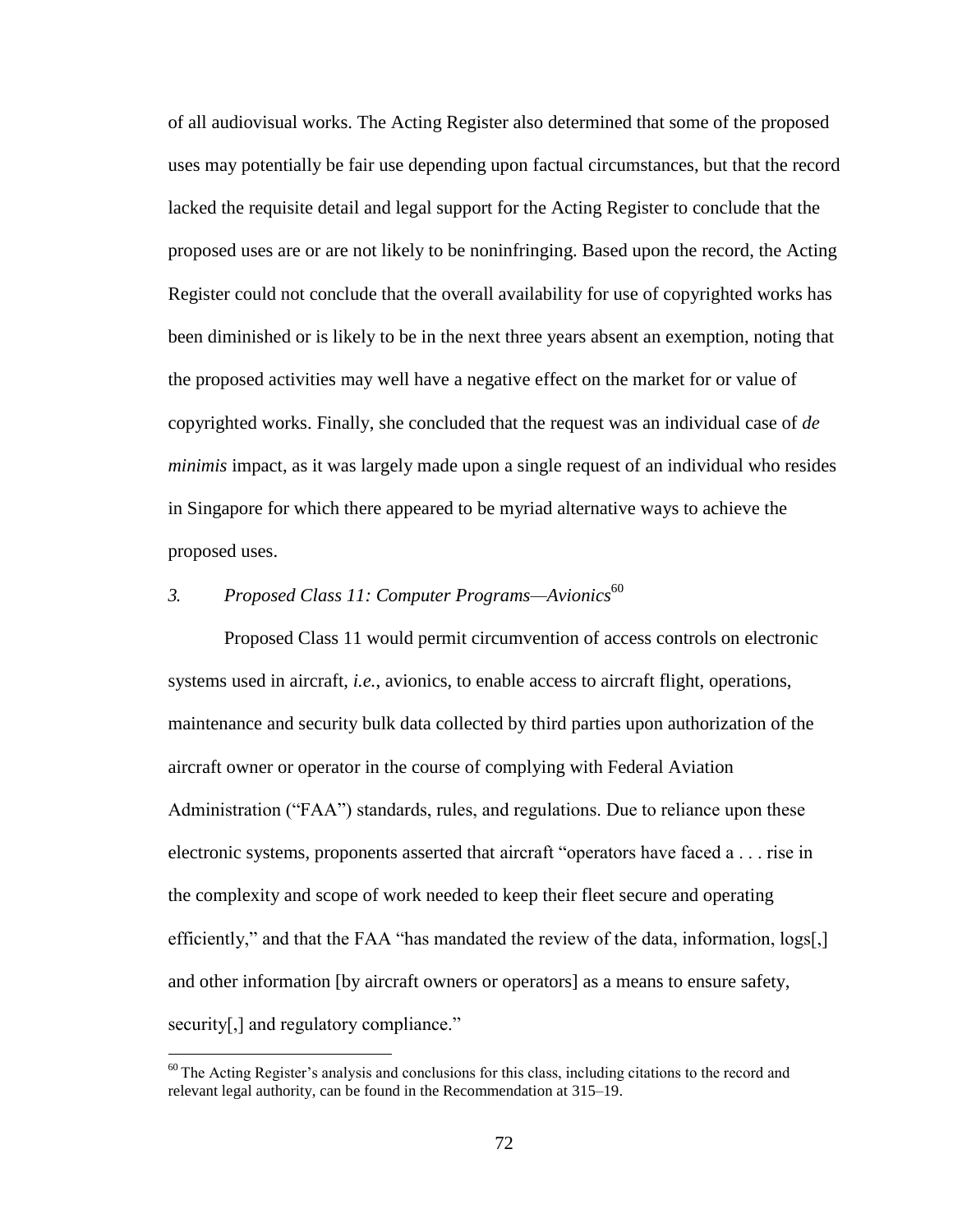of all audiovisual works. The Acting Register also determined that some of the proposed uses may potentially be fair use depending upon factual circumstances, but that the record lacked the requisite detail and legal support for the Acting Register to conclude that the proposed uses are or are not likely to be noninfringing. Based upon the record, the Acting Register could not conclude that the overall availability for use of copyrighted works has been diminished or is likely to be in the next three years absent an exemption, noting that the proposed activities may well have a negative effect on the market for or value of copyrighted works. Finally, she concluded that the request was an individual case of *de minimis* impact, as it was largely made upon a single request of an individual who resides in Singapore for which there appeared to be myriad alternative ways to achieve the proposed uses.

### *3. Proposed Class 11: Computer Programs—Avionics*[60]

Proposed Class 11 would permit circumvention of access controls on electronic systems used in aircraft, *i.e.*, avionics, to enable access to aircraft flight, operations, maintenance and security bulk data collected by third parties upon authorization of the aircraft owner or operator in the course of complying with Federal Aviation Administration ("FAA") standards, rules, and regulations. Due to reliance upon these electronic systems, proponents asserted that aircraft "operators have faced a . . . rise in the complexity and scope of work needed to keep their fleet secure and operating efficiently," and that the FAA "has mandated the review of the data, information, logs[,] and other information [by aircraft owners or operators] as a means to ensure safety, security[,] and regulatory compliance."

---

[60] The Acting Register's analysis and conclusions for this class, including citations to the record and relevant legal authority, can be found in the Recommendation at 315–19.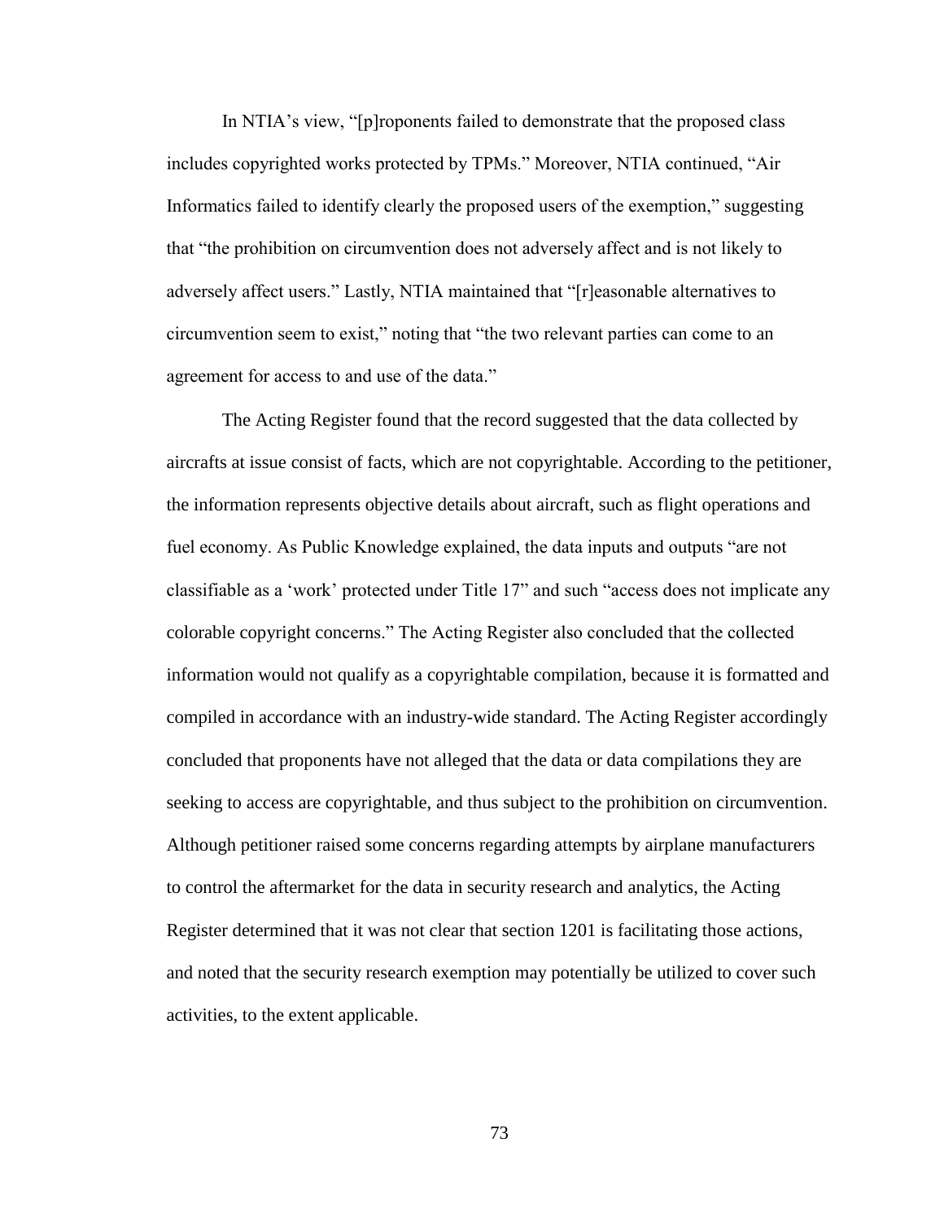In NTIA's view, "[p]roponents failed to demonstrate that the proposed class includes copyrighted works protected by TPMs." Moreover, NTIA continued, "Air Informatics failed to identify clearly the proposed users of the exemption," suggesting that "the prohibition on circumvention does not adversely affect and is not likely to adversely affect users." Lastly, NTIA maintained that "[r]easonable alternatives to circumvention seem to exist," noting that "the two relevant parties can come to an agreement for access to and use of the data."

The Acting Register found that the record suggested that the data collected by aircrafts at issue consist of facts, which are not copyrightable. According to the petitioner, the information represents objective details about aircraft, such as flight operations and fuel economy. As Public Knowledge explained, the data inputs and outputs "are not classifiable as a 'work' protected under Title 17" and such "access does not implicate any colorable copyright concerns." The Acting Register also concluded that the collected information would not qualify as a copyrightable compilation, because it is formatted and compiled in accordance with an industry-wide standard. The Acting Register accordingly concluded that proponents have not alleged that the data or data compilations they are seeking to access are copyrightable, and thus subject to the prohibition on circumvention. Although petitioner raised some concerns regarding attempts by airplane manufacturers to control the aftermarket for the data in security research and analytics, the Acting Register determined that it was not clear that section 1201 is facilitating those actions, and noted that the security research exemption may potentially be utilized to cover such activities, to the extent applicable.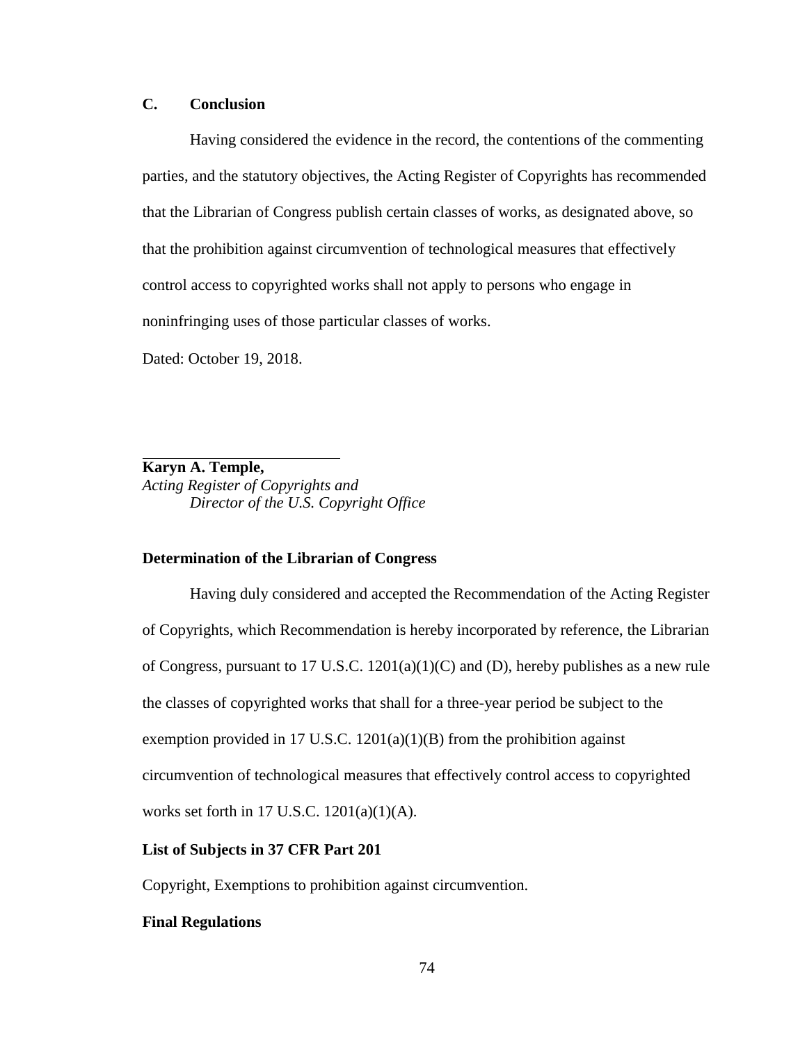### C. Conclusion

Having considered the evidence in the record, the contentions of the commenting parties, and the statutory objectives, the Acting Register of Copyrights has recommended that the Librarian of Congress publish certain classes of works, as designated above, so that the prohibition against circumvention of technological measures that effectively control access to copyrighted works shall not apply to persons who engage in noninfringing uses of those particular classes of works.

Dated: October 19, 2018.

**Karyn A. Temple,**
*Acting Register of Copyrights and Director of the U.S. Copyright Office*

**Determination of the Librarian of Congress**

Having duly considered and accepted the Recommendation of the Acting Register of Copyrights, which Recommendation is hereby incorporated by reference, the Librarian of Congress, pursuant to 17 U.S.C. 1201(a)(1)(C) and (D), hereby publishes as a new rule the classes of copyrighted works that shall for a three-year period be subject to the exemption provided in 17 U.S.C. 1201(a)(1)(B) from the prohibition against circumvention of technological measures that effectively control access to copyrighted works set forth in 17 U.S.C. 1201(a)(1)(A).

**List of Subjects in 37 CFR Part 201**

Copyright, Exemptions to prohibition against circumvention.

**Final Regulations**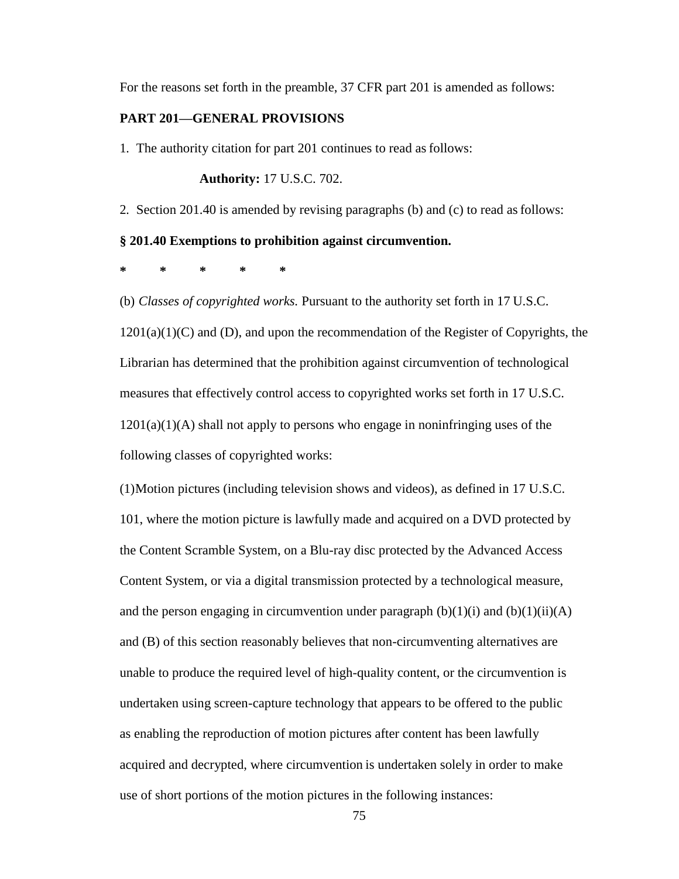For the reasons set forth in the preamble, 37 CFR part 201 is amended as follows:

**PART 201—GENERAL PROVISIONS**

1. The authority citation for part 201 continues to read as follows:

**Authority:** 17 U.S.C. 702.

2. Section 201.40 is amended by revising paragraphs (b) and (c) to read as follows:

**§ 201.40 Exemptions to prohibition against circumvention.**

**\*	\*	\*	\*	\***

(b) *Classes of copyrighted works.* Pursuant to the authority set forth in 17 U.S.C. 1201(a)(1)(C) and (D), and upon the recommendation of the Register of Copyrights, the Librarian has determined that the prohibition against circumvention of technological measures that effectively control access to copyrighted works set forth in 17 U.S.C. 1201(a)(1)(A) shall not apply to persons who engage in noninfringing uses of the following classes of copyrighted works:

(1)Motion pictures (including television shows and videos), as defined in 17 U.S.C. 101, where the motion picture is lawfully made and acquired on a DVD protected by the Content Scramble System, on a Blu-ray disc protected by the Advanced Access Content System, or via a digital transmission protected by a technological measure, and the person engaging in circumvention under paragraph (b)(1)(i) and (b)(1)(ii)(A) and (B) of this section reasonably believes that non-circumventing alternatives are unable to produce the required level of high-quality content, or the circumvention is undertaken using screen-capture technology that appears to be offered to the public as enabling the reproduction of motion pictures after content has been lawfully acquired and decrypted, where circumvention is undertaken solely in order to make use of short portions of the motion pictures in the following instances: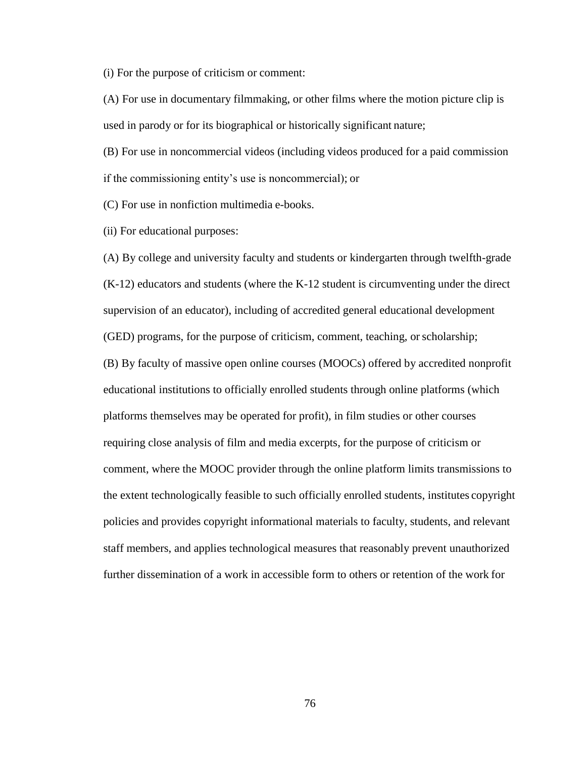(i) For the purpose of criticism or comment:

(A) For use in documentary filmmaking, or other films where the motion picture clip is used in parody or for its biographical or historically significant nature;

(B) For use in noncommercial videos (including videos produced for a paid commission if the commissioning entity's use is noncommercial); or

(C) For use in nonfiction multimedia e-books.

(ii) For educational purposes:

(A) By college and university faculty and students or kindergarten through twelfth-grade (K-12) educators and students (where the K-12 student is circumventing under the direct supervision of an educator), including of accredited general educational development (GED) programs, for the purpose of criticism, comment, teaching, or scholarship;

(B) By faculty of massive open online courses (MOOCs) offered by accredited nonprofit educational institutions to officially enrolled students through online platforms (which platforms themselves may be operated for profit), in film studies or other courses requiring close analysis of film and media excerpts, for the purpose of criticism or comment, where the MOOC provider through the online platform limits transmissions to the extent technologically feasible to such officially enrolled students, institutes copyright policies and provides copyright informational materials to faculty, students, and relevant staff members, and applies technological measures that reasonably prevent unauthorized further dissemination of a work in accessible form to others or retention of the work for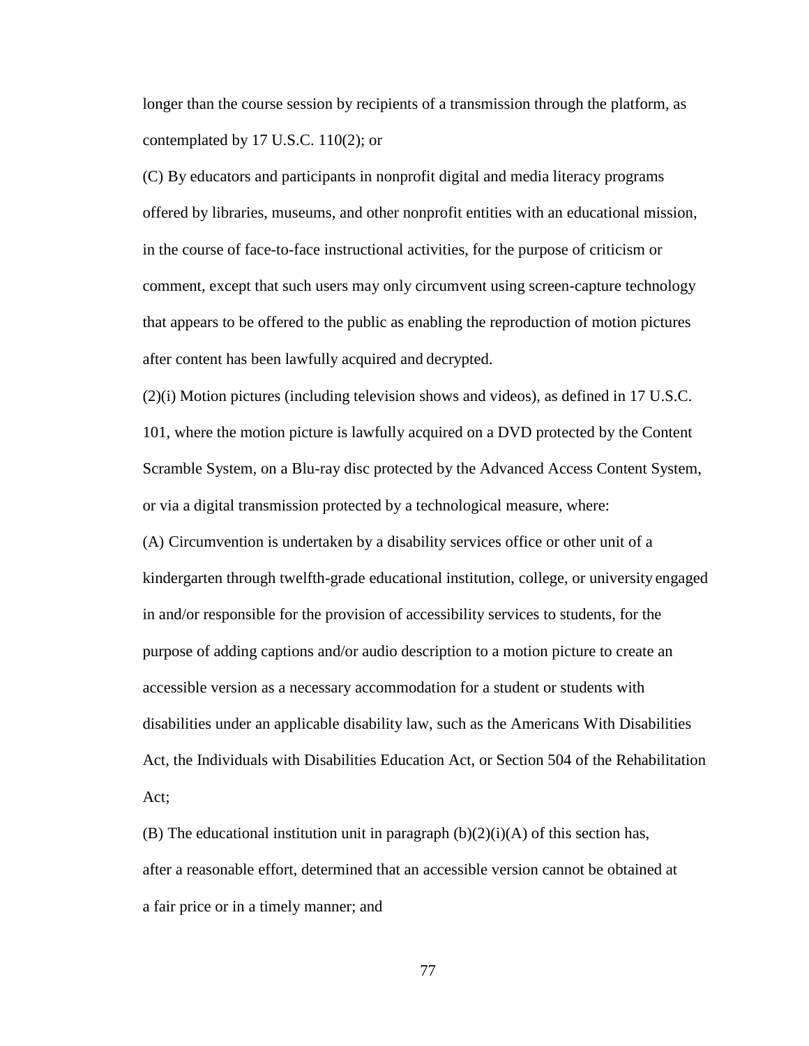longer than the course session by recipients of a transmission through the platform, as contemplated by 17 U.S.C. 110(2); or

(C) By educators and participants in nonprofit digital and media literacy programs offered by libraries, museums, and other nonprofit entities with an educational mission, in the course of face-to-face instructional activities, for the purpose of criticism or comment, except that such users may only circumvent using screen-capture technology that appears to be offered to the public as enabling the reproduction of motion pictures after content has been lawfully acquired and decrypted.

(2)(i) Motion pictures (including television shows and videos), as defined in 17 U.S.C. 101, where the motion picture is lawfully acquired on a DVD protected by the Content Scramble System, on a Blu-ray disc protected by the Advanced Access Content System, or via a digital transmission protected by a technological measure, where:

(A) Circumvention is undertaken by a disability services office or other unit of a kindergarten through twelfth-grade educational institution, college, or university engaged in and/or responsible for the provision of accessibility services to students, for the purpose of adding captions and/or audio description to a motion picture to create an accessible version as a necessary accommodation for a student or students with disabilities under an applicable disability law, such as the Americans With Disabilities Act, the Individuals with Disabilities Education Act, or Section 504 of the Rehabilitation Act;

(B) The educational institution unit in paragraph (b)(2)(i)(A) of this section has, after a reasonable effort, determined that an accessible version cannot be obtained at a fair price or in a timely manner; and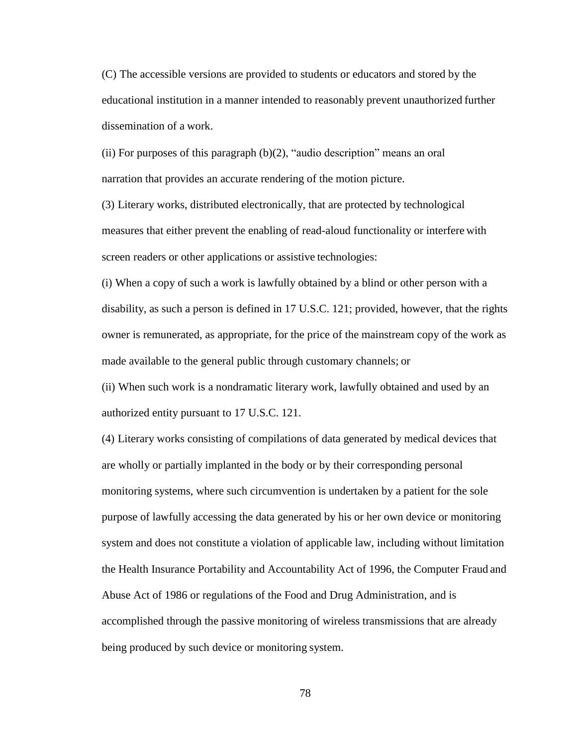(C) The accessible versions are provided to students or educators and stored by the educational institution in a manner intended to reasonably prevent unauthorized further dissemination of a work.

(ii) For purposes of this paragraph (b)(2), "audio description" means an oral narration that provides an accurate rendering of the motion picture.

(3) Literary works, distributed electronically, that are protected by technological measures that either prevent the enabling of read-aloud functionality or interfere with screen readers or other applications or assistive technologies:

(i) When a copy of such a work is lawfully obtained by a blind or other person with a disability, as such a person is defined in 17 U.S.C. 121; provided, however, that the rights owner is remunerated, as appropriate, for the price of the mainstream copy of the work as made available to the general public through customary channels; or

(ii) When such work is a nondramatic literary work, lawfully obtained and used by an authorized entity pursuant to 17 U.S.C. 121.

(4) Literary works consisting of compilations of data generated by medical devices that are wholly or partially implanted in the body or by their corresponding personal monitoring systems, where such circumvention is undertaken by a patient for the sole purpose of lawfully accessing the data generated by his or her own device or monitoring system and does not constitute a violation of applicable law, including without limitation the Health Insurance Portability and Accountability Act of 1996, the Computer Fraud and Abuse Act of 1986 or regulations of the Food and Drug Administration, and is accomplished through the passive monitoring of wireless transmissions that are already being produced by such device or monitoring system.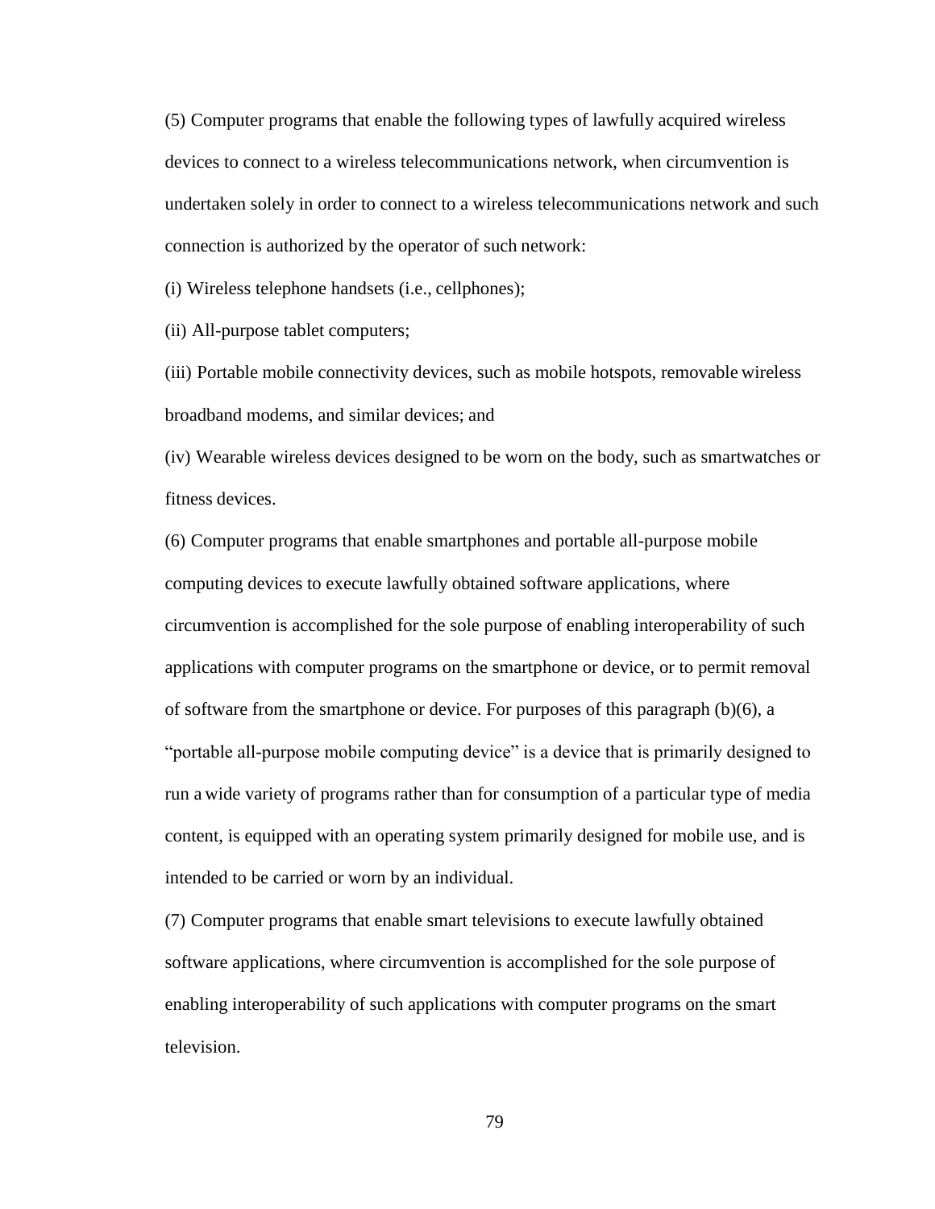(5) Computer programs that enable the following types of lawfully acquired wireless devices to connect to a wireless telecommunications network, when circumvention is undertaken solely in order to connect to a wireless telecommunications network and such connection is authorized by the operator of such network:

(i) Wireless telephone handsets (i.e., cellphones);

(ii) All-purpose tablet computers;

(iii) Portable mobile connectivity devices, such as mobile hotspots, removable wireless broadband modems, and similar devices; and

(iv) Wearable wireless devices designed to be worn on the body, such as smartwatches or fitness devices.

(6) Computer programs that enable smartphones and portable all-purpose mobile computing devices to execute lawfully obtained software applications, where circumvention is accomplished for the sole purpose of enabling interoperability of such applications with computer programs on the smartphone or device, or to permit removal of software from the smartphone or device. For purposes of this paragraph (b)(6), a "portable all-purpose mobile computing device" is a device that is primarily designed to run a wide variety of programs rather than for consumption of a particular type of media content, is equipped with an operating system primarily designed for mobile use, and is intended to be carried or worn by an individual.

(7) Computer programs that enable smart televisions to execute lawfully obtained software applications, where circumvention is accomplished for the sole purpose of enabling interoperability of such applications with computer programs on the smart television.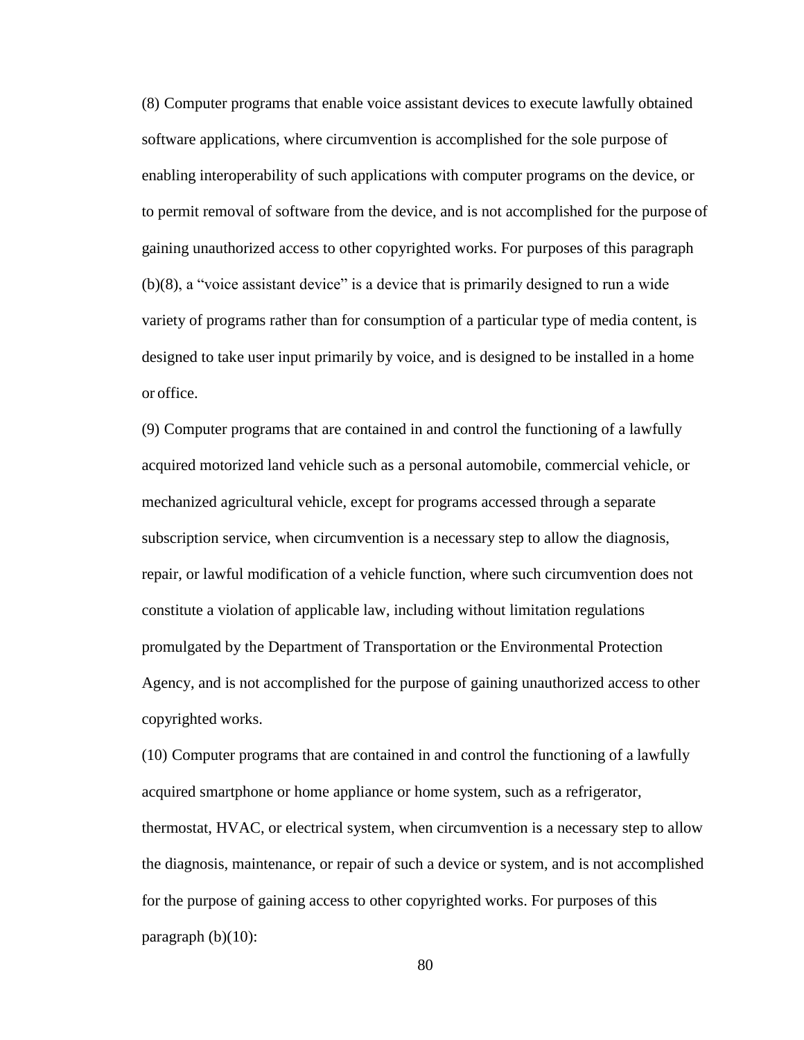(8) Computer programs that enable voice assistant devices to execute lawfully obtained software applications, where circumvention is accomplished for the sole purpose of enabling interoperability of such applications with computer programs on the device, or to permit removal of software from the device, and is not accomplished for the purpose of gaining unauthorized access to other copyrighted works. For purposes of this paragraph (b)(8), a "voice assistant device" is a device that is primarily designed to run a wide variety of programs rather than for consumption of a particular type of media content, is designed to take user input primarily by voice, and is designed to be installed in a home or office.

(9) Computer programs that are contained in and control the functioning of a lawfully acquired motorized land vehicle such as a personal automobile, commercial vehicle, or mechanized agricultural vehicle, except for programs accessed through a separate subscription service, when circumvention is a necessary step to allow the diagnosis, repair, or lawful modification of a vehicle function, where such circumvention does not constitute a violation of applicable law, including without limitation regulations promulgated by the Department of Transportation or the Environmental Protection Agency, and is not accomplished for the purpose of gaining unauthorized access to other copyrighted works.

(10) Computer programs that are contained in and control the functioning of a lawfully acquired smartphone or home appliance or home system, such as a refrigerator, thermostat, HVAC, or electrical system, when circumvention is a necessary step to allow the diagnosis, maintenance, or repair of such a device or system, and is not accomplished for the purpose of gaining access to other copyrighted works. For purposes of this paragraph (b)(10):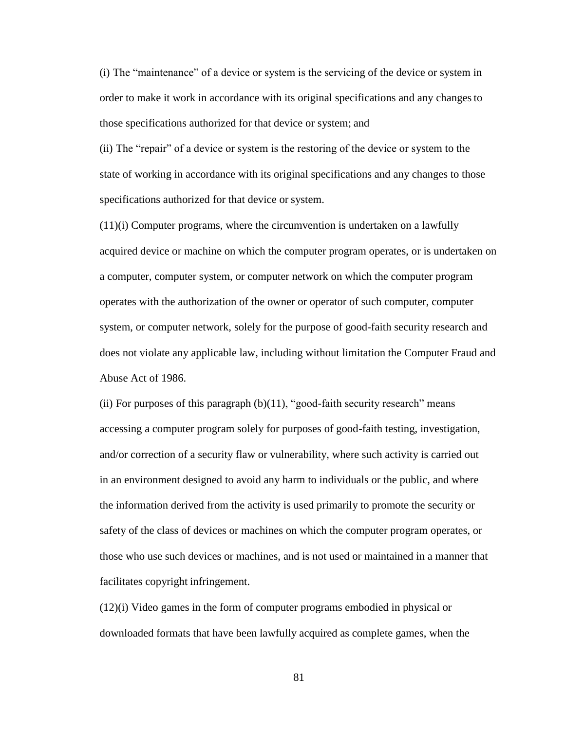(i) The "maintenance" of a device or system is the servicing of the device or system in order to make it work in accordance with its original specifications and any changes to those specifications authorized for that device or system; and

(ii) The "repair" of a device or system is the restoring of the device or system to the state of working in accordance with its original specifications and any changes to those specifications authorized for that device or system.

(11)(i) Computer programs, where the circumvention is undertaken on a lawfully acquired device or machine on which the computer program operates, or is undertaken on a computer, computer system, or computer network on which the computer program operates with the authorization of the owner or operator of such computer, computer system, or computer network, solely for the purpose of good-faith security research and does not violate any applicable law, including without limitation the Computer Fraud and Abuse Act of 1986.

(ii) For purposes of this paragraph (b)(11), "good-faith security research" means accessing a computer program solely for purposes of good-faith testing, investigation, and/or correction of a security flaw or vulnerability, where such activity is carried out in an environment designed to avoid any harm to individuals or the public, and where the information derived from the activity is used primarily to promote the security or safety of the class of devices or machines on which the computer program operates, or those who use such devices or machines, and is not used or maintained in a manner that facilitates copyright infringement.

(12)(i) Video games in the form of computer programs embodied in physical or downloaded formats that have been lawfully acquired as complete games, when the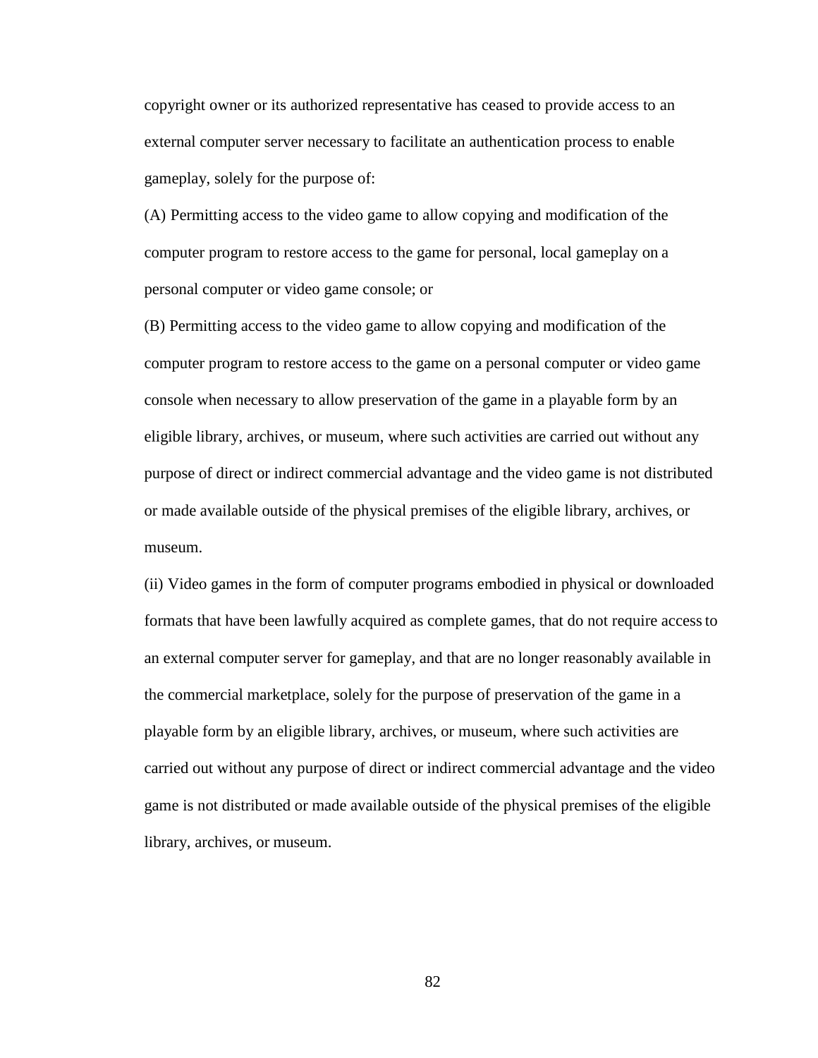copyright owner or its authorized representative has ceased to provide access to an external computer server necessary to facilitate an authentication process to enable gameplay, solely for the purpose of:

(A) Permitting access to the video game to allow copying and modification of the computer program to restore access to the game for personal, local gameplay on a personal computer or video game console; or

(B) Permitting access to the video game to allow copying and modification of the computer program to restore access to the game on a personal computer or video game console when necessary to allow preservation of the game in a playable form by an eligible library, archives, or museum, where such activities are carried out without any purpose of direct or indirect commercial advantage and the video game is not distributed or made available outside of the physical premises of the eligible library, archives, or museum.

(ii) Video games in the form of computer programs embodied in physical or downloaded formats that have been lawfully acquired as complete games, that do not require access to an external computer server for gameplay, and that are no longer reasonably available in the commercial marketplace, solely for the purpose of preservation of the game in a playable form by an eligible library, archives, or museum, where such activities are carried out without any purpose of direct or indirect commercial advantage and the video game is not distributed or made available outside of the physical premises of the eligible library, archives, or museum.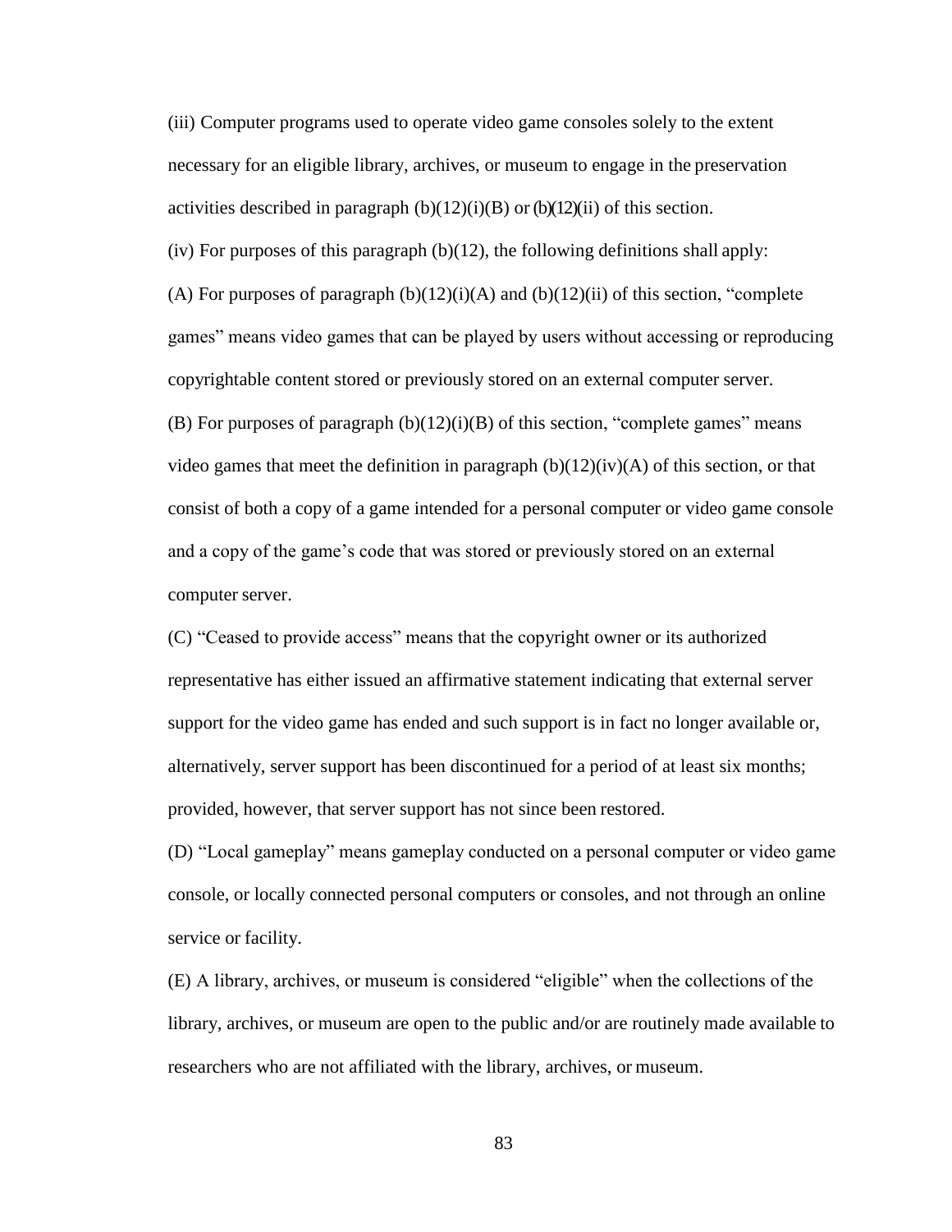(iii) Computer programs used to operate video game consoles solely to the extent necessary for an eligible library, archives, or museum to engage in the preservation activities described in paragraph (b)(12)(i)(B) or (b)(12)(ii) of this section.

(iv) For purposes of this paragraph (b)(12), the following definitions shall apply:

(A) For purposes of paragraph (b)(12)(i)(A) and (b)(12)(ii) of this section, "complete games" means video games that can be played by users without accessing or reproducing copyrightable content stored or previously stored on an external computer server.

(B) For purposes of paragraph (b)(12)(i)(B) of this section, "complete games" means video games that meet the definition in paragraph (b)(12)(iv)(A) of this section, or that consist of both a copy of a game intended for a personal computer or video game console and a copy of the game's code that was stored or previously stored on an external computer server.

(C) "Ceased to provide access" means that the copyright owner or its authorized representative has either issued an affirmative statement indicating that external server support for the video game has ended and such support is in fact no longer available or, alternatively, server support has been discontinued for a period of at least six months; provided, however, that server support has not since been restored.

(D) "Local gameplay" means gameplay conducted on a personal computer or video game console, or locally connected personal computers or consoles, and not through an online service or facility.

(E) A library, archives, or museum is considered "eligible" when the collections of the library, archives, or museum are open to the public and/or are routinely made available to researchers who are not affiliated with the library, archives, or museum.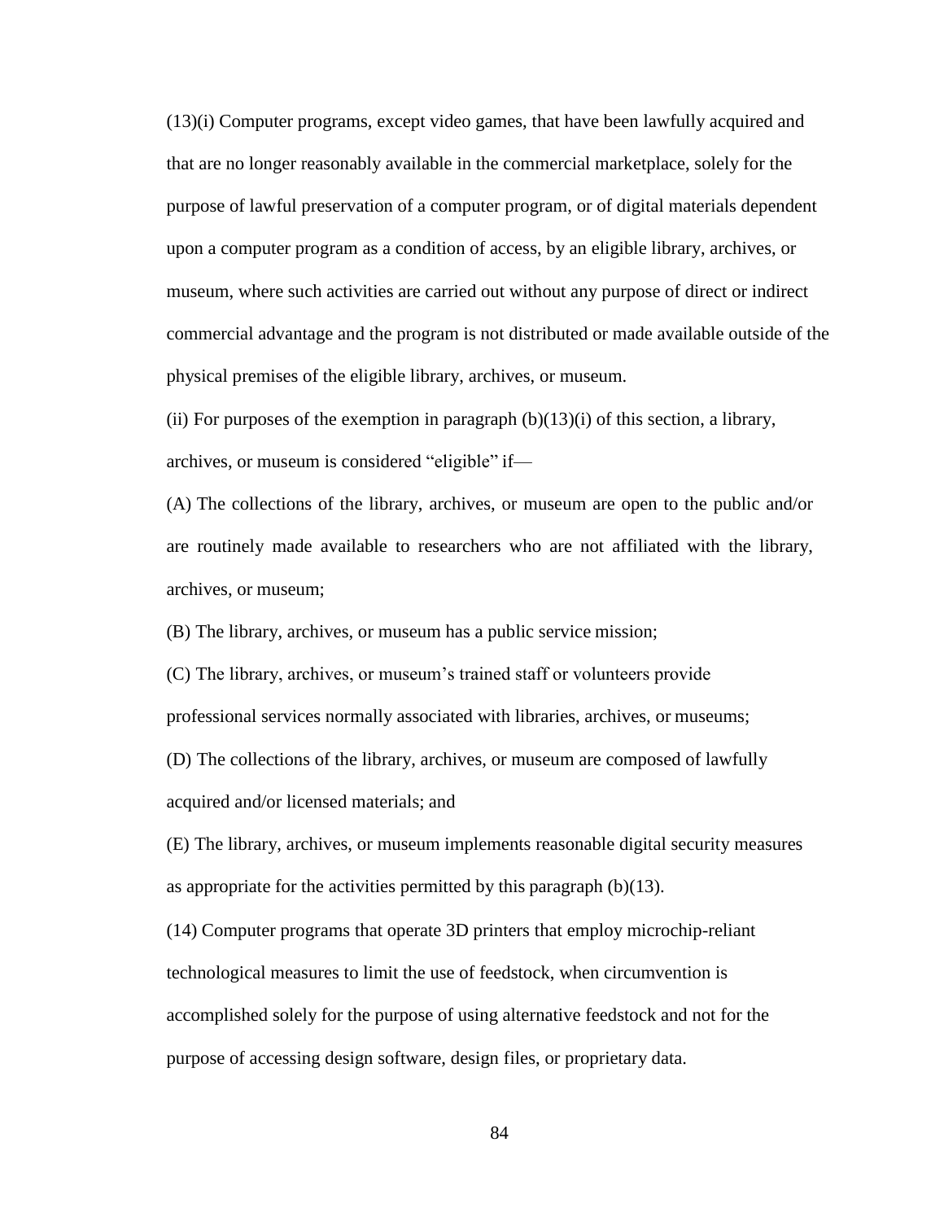(13)(i) Computer programs, except video games, that have been lawfully acquired and that are no longer reasonably available in the commercial marketplace, solely for the purpose of lawful preservation of a computer program, or of digital materials dependent upon a computer program as a condition of access, by an eligible library, archives, or museum, where such activities are carried out without any purpose of direct or indirect commercial advantage and the program is not distributed or made available outside of the physical premises of the eligible library, archives, or museum.

(ii) For purposes of the exemption in paragraph (b)(13)(i) of this section, a library, archives, or museum is considered "eligible" if—

(A) The collections of the library, archives, or museum are open to the public and/or are routinely made available to researchers who are not affiliated with the library, archives, or museum;

(B) The library, archives, or museum has a public service mission;

(C) The library, archives, or museum's trained staff or volunteers provide professional services normally associated with libraries, archives, or museums;

(D) The collections of the library, archives, or museum are composed of lawfully acquired and/or licensed materials; and

(E) The library, archives, or museum implements reasonable digital security measures as appropriate for the activities permitted by this paragraph (b)(13).

(14) Computer programs that operate 3D printers that employ microchip-reliant technological measures to limit the use of feedstock, when circumvention is accomplished solely for the purpose of using alternative feedstock and not for the purpose of accessing design software, design files, or proprietary data.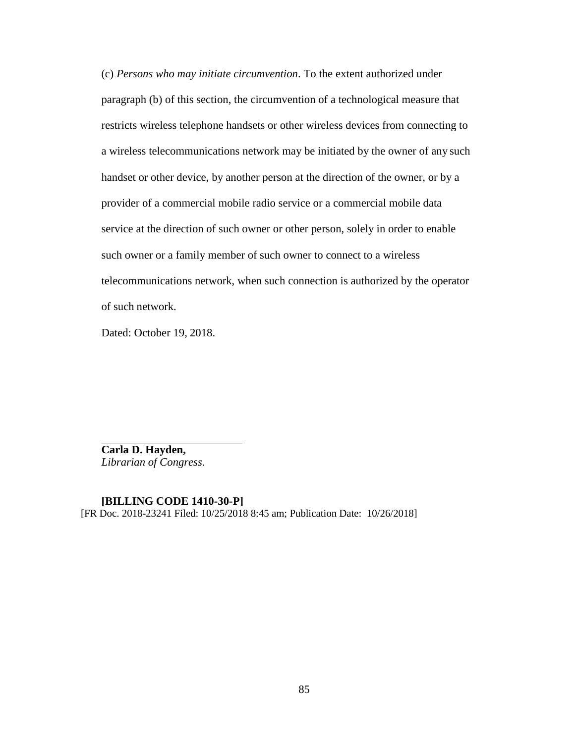(c) *Persons who may initiate circumvention*. To the extent authorized under paragraph (b) of this section, the circumvention of a technological measure that restricts wireless telephone handsets or other wireless devices from connecting to a wireless telecommunications network may be initiated by the owner of any such handset or other device, by another person at the direction of the owner, or by a provider of a commercial mobile radio service or a commercial mobile data service at the direction of such owner or other person, solely in order to enable such owner or a family member of such owner to connect to a wireless telecommunications network, when such connection is authorized by the operator of such network.

Dated: October 19, 2018.

**Carla D. Hayden,**
*Librarian of Congress.*

**[BILLING CODE 1410-30-P]**

[FR Doc. 2018-23241 Filed: 10/25/2018 8:45 am; Publication Date: 10/26/2018]